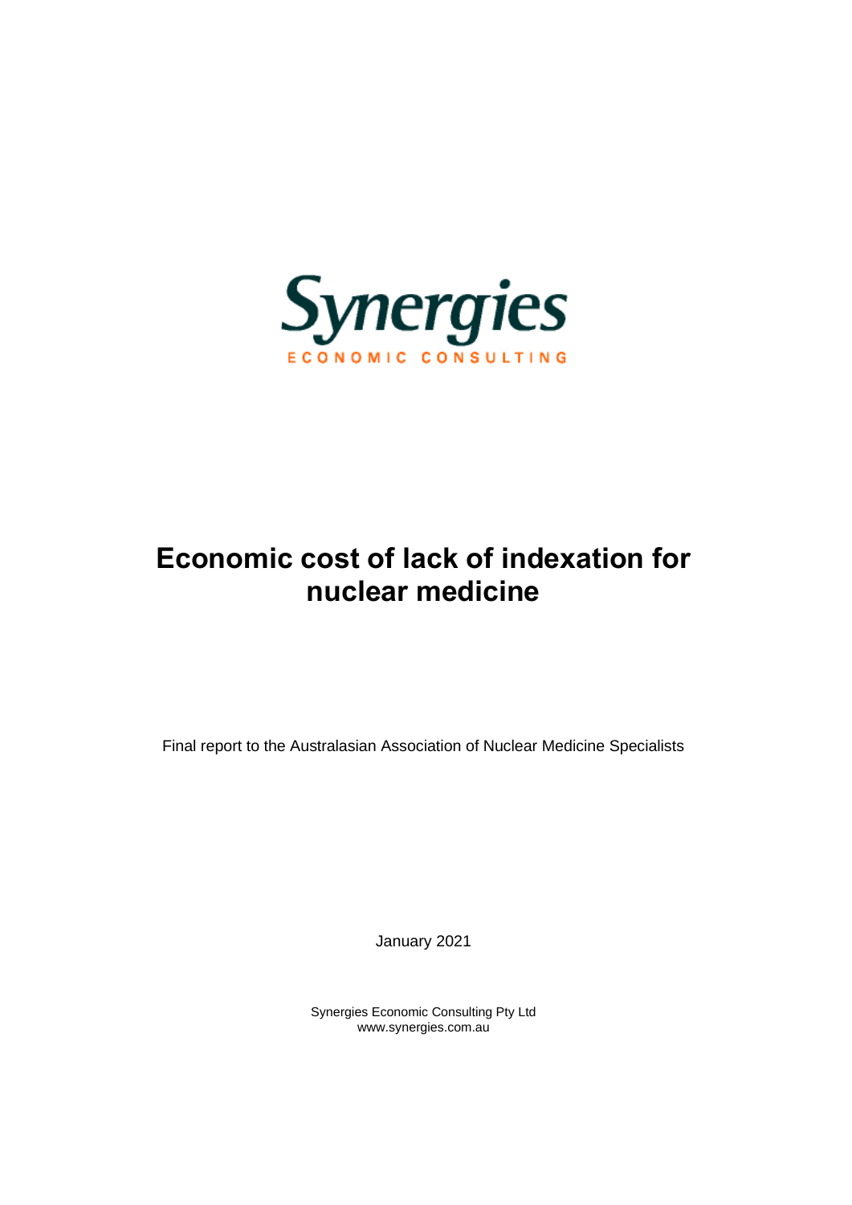Synergies

ECONOMIC CONSULTING

# Economic cost of lack of indexation for nuclear medicine

Final report to the Australasian Association of Nuclear Medicine Specialists

January 2021

Synergies Economic Consulting Pty Ltd
www.synergies.com.au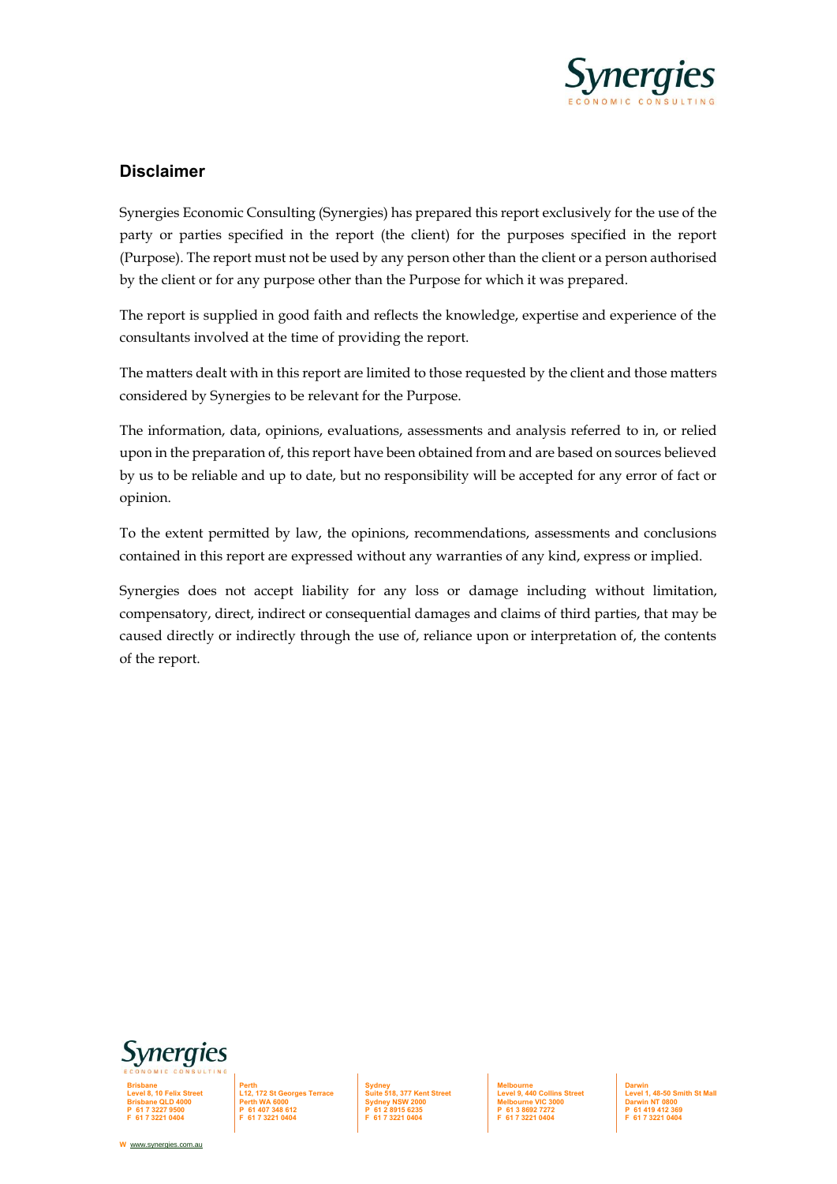## Disclaimer

Synergies Economic Consulting (Synergies) has prepared this report exclusively for the use of the party or parties specified in the report (the client) for the purposes specified in the report (Purpose). The report must not be used by any person other than the client or a person authorised by the client or for any purpose other than the Purpose for which it was prepared.

The report is supplied in good faith and reflects the knowledge, expertise and experience of the consultants involved at the time of providing the report.

The matters dealt with in this report are limited to those requested by the client and those matters considered by Synergies to be relevant for the Purpose.

The information, data, opinions, evaluations, assessments and analysis referred to in, or relied upon in the preparation of, this report have been obtained from and are based on sources believed by us to be reliable and up to date, but no responsibility will be accepted for any error of fact or opinion.

To the extent permitted by law, the opinions, recommendations, assessments and conclusions contained in this report are expressed without any warranties of any kind, express or implied.

Synergies does not accept liability for any loss or damage including without limitation, compensatory, direct, indirect or consequential damages and claims of third parties, that may be caused directly or indirectly through the use of, reliance upon or interpretation of, the contents of the report.

**Brisbane**
Level 8, 10 Felix Street
Brisbane QLD 4000
P 61 7 3227 9500
F 61 7 3221 0404

**Perth**
L12, 172 St Georges Terrace
Perth WA 6000
P 61 407 348 612
F 61 7 3221 0404

**Sydney**
Suite 518, 377 Kent Street
Sydney NSW 2000
P 61 2 8915 6235
F 61 7 3221 0404

**Melbourne**
Level 9, 440 Collins Street
Melbourne VIC 3000
P 61 3 8692 7272
F 61 7 3221 0404

**Darwin**
Level 1, 48-50 Smith St Mall
Darwin NT 0800
P 61 419 412 369
F 61 7 3221 0404

W www.synergies.com.au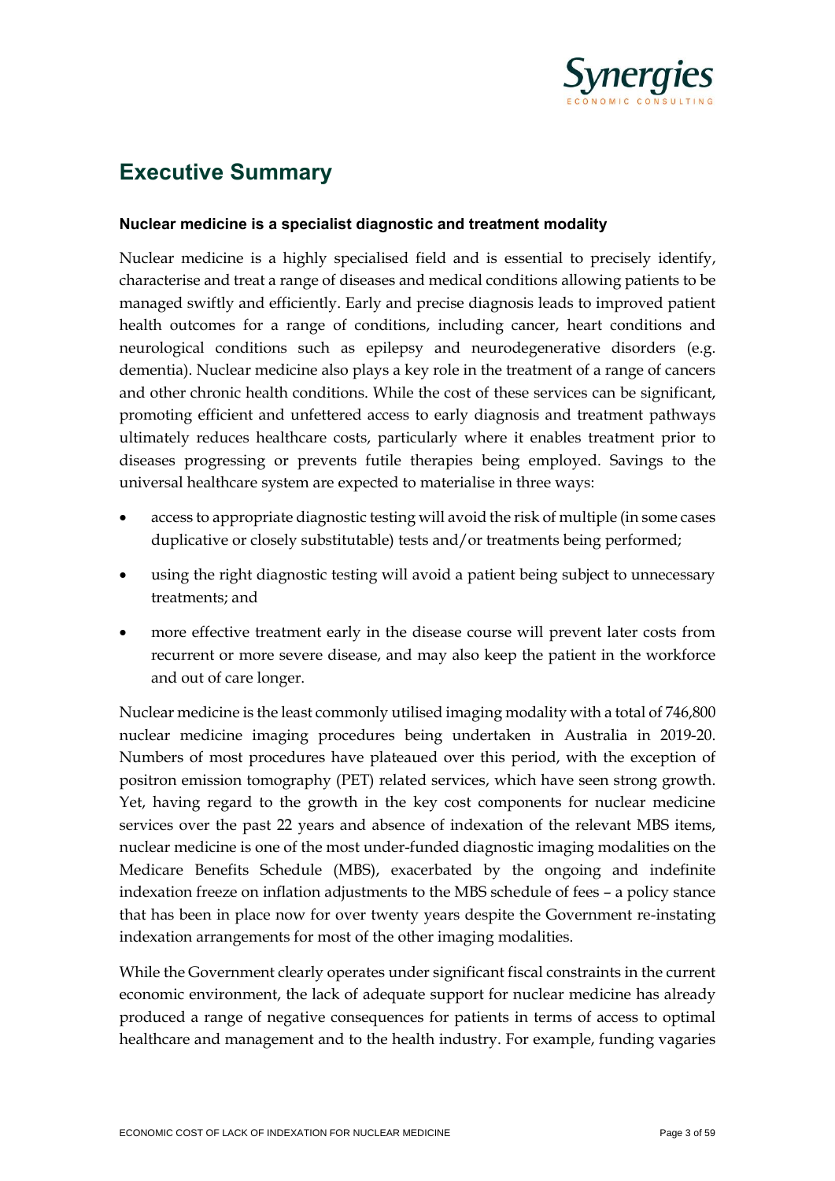# Executive Summary

### Nuclear medicine is a specialist diagnostic and treatment modality

Nuclear medicine is a highly specialised field and is essential to precisely identify, characterise and treat a range of diseases and medical conditions allowing patients to be managed swiftly and efficiently. Early and precise diagnosis leads to improved patient health outcomes for a range of conditions, including cancer, heart conditions and neurological conditions such as epilepsy and neurodegenerative disorders (e.g. dementia). Nuclear medicine also plays a key role in the treatment of a range of cancers and other chronic health conditions. While the cost of these services can be significant, promoting efficient and unfettered access to early diagnosis and treatment pathways ultimately reduces healthcare costs, particularly where it enables treatment prior to diseases progressing or prevents futile therapies being employed. Savings to the universal healthcare system are expected to materialise in three ways:

- access to appropriate diagnostic testing will avoid the risk of multiple (in some cases duplicative or closely substitutable) tests and/or treatments being performed;
- using the right diagnostic testing will avoid a patient being subject to unnecessary treatments; and
- more effective treatment early in the disease course will prevent later costs from recurrent or more severe disease, and may also keep the patient in the workforce and out of care longer.

Nuclear medicine is the least commonly utilised imaging modality with a total of 746,800 nuclear medicine imaging procedures being undertaken in Australia in 2019-20. Numbers of most procedures have plateaued over this period, with the exception of positron emission tomography (PET) related services, which have seen strong growth. Yet, having regard to the growth in the key cost components for nuclear medicine services over the past 22 years and absence of indexation of the relevant MBS items, nuclear medicine is one of the most under-funded diagnostic imaging modalities on the Medicare Benefits Schedule (MBS), exacerbated by the ongoing and indefinite indexation freeze on inflation adjustments to the MBS schedule of fees – a policy stance that has been in place now for over twenty years despite the Government re-instating indexation arrangements for most of the other imaging modalities.

While the Government clearly operates under significant fiscal constraints in the current economic environment, the lack of adequate support for nuclear medicine has already produced a range of negative consequences for patients in terms of access to optimal healthcare and management and to the health industry. For example, funding vagaries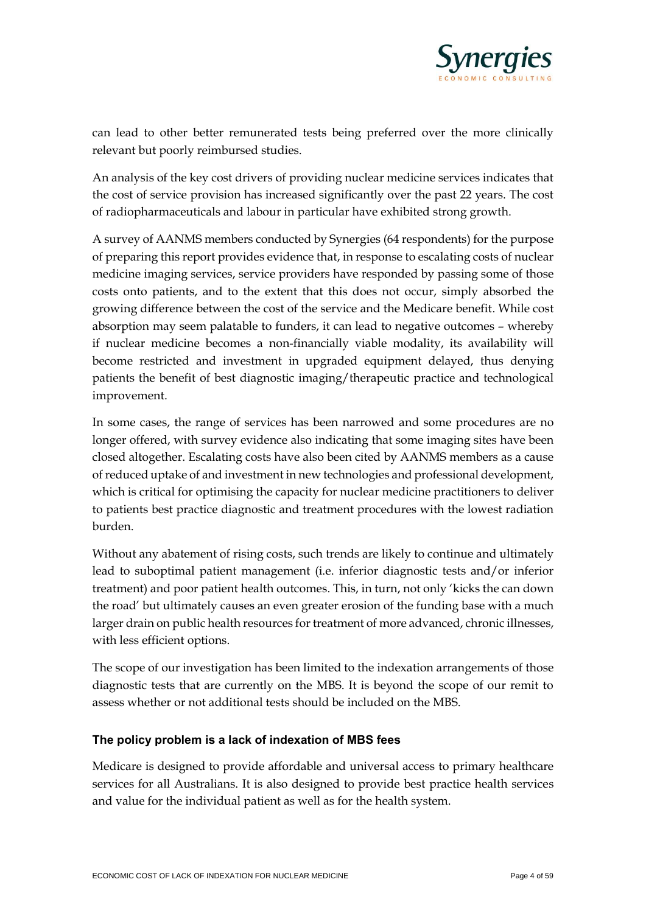can lead to other better remunerated tests being preferred over the more clinically relevant but poorly reimbursed studies.

An analysis of the key cost drivers of providing nuclear medicine services indicates that the cost of service provision has increased significantly over the past 22 years. The cost of radiopharmaceuticals and labour in particular have exhibited strong growth.

A survey of AANMS members conducted by Synergies (64 respondents) for the purpose of preparing this report provides evidence that, in response to escalating costs of nuclear medicine imaging services, service providers have responded by passing some of those costs onto patients, and to the extent that this does not occur, simply absorbed the growing difference between the cost of the service and the Medicare benefit. While cost absorption may seem palatable to funders, it can lead to negative outcomes – whereby if nuclear medicine becomes a non-financially viable modality, its availability will become restricted and investment in upgraded equipment delayed, thus denying patients the benefit of best diagnostic imaging/therapeutic practice and technological improvement.

In some cases, the range of services has been narrowed and some procedures are no longer offered, with survey evidence also indicating that some imaging sites have been closed altogether. Escalating costs have also been cited by AANMS members as a cause of reduced uptake of and investment in new technologies and professional development, which is critical for optimising the capacity for nuclear medicine practitioners to deliver to patients best practice diagnostic and treatment procedures with the lowest radiation burden.

Without any abatement of rising costs, such trends are likely to continue and ultimately lead to suboptimal patient management (i.e. inferior diagnostic tests and/or inferior treatment) and poor patient health outcomes. This, in turn, not only 'kicks the can down the road' but ultimately causes an even greater erosion of the funding base with a much larger drain on public health resources for treatment of more advanced, chronic illnesses, with less efficient options.

The scope of our investigation has been limited to the indexation arrangements of those diagnostic tests that are currently on the MBS. It is beyond the scope of our remit to assess whether or not additional tests should be included on the MBS.

### The policy problem is a lack of indexation of MBS fees

Medicare is designed to provide affordable and universal access to primary healthcare services for all Australians. It is also designed to provide best practice health services and value for the individual patient as well as for the health system.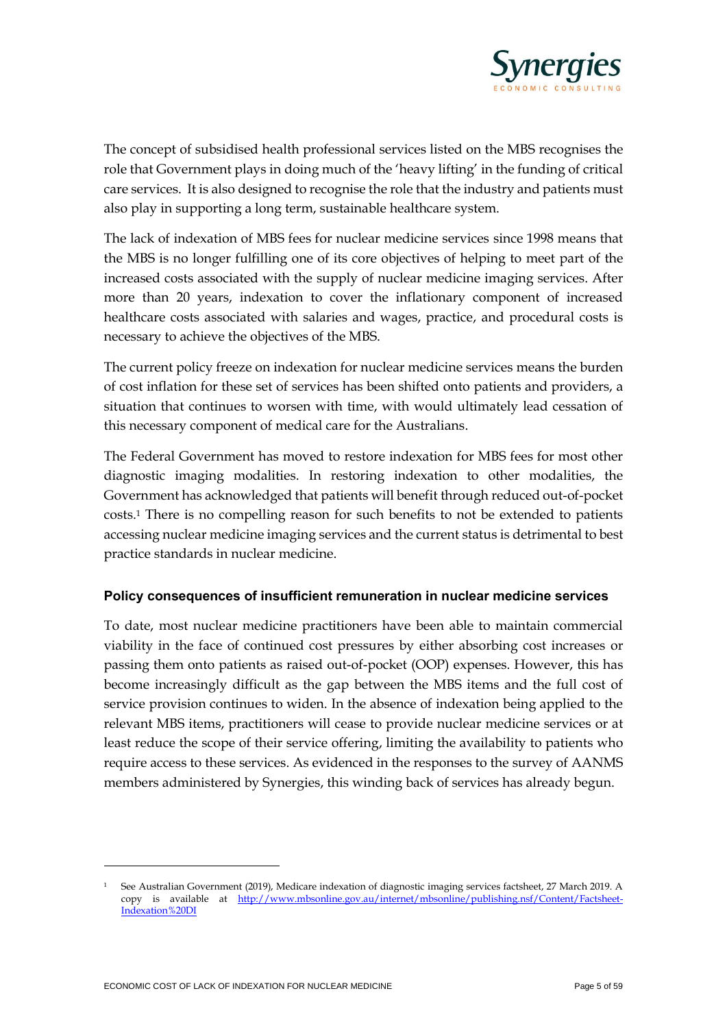The concept of subsidised health professional services listed on the MBS recognises the role that Government plays in doing much of the 'heavy lifting' in the funding of critical care services. It is also designed to recognise the role that the industry and patients must also play in supporting a long term, sustainable healthcare system.

The lack of indexation of MBS fees for nuclear medicine services since 1998 means that the MBS is no longer fulfilling one of its core objectives of helping to meet part of the increased costs associated with the supply of nuclear medicine imaging services. After more than 20 years, indexation to cover the inflationary component of increased healthcare costs associated with salaries and wages, practice, and procedural costs is necessary to achieve the objectives of the MBS.

The current policy freeze on indexation for nuclear medicine services means the burden of cost inflation for these set of services has been shifted onto patients and providers, a situation that continues to worsen with time, with would ultimately lead cessation of this necessary component of medical care for the Australians.

The Federal Government has moved to restore indexation for MBS fees for most other diagnostic imaging modalities. In restoring indexation to other modalities, the Government has acknowledged that patients will benefit through reduced out-of-pocket costs.[1] There is no compelling reason for such benefits to not be extended to patients accessing nuclear medicine imaging services and the current status is detrimental to best practice standards in nuclear medicine.

#### Policy consequences of insufficient remuneration in nuclear medicine services

To date, most nuclear medicine practitioners have been able to maintain commercial viability in the face of continued cost pressures by either absorbing cost increases or passing them onto patients as raised out-of-pocket (OOP) expenses. However, this has become increasingly difficult as the gap between the MBS items and the full cost of service provision continues to widen. In the absence of indexation being applied to the relevant MBS items, practitioners will cease to provide nuclear medicine services or at least reduce the scope of their service offering, limiting the availability to patients who require access to these services. As evidenced in the responses to the survey of AANMS members administered by Synergies, this winding back of services has already begun.

---

[1] See Australian Government (2019), Medicare indexation of diagnostic imaging services factsheet, 27 March 2019. A copy is available at http://www.mbsonline.gov.au/internet/mbsonline/publishing.nsf/Content/Factsheet-Indexation%20DI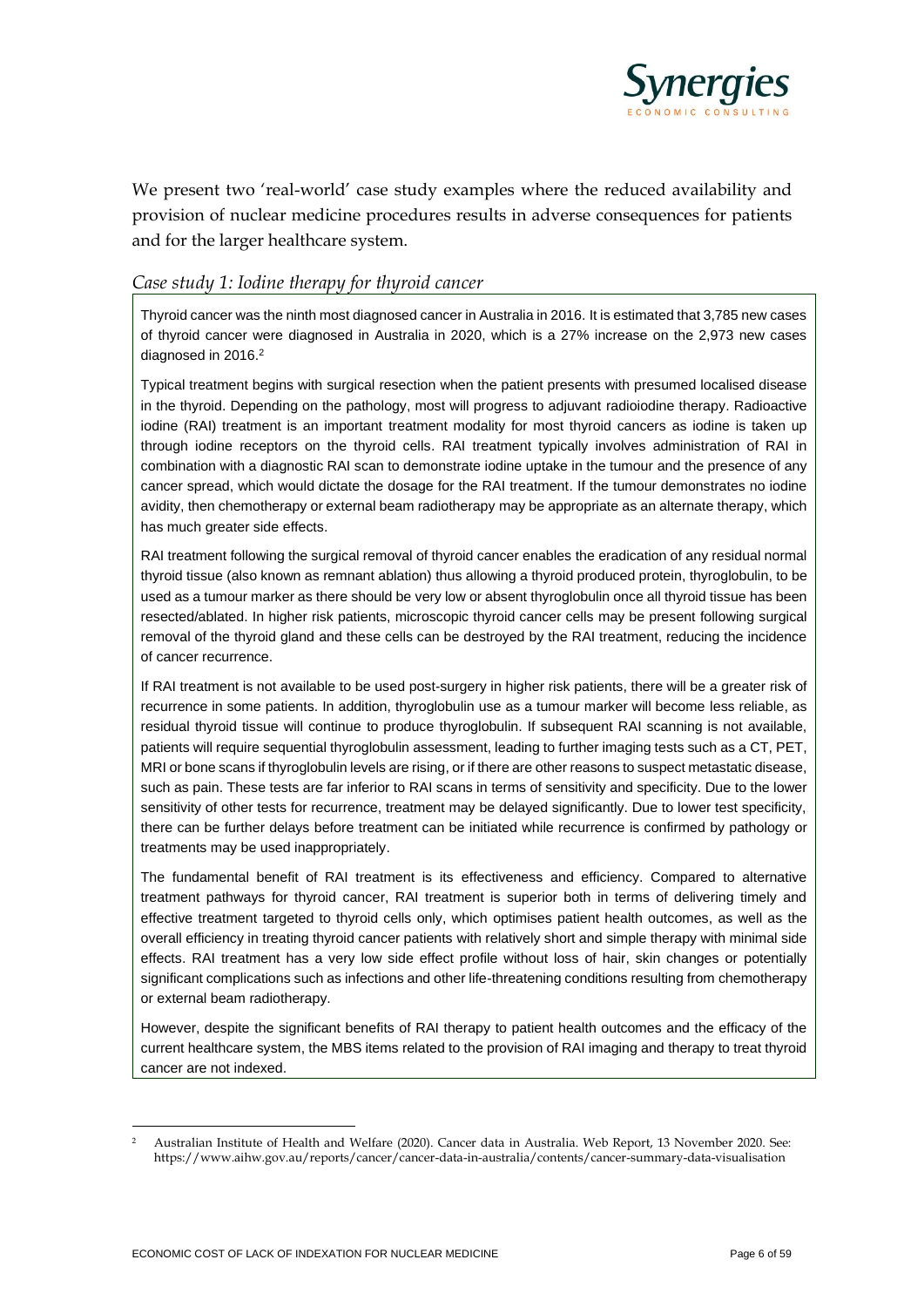We present two 'real-world' case study examples where the reduced availability and provision of nuclear medicine procedures results in adverse consequences for patients and for the larger healthcare system.

### *Case study 1: Iodine therapy for thyroid cancer*

Thyroid cancer was the ninth most diagnosed cancer in Australia in 2016. It is estimated that 3,785 new cases of thyroid cancer were diagnosed in Australia in 2020, which is a 27% increase on the 2,973 new cases diagnosed in 2016.[2]

Typical treatment begins with surgical resection when the patient presents with presumed localised disease in the thyroid. Depending on the pathology, most will progress to adjuvant radioiodine therapy. Radioactive iodine (RAI) treatment is an important treatment modality for most thyroid cancers as iodine is taken up through iodine receptors on the thyroid cells. RAI treatment typically involves administration of RAI in combination with a diagnostic RAI scan to demonstrate iodine uptake in the tumour and the presence of any cancer spread, which would dictate the dosage for the RAI treatment. If the tumour demonstrates no iodine avidity, then chemotherapy or external beam radiotherapy may be appropriate as an alternate therapy, which has much greater side effects.

RAI treatment following the surgical removal of thyroid cancer enables the eradication of any residual normal thyroid tissue (also known as remnant ablation) thus allowing a thyroid produced protein, thyroglobulin, to be used as a tumour marker as there should be very low or absent thyroglobulin once all thyroid tissue has been resected/ablated. In higher risk patients, microscopic thyroid cancer cells may be present following surgical removal of the thyroid gland and these cells can be destroyed by the RAI treatment, reducing the incidence of cancer recurrence.

If RAI treatment is not available to be used post-surgery in higher risk patients, there will be a greater risk of recurrence in some patients. In addition, thyroglobulin use as a tumour marker will become less reliable, as residual thyroid tissue will continue to produce thyroglobulin. If subsequent RAI scanning is not available, patients will require sequential thyroglobulin assessment, leading to further imaging tests such as a CT, PET, MRI or bone scans if thyroglobulin levels are rising, or if there are other reasons to suspect metastatic disease, such as pain. These tests are far inferior to RAI scans in terms of sensitivity and specificity. Due to the lower sensitivity of other tests for recurrence, treatment may be delayed significantly. Due to lower test specificity, there can be further delays before treatment can be initiated while recurrence is confirmed by pathology or treatments may be used inappropriately.

The fundamental benefit of RAI treatment is its effectiveness and efficiency. Compared to alternative treatment pathways for thyroid cancer, RAI treatment is superior both in terms of delivering timely and effective treatment targeted to thyroid cells only, which optimises patient health outcomes, as well as the overall efficiency in treating thyroid cancer patients with relatively short and simple therapy with minimal side effects. RAI treatment has a very low side effect profile without loss of hair, skin changes or potentially significant complications such as infections and other life-threatening conditions resulting from chemotherapy or external beam radiotherapy.

However, despite the significant benefits of RAI therapy to patient health outcomes and the efficacy of the current healthcare system, the MBS items related to the provision of RAI imaging and therapy to treat thyroid cancer are not indexed.

---

[2] Australian Institute of Health and Welfare (2020). Cancer data in Australia. Web Report, 13 November 2020. See: https://www.aihw.gov.au/reports/cancer/cancer-data-in-australia/contents/cancer-summary-data-visualisation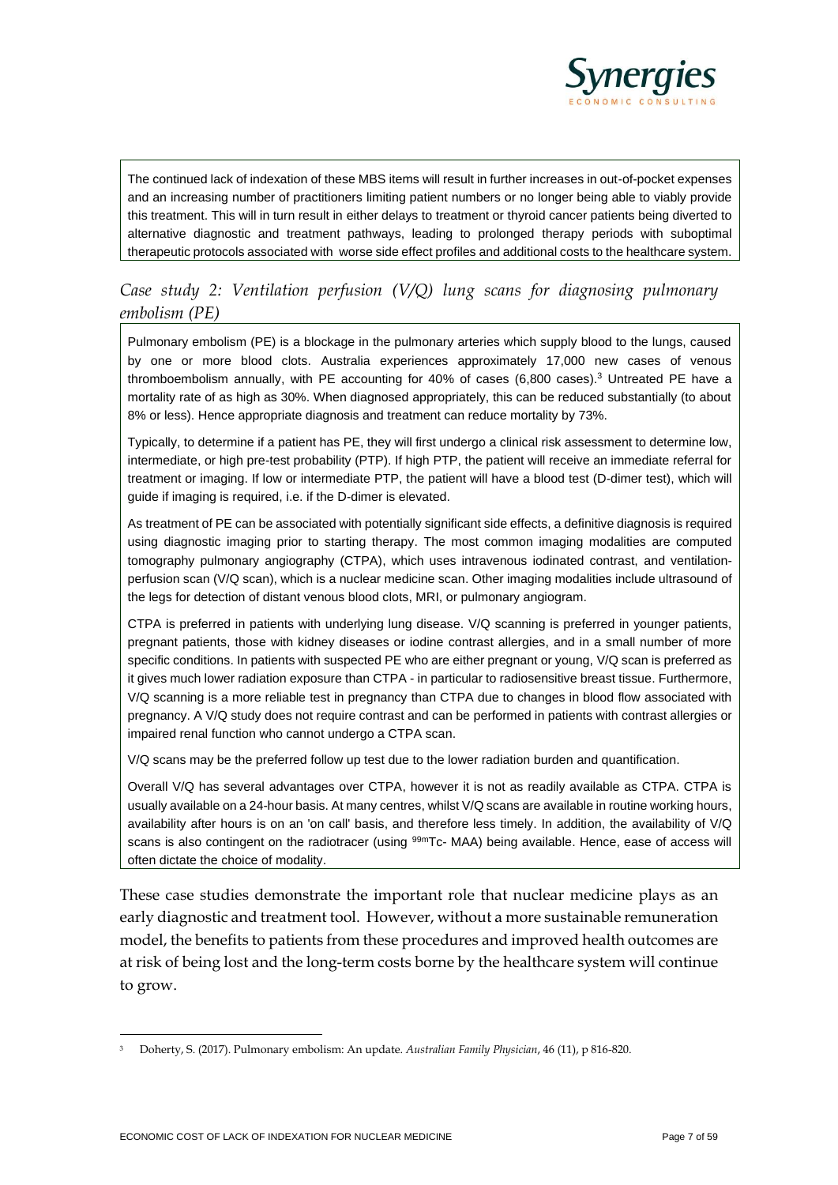The continued lack of indexation of these MBS items will result in further increases in out-of-pocket expenses and an increasing number of practitioners limiting patient numbers or no longer being able to viably provide this treatment. This will in turn result in either delays to treatment or thyroid cancer patients being diverted to alternative diagnostic and treatment pathways, leading to prolonged therapy periods with suboptimal therapeutic protocols associated with worse side effect profiles and additional costs to the healthcare system.

### *Case study 2: Ventilation perfusion (V/Q) lung scans for diagnosing pulmonary embolism (PE)*

Pulmonary embolism (PE) is a blockage in the pulmonary arteries which supply blood to the lungs, caused by one or more blood clots. Australia experiences approximately 17,000 new cases of venous thromboembolism annually, with PE accounting for 40% of cases (6,800 cases).[3] Untreated PE have a mortality rate of as high as 30%. When diagnosed appropriately, this can be reduced substantially (to about 8% or less). Hence appropriate diagnosis and treatment can reduce mortality by 73%.

Typically, to determine if a patient has PE, they will first undergo a clinical risk assessment to determine low, intermediate, or high pre-test probability (PTP). If high PTP, the patient will receive an immediate referral for treatment or imaging. If low or intermediate PTP, the patient will have a blood test (D-dimer test), which will guide if imaging is required, i.e. if the D-dimer is elevated.

As treatment of PE can be associated with potentially significant side effects, a definitive diagnosis is required using diagnostic imaging prior to starting therapy. The most common imaging modalities are computed tomography pulmonary angiography (CTPA), which uses intravenous iodinated contrast, and ventilation-perfusion scan (V/Q scan), which is a nuclear medicine scan. Other imaging modalities include ultrasound of the legs for detection of distant venous blood clots, MRI, or pulmonary angiogram.

CTPA is preferred in patients with underlying lung disease. V/Q scanning is preferred in younger patients, pregnant patients, those with kidney diseases or iodine contrast allergies, and in a small number of more specific conditions. In patients with suspected PE who are either pregnant or young, V/Q scan is preferred as it gives much lower radiation exposure than CTPA - in particular to radiosensitive breast tissue. Furthermore, V/Q scanning is a more reliable test in pregnancy than CTPA due to changes in blood flow associated with pregnancy. A V/Q study does not require contrast and can be performed in patients with contrast allergies or impaired renal function who cannot undergo a CTPA scan.

V/Q scans may be the preferred follow up test due to the lower radiation burden and quantification.

Overall V/Q has several advantages over CTPA, however it is not as readily available as CTPA. CTPA is usually available on a 24-hour basis. At many centres, whilst V/Q scans are available in routine working hours, availability after hours is on an 'on call' basis, and therefore less timely. In addition, the availability of V/Q scans is also contingent on the radiotracer (using $^{99m}$Tc- MAA) being available. Hence, ease of access will often dictate the choice of modality.

These case studies demonstrate the important role that nuclear medicine plays as an early diagnostic and treatment tool. However, without a more sustainable remuneration model, the benefits to patients from these procedures and improved health outcomes are at risk of being lost and the long-term costs borne by the healthcare system will continue to grow.

---

[3] Doherty, S. (2017). Pulmonary embolism: An update. *Australian Family Physician*, 46 (11), p 816-820.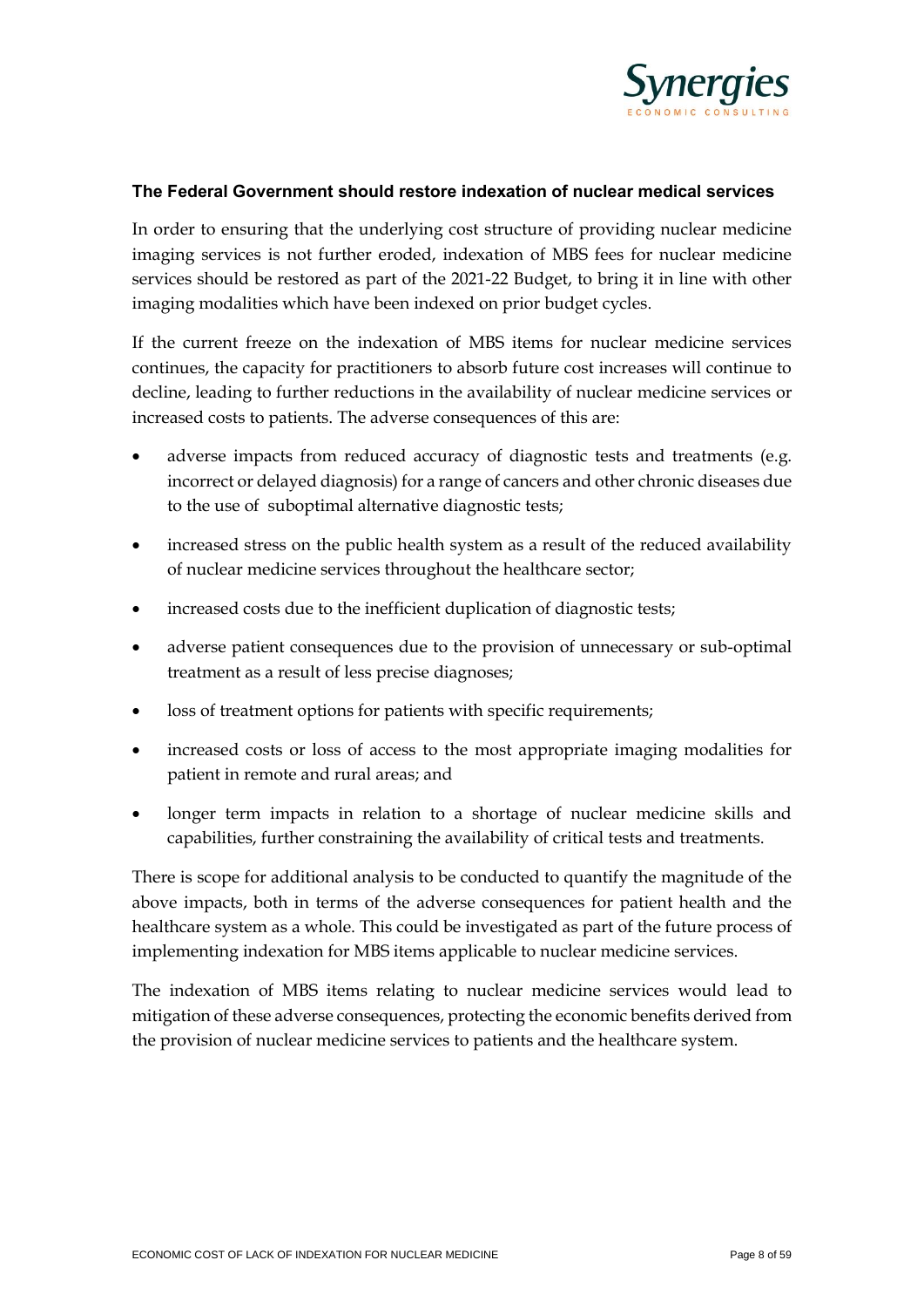### The Federal Government should restore indexation of nuclear medical services

In order to ensuring that the underlying cost structure of providing nuclear medicine imaging services is not further eroded, indexation of MBS fees for nuclear medicine services should be restored as part of the 2021-22 Budget, to bring it in line with other imaging modalities which have been indexed on prior budget cycles.

If the current freeze on the indexation of MBS items for nuclear medicine services continues, the capacity for practitioners to absorb future cost increases will continue to decline, leading to further reductions in the availability of nuclear medicine services or increased costs to patients. The adverse consequences of this are:

- adverse impacts from reduced accuracy of diagnostic tests and treatments (e.g. incorrect or delayed diagnosis) for a range of cancers and other chronic diseases due to the use of suboptimal alternative diagnostic tests;
- increased stress on the public health system as a result of the reduced availability of nuclear medicine services throughout the healthcare sector;
- increased costs due to the inefficient duplication of diagnostic tests;
- adverse patient consequences due to the provision of unnecessary or sub-optimal treatment as a result of less precise diagnoses;
- loss of treatment options for patients with specific requirements;
- increased costs or loss of access to the most appropriate imaging modalities for patient in remote and rural areas; and
- longer term impacts in relation to a shortage of nuclear medicine skills and capabilities, further constraining the availability of critical tests and treatments.

There is scope for additional analysis to be conducted to quantify the magnitude of the above impacts, both in terms of the adverse consequences for patient health and the healthcare system as a whole. This could be investigated as part of the future process of implementing indexation for MBS items applicable to nuclear medicine services.

The indexation of MBS items relating to nuclear medicine services would lead to mitigation of these adverse consequences, protecting the economic benefits derived from the provision of nuclear medicine services to patients and the healthcare system.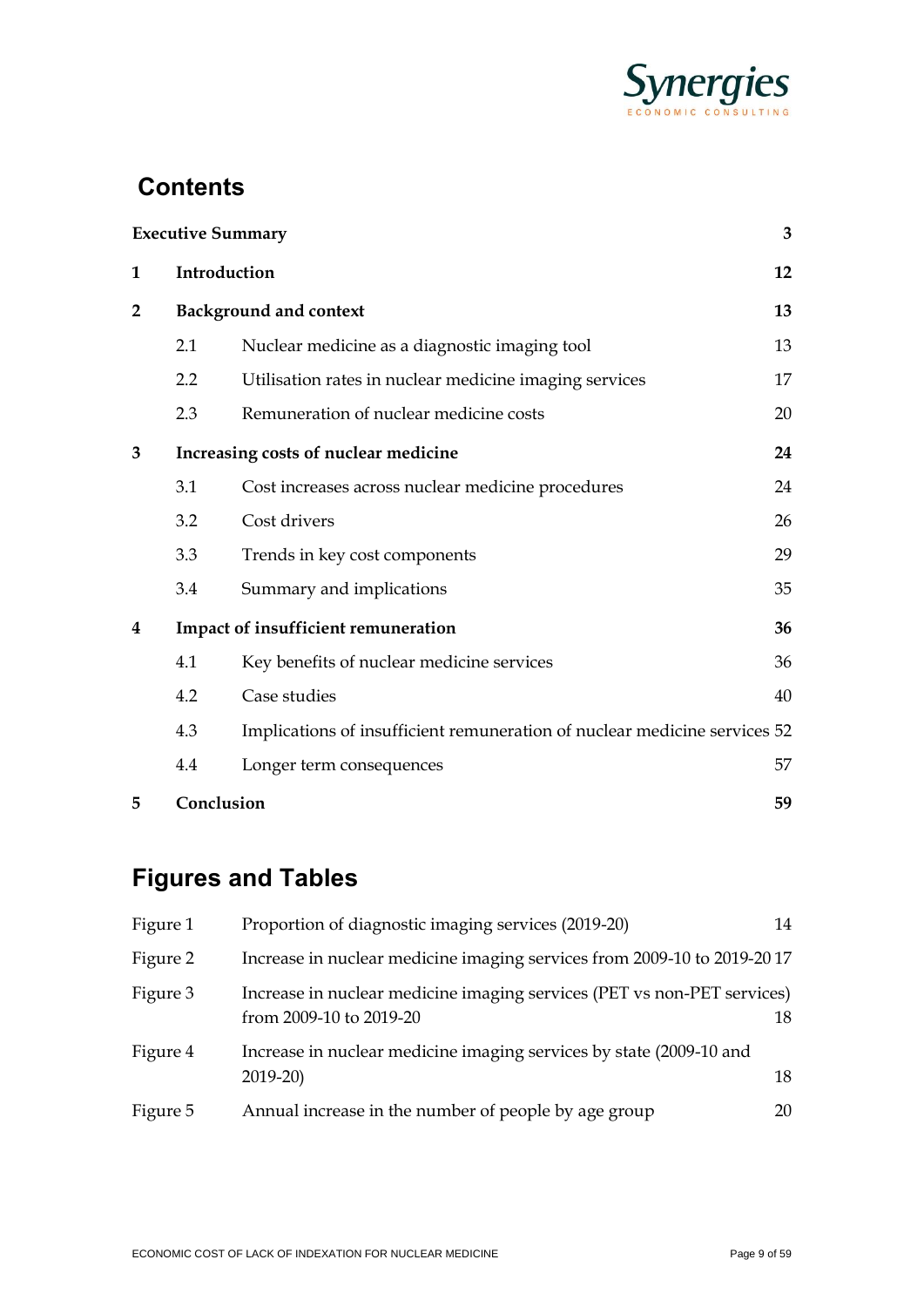## Contents

| | | | |
|---|---|---|---|
| **Executive Summary** | | | **3** |
| **1** | **Introduction** | | **12** |
| **2** | **Background and context** | | **13** |
| | 2.1 | Nuclear medicine as a diagnostic imaging tool | 13 |
| | 2.2 | Utilisation rates in nuclear medicine imaging services | 17 |
| | 2.3 | Remuneration of nuclear medicine costs | 20 |
| **3** | **Increasing costs of nuclear medicine** | | **24** |
| | 3.1 | Cost increases across nuclear medicine procedures | 24 |
| | 3.2 | Cost drivers | 26 |
| | 3.3 | Trends in key cost components | 29 |
| | 3.4 | Summary and implications | 35 |
| **4** | **Impact of insufficient remuneration** | | **36** |
| | 4.1 | Key benefits of nuclear medicine services | 36 |
| | 4.2 | Case studies | 40 |
| | 4.3 | Implications of insufficient remuneration of nuclear medicine services | 52 |
| | 4.4 | Longer term consequences | 57 |
| **5** | **Conclusion** | | **59** |

## Figures and Tables

| | | |
|---|---|---|
| Figure 1 | Proportion of diagnostic imaging services (2019-20) | 14 |
| Figure 2 | Increase in nuclear medicine imaging services from 2009-10 to 2019-20 | 17 |
| Figure 3 | Increase in nuclear medicine imaging services (PET vs non-PET services) from 2009-10 to 2019-20 | 18 |
| Figure 4 | Increase in nuclear medicine imaging services by state (2009-10 and 2019-20) | 18 |
| Figure 5 | Annual increase in the number of people by age group | 20 |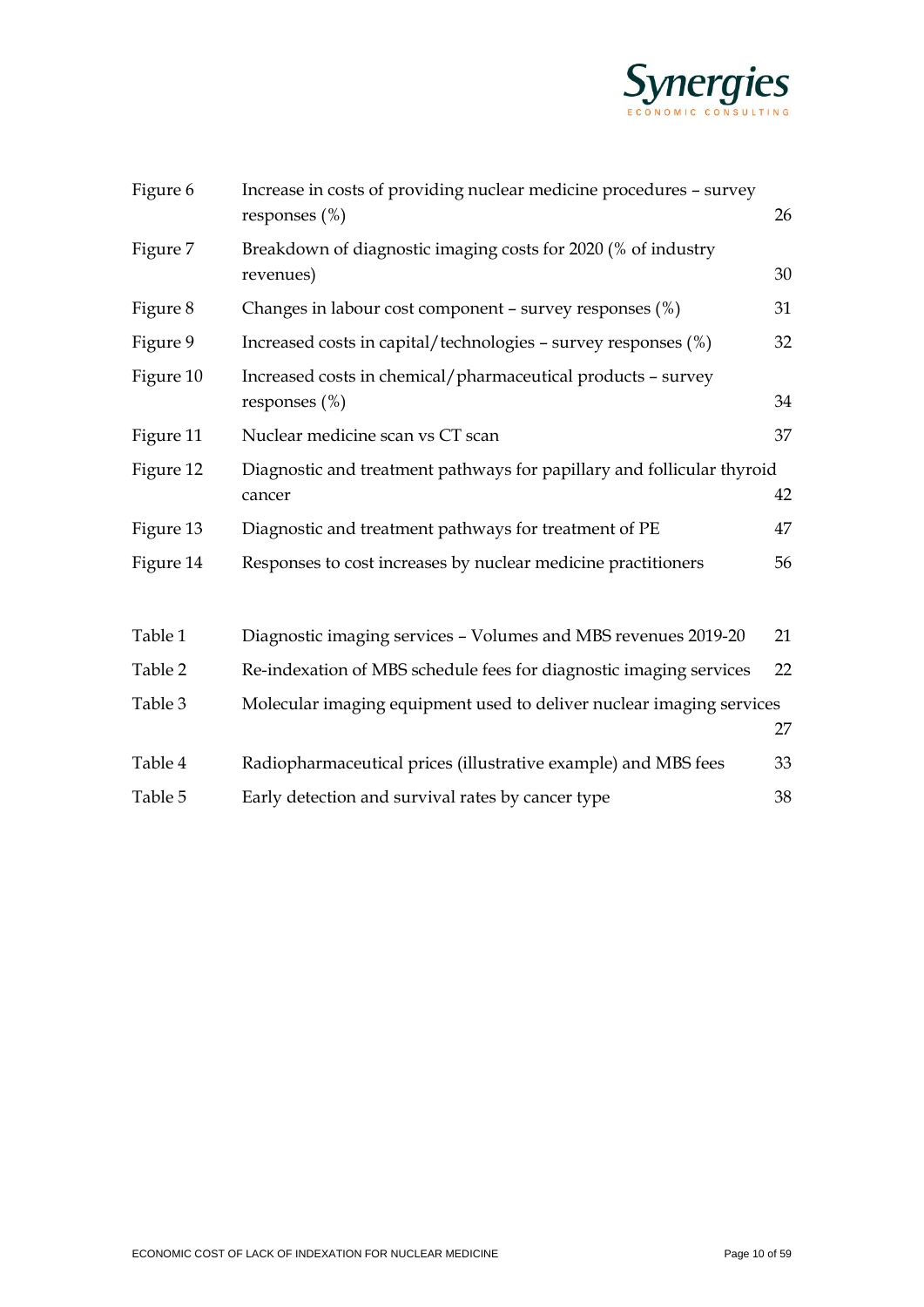| | | |
|---|---|---|
| Figure 6 | Increase in costs of providing nuclear medicine procedures – survey responses (%) | 26 |
| Figure 7 | Breakdown of diagnostic imaging costs for 2020 (% of industry revenues) | 30 |
| Figure 8 | Changes in labour cost component – survey responses (%) | 31 |
| Figure 9 | Increased costs in capital/technologies – survey responses (%) | 32 |
| Figure 10 | Increased costs in chemical/pharmaceutical products – survey responses (%) | 34 |
| Figure 11 | Nuclear medicine scan vs CT scan | 37 |
| Figure 12 | Diagnostic and treatment pathways for papillary and follicular thyroid cancer | 42 |
| Figure 13 | Diagnostic and treatment pathways for treatment of PE | 47 |
| Figure 14 | Responses to cost increases by nuclear medicine practitioners | 56 |

| | | |
|---|---|---|
| Table 1 | Diagnostic imaging services – Volumes and MBS revenues 2019-20 | 21 |
| Table 2 | Re-indexation of MBS schedule fees for diagnostic imaging services | 22 |
| Table 3 | Molecular imaging equipment used to deliver nuclear imaging services | 27 |
| Table 4 | Radiopharmaceutical prices (illustrative example) and MBS fees | 33 |
| Table 5 | Early detection and survival rates by cancer type | 38 |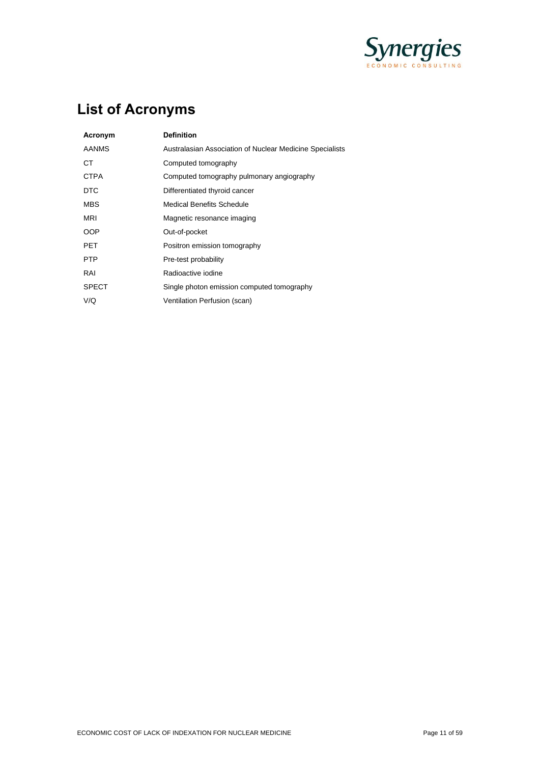# List of Acronyms

| Acronym | Definition |
| --- | --- |
| AANMS | Australasian Association of Nuclear Medicine Specialists |
| CT | Computed tomography |
| CTPA | Computed tomography pulmonary angiography |
| DTC | Differentiated thyroid cancer |
| MBS | Medical Benefits Schedule |
| MRI | Magnetic resonance imaging |
| OOP | Out-of-pocket |
| PET | Positron emission tomography |
| PTP | Pre-test probability |
| RAI | Radioactive iodine |
| SPECT | Single photon emission computed tomography |
| V/Q | Ventilation Perfusion (scan) |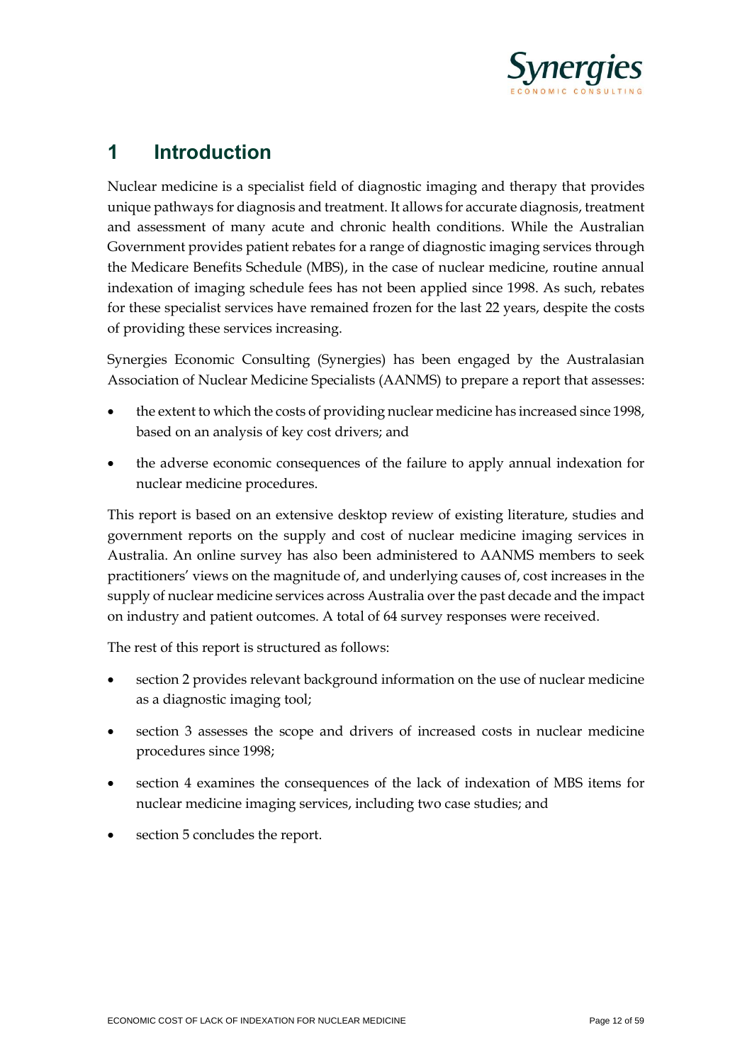# 1 Introduction

Nuclear medicine is a specialist field of diagnostic imaging and therapy that provides unique pathways for diagnosis and treatment. It allows for accurate diagnosis, treatment and assessment of many acute and chronic health conditions. While the Australian Government provides patient rebates for a range of diagnostic imaging services through the Medicare Benefits Schedule (MBS), in the case of nuclear medicine, routine annual indexation of imaging schedule fees has not been applied since 1998. As such, rebates for these specialist services have remained frozen for the last 22 years, despite the costs of providing these services increasing.

Synergies Economic Consulting (Synergies) has been engaged by the Australasian Association of Nuclear Medicine Specialists (AANMS) to prepare a report that assesses:

- the extent to which the costs of providing nuclear medicine has increased since 1998, based on an analysis of key cost drivers; and
- the adverse economic consequences of the failure to apply annual indexation for nuclear medicine procedures.

This report is based on an extensive desktop review of existing literature, studies and government reports on the supply and cost of nuclear medicine imaging services in Australia. An online survey has also been administered to AANMS members to seek practitioners' views on the magnitude of, and underlying causes of, cost increases in the supply of nuclear medicine services across Australia over the past decade and the impact on industry and patient outcomes. A total of 64 survey responses were received.

The rest of this report is structured as follows:

- section 2 provides relevant background information on the use of nuclear medicine as a diagnostic imaging tool;
- section 3 assesses the scope and drivers of increased costs in nuclear medicine procedures since 1998;
- section 4 examines the consequences of the lack of indexation of MBS items for nuclear medicine imaging services, including two case studies; and
- section 5 concludes the report.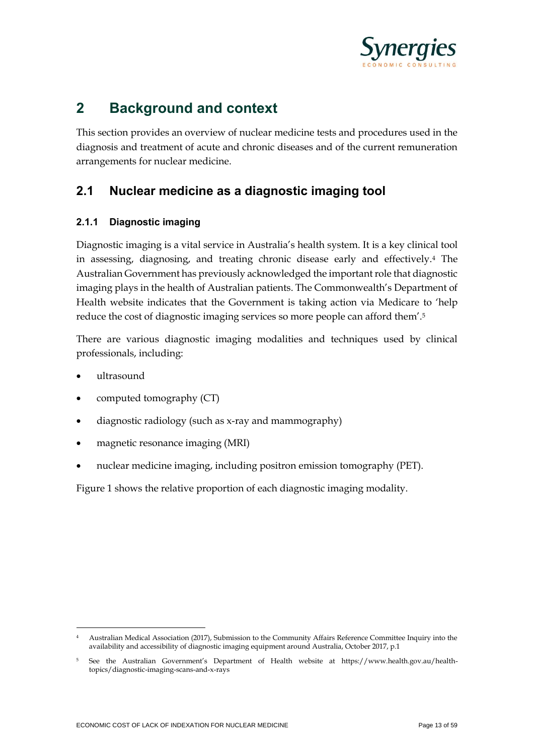# 2 Background and context

This section provides an overview of nuclear medicine tests and procedures used in the diagnosis and treatment of acute and chronic diseases and of the current remuneration arrangements for nuclear medicine.

## 2.1 Nuclear medicine as a diagnostic imaging tool

### 2.1.1 Diagnostic imaging

Diagnostic imaging is a vital service in Australia's health system. It is a key clinical tool in assessing, diagnosing, and treating chronic disease early and effectively.[4] The Australian Government has previously acknowledged the important role that diagnostic imaging plays in the health of Australian patients. The Commonwealth's Department of Health website indicates that the Government is taking action via Medicare to 'help reduce the cost of diagnostic imaging services so more people can afford them'.[5]

There are various diagnostic imaging modalities and techniques used by clinical professionals, including:

- ultrasound
- computed tomography (CT)
- diagnostic radiology (such as x-ray and mammography)
- magnetic resonance imaging (MRI)
- nuclear medicine imaging, including positron emission tomography (PET).

Figure 1 shows the relative proportion of each diagnostic imaging modality.

---

[4] Australian Medical Association (2017), Submission to the Community Affairs Reference Committee Inquiry into the availability and accessibility of diagnostic imaging equipment around Australia, October 2017, p.1

[5] See the Australian Government's Department of Health website at https://www.health.gov.au/health-topics/diagnostic-imaging-scans-and-x-rays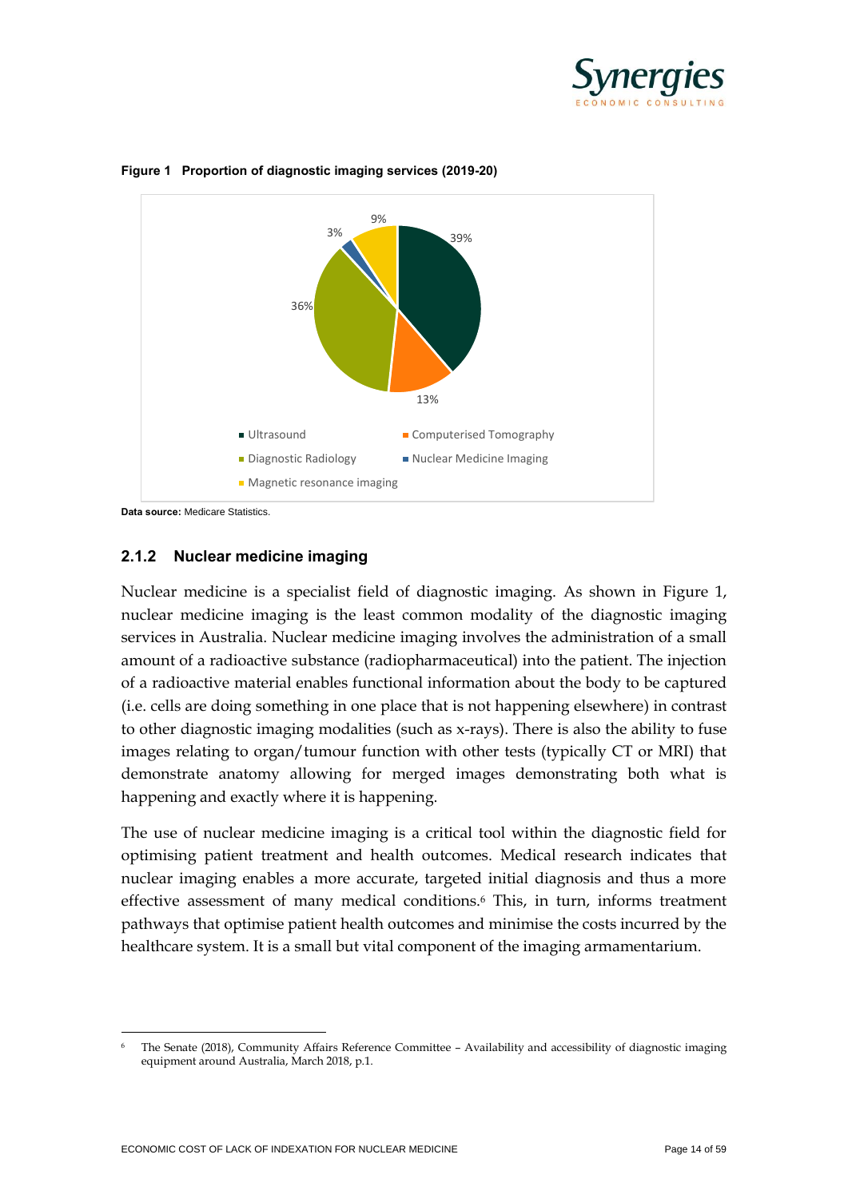**Figure 1 Proportion of diagnostic imaging services (2019-20)**

**Data source:** Medicare Statistics.

### 2.1.2 Nuclear medicine imaging

Nuclear medicine is a specialist field of diagnostic imaging. As shown in Figure 1, nuclear medicine imaging is the least common modality of the diagnostic imaging services in Australia. Nuclear medicine imaging involves the administration of a small amount of a radioactive substance (radiopharmaceutical) into the patient. The injection of a radioactive material enables functional information about the body to be captured (i.e. cells are doing something in one place that is not happening elsewhere) in contrast to other diagnostic imaging modalities (such as x-rays). There is also the ability to fuse images relating to organ/tumour function with other tests (typically CT or MRI) that demonstrate anatomy allowing for merged images demonstrating both what is happening and exactly where it is happening.

The use of nuclear medicine imaging is a critical tool within the diagnostic field for optimising patient treatment and health outcomes. Medical research indicates that nuclear imaging enables a more accurate, targeted initial diagnosis and thus a more effective assessment of many medical conditions.[6] This, in turn, informs treatment pathways that optimise patient health outcomes and minimise the costs incurred by the healthcare system. It is a small but vital component of the imaging armamentarium.

[6] The Senate (2018), Community Affairs Reference Committee – Availability and accessibility of diagnostic imaging equipment around Australia, March 2018, p.1.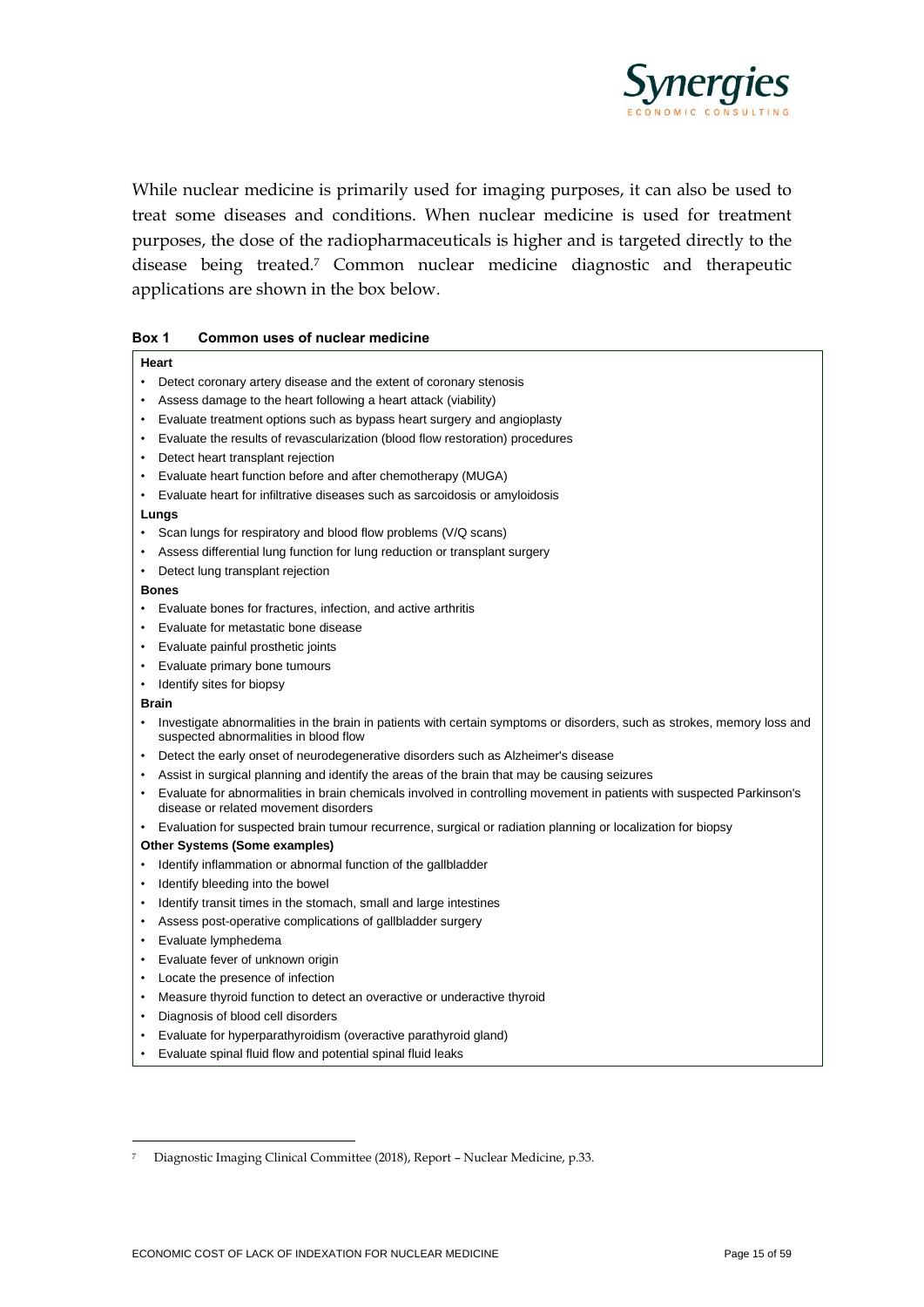While nuclear medicine is primarily used for imaging purposes, it can also be used to treat some diseases and conditions. When nuclear medicine is used for treatment purposes, the dose of the radiopharmaceuticals is higher and is targeted directly to the disease being treated.[7] Common nuclear medicine diagnostic and therapeutic applications are shown in the box below.

**Box 1 Common uses of nuclear medicine**

**Heart**

- Detect coronary artery disease and the extent of coronary stenosis
- Assess damage to the heart following a heart attack (viability)
- Evaluate treatment options such as bypass heart surgery and angioplasty
- Evaluate the results of revascularization (blood flow restoration) procedures
- Detect heart transplant rejection
- Evaluate heart function before and after chemotherapy (MUGA)
- Evaluate heart for infiltrative diseases such as sarcoidosis or amyloidosis

**Lungs**

- Scan lungs for respiratory and blood flow problems (V/Q scans)
- Assess differential lung function for lung reduction or transplant surgery
- Detect lung transplant rejection

**Bones**

- Evaluate bones for fractures, infection, and active arthritis
- Evaluate for metastatic bone disease
- Evaluate painful prosthetic joints
- Evaluate primary bone tumours
- Identify sites for biopsy

**Brain**

- Investigate abnormalities in the brain in patients with certain symptoms or disorders, such as strokes, memory loss and suspected abnormalities in blood flow
- Detect the early onset of neurodegenerative disorders such as Alzheimer's disease
- Assist in surgical planning and identify the areas of the brain that may be causing seizures
- Evaluate for abnormalities in brain chemicals involved in controlling movement in patients with suspected Parkinson's disease or related movement disorders
- Evaluation for suspected brain tumour recurrence, surgical or radiation planning or localization for biopsy

**Other Systems (Some examples)**

- Identify inflammation or abnormal function of the gallbladder
- Identify bleeding into the bowel
- Identify transit times in the stomach, small and large intestines
- Assess post-operative complications of gallbladder surgery
- Evaluate lymphedema
- Evaluate fever of unknown origin
- Locate the presence of infection
- Measure thyroid function to detect an overactive or underactive thyroid
- Diagnosis of blood cell disorders
- Evaluate for hyperparathyroidism (overactive parathyroid gland)
- Evaluate spinal fluid flow and potential spinal fluid leaks

---

[7] Diagnostic Imaging Clinical Committee (2018), Report – Nuclear Medicine, p.33.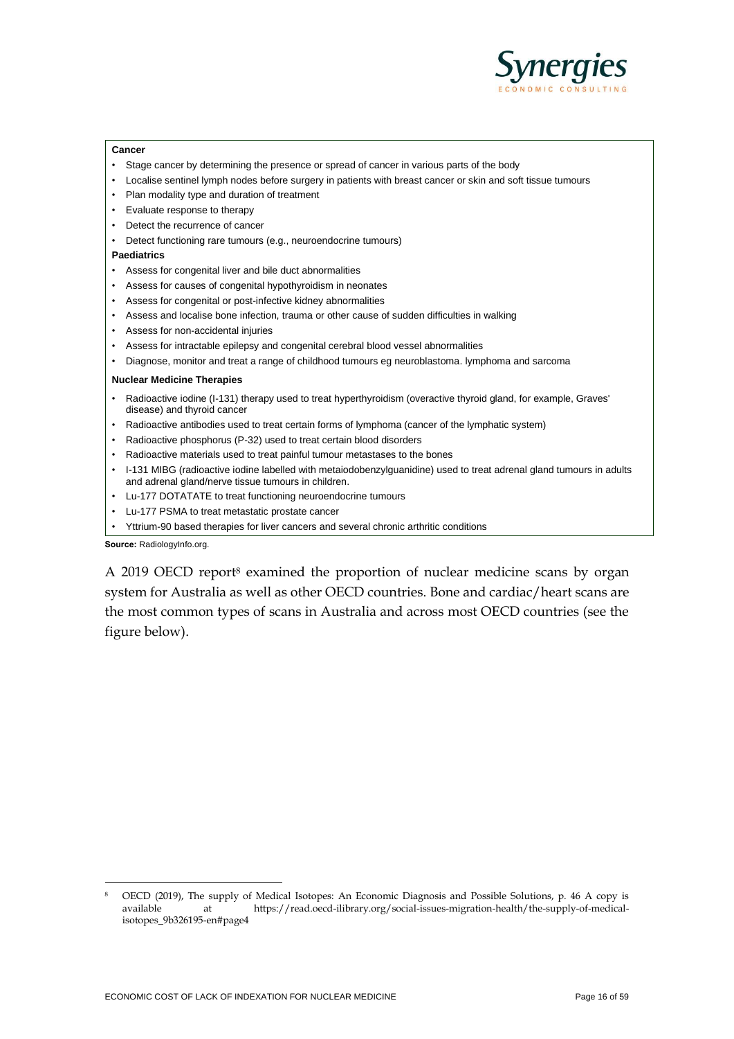**Cancer**

- Stage cancer by determining the presence or spread of cancer in various parts of the body
- Localise sentinel lymph nodes before surgery in patients with breast cancer or skin and soft tissue tumours
- Plan modality type and duration of treatment
- Evaluate response to therapy
- Detect the recurrence of cancer
- Detect functioning rare tumours (e.g., neuroendocrine tumours)

**Paediatrics**

- Assess for congenital liver and bile duct abnormalities
- Assess for causes of congenital hypothyroidism in neonates
- Assess for congenital or post-infective kidney abnormalities
- Assess and localise bone infection, trauma or other cause of sudden difficulties in walking
- Assess for non-accidental injuries
- Assess for intractable epilepsy and congenital cerebral blood vessel abnormalities
- Diagnose, monitor and treat a range of childhood tumours eg neuroblastoma. lymphoma and sarcoma

**Nuclear Medicine Therapies**

- Radioactive iodine (I-131) therapy used to treat hyperthyroidism (overactive thyroid gland, for example, Graves' disease) and thyroid cancer
- Radioactive antibodies used to treat certain forms of lymphoma (cancer of the lymphatic system)
- Radioactive phosphorus (P-32) used to treat certain blood disorders
- Radioactive materials used to treat painful tumour metastases to the bones
- I-131 MIBG (radioactive iodine labelled with metaiodobenzylguanidine) used to treat adrenal gland tumours in adults and adrenal gland/nerve tissue tumours in children.
- Lu-177 DOTATATE to treat functioning neuroendocrine tumours
- Lu-177 PSMA to treat metastatic prostate cancer
- Yttrium-90 based therapies for liver cancers and several chronic arthritic conditions

**Source:** RadiologyInfo.org.

A 2019 OECD report[8] examined the proportion of nuclear medicine scans by organ system for Australia as well as other OECD countries. Bone and cardiac/heart scans are the most common types of scans in Australia and across most OECD countries (see the figure below).

[8] OECD (2019), The supply of Medical Isotopes: An Economic Diagnosis and Possible Solutions, p. 46 A copy is available at https://read.oecd-ilibrary.org/social-issues-migration-health/the-supply-of-medical-isotopes_9b326195-en#page4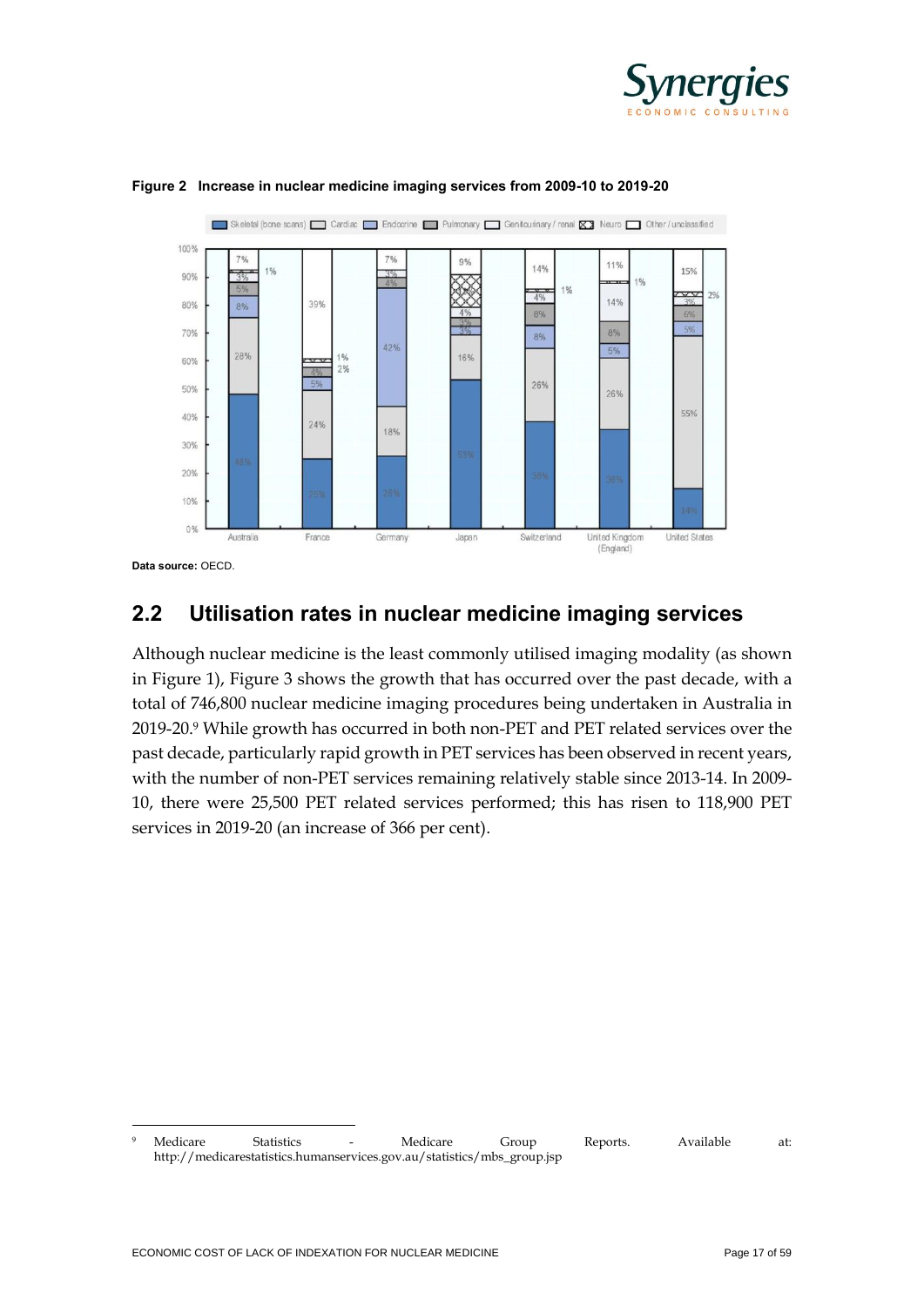**Figure 2 Increase in nuclear medicine imaging services from 2009-10 to 2019-20**

**Data source:** OECD.

## 2.2 Utilisation rates in nuclear medicine imaging services

Although nuclear medicine is the least commonly utilised imaging modality (as shown in Figure 1), Figure 3 shows the growth that has occurred over the past decade, with a total of 746,800 nuclear medicine imaging procedures being undertaken in Australia in 2019-20.[9] While growth has occurred in both non-PET and PET related services over the past decade, particularly rapid growth in PET services has been observed in recent years, with the number of non-PET services remaining relatively stable since 2013-14. In 2009-10, there were 25,500 PET related services performed; this has risen to 118,900 PET services in 2019-20 (an increase of 366 per cent).

[9] Medicare Statistics - Medicare Group Reports. Available at: http://medicarestatistics.humanservices.gov.au/statistics/mbs_group.jsp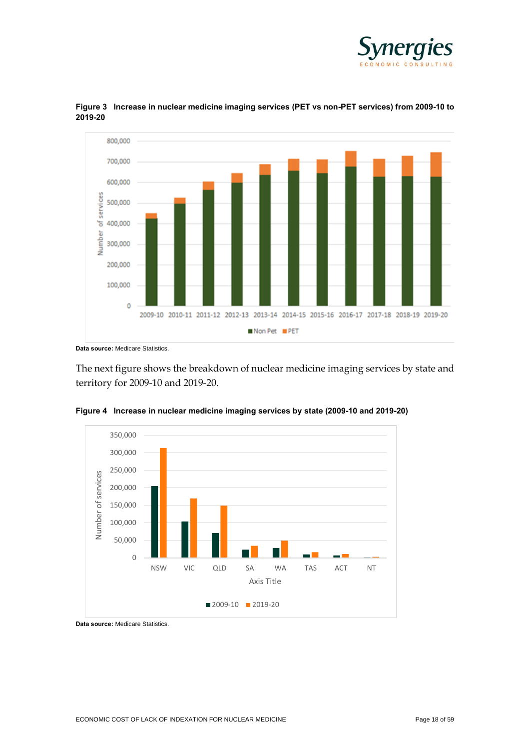**Figure 3 Increase in nuclear medicine imaging services (PET vs non-PET services) from 2009-10 to 2019-20**

**Data source:** Medicare Statistics.

The next figure shows the breakdown of nuclear medicine imaging services by state and territory for 2009-10 and 2019-20.

**Figure 4 Increase in nuclear medicine imaging services by state (2009-10 and 2019-20)**

**Data source:** Medicare Statistics.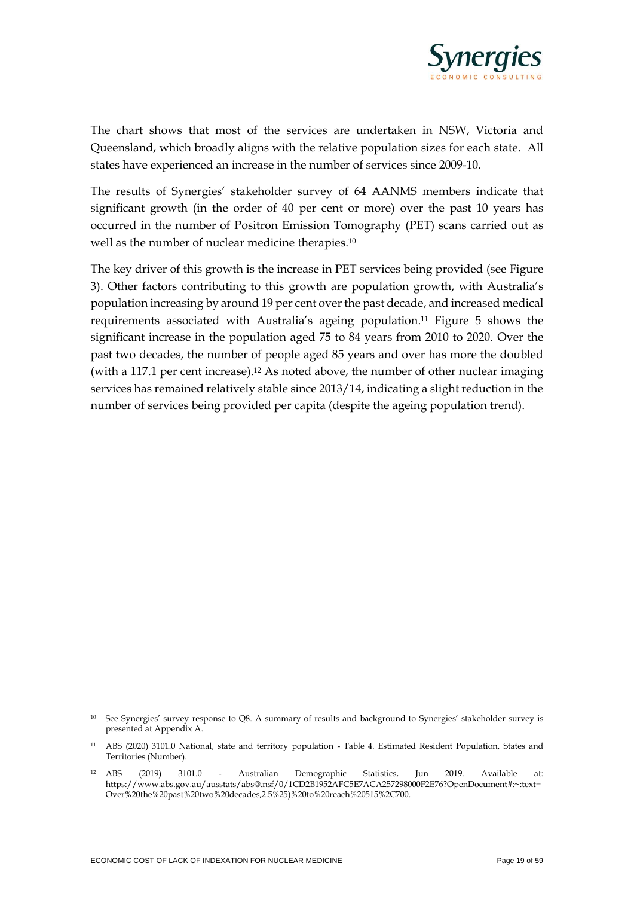The chart shows that most of the services are undertaken in NSW, Victoria and Queensland, which broadly aligns with the relative population sizes for each state. All states have experienced an increase in the number of services since 2009-10.

The results of Synergies' stakeholder survey of 64 AANMS members indicate that significant growth (in the order of 40 per cent or more) over the past 10 years has occurred in the number of Positron Emission Tomography (PET) scans carried out as well as the number of nuclear medicine therapies.[10]

The key driver of this growth is the increase in PET services being provided (see Figure 3). Other factors contributing to this growth are population growth, with Australia's population increasing by around 19 per cent over the past decade, and increased medical requirements associated with Australia's ageing population.[11] Figure 5 shows the significant increase in the population aged 75 to 84 years from 2010 to 2020. Over the past two decades, the number of people aged 85 years and over has more the doubled (with a 117.1 per cent increase).[12] As noted above, the number of other nuclear imaging services has remained relatively stable since 2013/14, indicating a slight reduction in the number of services being provided per capita (despite the ageing population trend).

---

[10] See Synergies' survey response to Q8. A summary of results and background to Synergies' stakeholder survey is presented at Appendix A.

[11] ABS (2020) 3101.0 National, state and territory population - Table 4. Estimated Resident Population, States and Territories (Number).

[12] ABS (2019) 3101.0 - Australian Demographic Statistics, Jun 2019. Available at: https://www.abs.gov.au/ausstats/abs@.nsf/0/1CD2B1952AFC5E7ACA257298000F2E76?OpenDocument#:~:text=Over%20the%20past%20two%20decades,2.5%25)%20to%20reach%20515%2C700.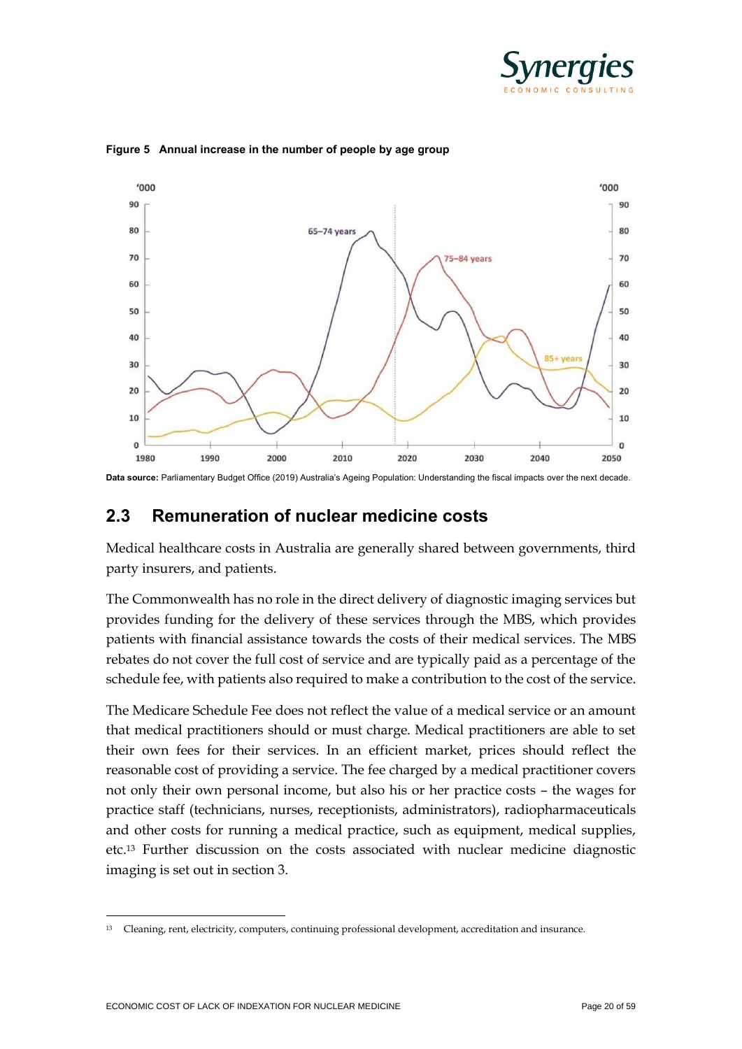**Figure 5 Annual increase in the number of people by age group**

**Data source:** Parliamentary Budget Office (2019) Australia's Ageing Population: Understanding the fiscal impacts over the next decade.

## 2.3 Remuneration of nuclear medicine costs

Medical healthcare costs in Australia are generally shared between governments, third party insurers, and patients.

The Commonwealth has no role in the direct delivery of diagnostic imaging services but provides funding for the delivery of these services through the MBS, which provides patients with financial assistance towards the costs of their medical services. The MBS rebates do not cover the full cost of service and are typically paid as a percentage of the schedule fee, with patients also required to make a contribution to the cost of the service.

The Medicare Schedule Fee does not reflect the value of a medical service or an amount that medical practitioners should or must charge. Medical practitioners are able to set their own fees for their services. In an efficient market, prices should reflect the reasonable cost of providing a service. The fee charged by a medical practitioner covers not only their own personal income, but also his or her practice costs – the wages for practice staff (technicians, nurses, receptionists, administrators), radiopharmaceuticals and other costs for running a medical practice, such as equipment, medical supplies, etc.[13] Further discussion on the costs associated with nuclear medicine diagnostic imaging is set out in section 3.

[13] Cleaning, rent, electricity, computers, continuing professional development, accreditation and insurance.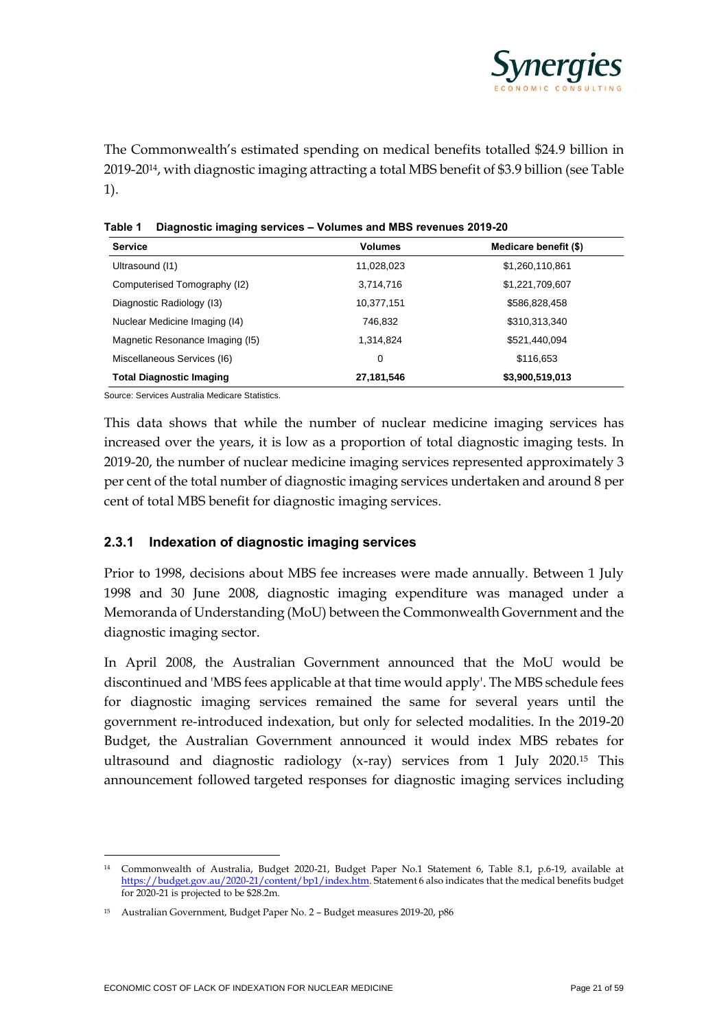The Commonwealth's estimated spending on medical benefits totalled $24.9 billion in 2019-20[14], with diagnostic imaging attracting a total MBS benefit of $3.9 billion (see Table 1).

**Table 1 Diagnostic imaging services – Volumes and MBS revenues 2019-20**

| Service | Volumes | Medicare benefit ($) |
|---|---|---|
| Ultrasound (I1) | 11,028,023 | $1,260,110,861 |
| Computerised Tomography (I2) | 3,714,716 | $1,221,709,607 |
| Diagnostic Radiology (I3) | 10,377,151 | $586,828,458 |
| Nuclear Medicine Imaging (I4) | 746,832 | $310,313,340 |
| Magnetic Resonance Imaging (I5) | 1,314,824 | $521,440,094 |
| Miscellaneous Services (I6) | 0 | $116,653 |
| **Total Diagnostic Imaging** | **27,181,546** | **$3,900,519,013** |

Source: Services Australia Medicare Statistics.

This data shows that while the number of nuclear medicine imaging services has increased over the years, it is low as a proportion of total diagnostic imaging tests. In 2019-20, the number of nuclear medicine imaging services represented approximately 3 per cent of the total number of diagnostic imaging services undertaken and around 8 per cent of total MBS benefit for diagnostic imaging services.

### 2.3.1 Indexation of diagnostic imaging services

Prior to 1998, decisions about MBS fee increases were made annually. Between 1 July 1998 and 30 June 2008, diagnostic imaging expenditure was managed under a Memoranda of Understanding (MoU) between the Commonwealth Government and the diagnostic imaging sector.

In April 2008, the Australian Government announced that the MoU would be discontinued and 'MBS fees applicable at that time would apply'. The MBS schedule fees for diagnostic imaging services remained the same for several years until the government re-introduced indexation, but only for selected modalities. In the 2019-20 Budget, the Australian Government announced it would index MBS rebates for ultrasound and diagnostic radiology (x-ray) services from 1 July 2020.[15] This announcement followed targeted responses for diagnostic imaging services including

---

[14] Commonwealth of Australia, Budget 2020-21, Budget Paper No.1 Statement 6, Table 8.1, p.6-19, available at https://budget.gov.au/2020-21/content/bp1/index.htm. Statement 6 also indicates that the medical benefits budget for 2020-21 is projected to be $28.2m.

[15] Australian Government, Budget Paper No. 2 – Budget measures 2019-20, p86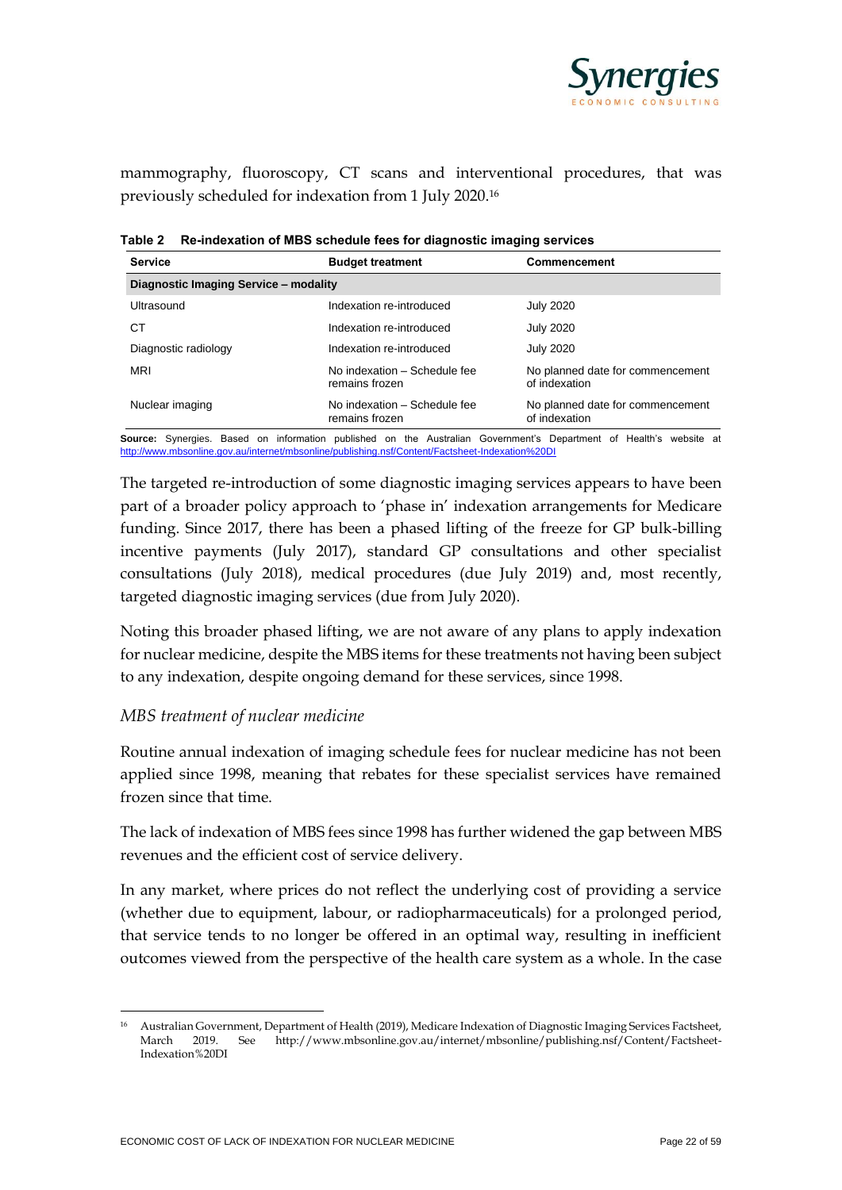mammography, fluoroscopy, CT scans and interventional procedures, that was previously scheduled for indexation from 1 July 2020.[16]

**Table 2 Re-indexation of MBS schedule fees for diagnostic imaging services**

| Service | Budget treatment | Commencement |
|---|---|---|
| **Diagnostic Imaging Service – modality** | | |
| Ultrasound | Indexation re-introduced | July 2020 |
| CT | Indexation re-introduced | July 2020 |
| Diagnostic radiology | Indexation re-introduced | July 2020 |
| MRI | No indexation – Schedule fee remains frozen | No planned date for commencement of indexation |
| Nuclear imaging | No indexation – Schedule fee remains frozen | No planned date for commencement of indexation |

**Source:** Synergies. Based on information published on the Australian Government's Department of Health's website at http://www.mbsonline.gov.au/internet/mbsonline/publishing.nsf/Content/Factsheet-Indexation%20DI

The targeted re-introduction of some diagnostic imaging services appears to have been part of a broader policy approach to 'phase in' indexation arrangements for Medicare funding. Since 2017, there has been a phased lifting of the freeze for GP bulk-billing incentive payments (July 2017), standard GP consultations and other specialist consultations (July 2018), medical procedures (due July 2019) and, most recently, targeted diagnostic imaging services (due from July 2020).

Noting this broader phased lifting, we are not aware of any plans to apply indexation for nuclear medicine, despite the MBS items for these treatments not having been subject to any indexation, despite ongoing demand for these services, since 1998.

### *MBS treatment of nuclear medicine*

Routine annual indexation of imaging schedule fees for nuclear medicine has not been applied since 1998, meaning that rebates for these specialist services have remained frozen since that time.

The lack of indexation of MBS fees since 1998 has further widened the gap between MBS revenues and the efficient cost of service delivery.

In any market, where prices do not reflect the underlying cost of providing a service (whether due to equipment, labour, or radiopharmaceuticals) for a prolonged period, that service tends to no longer be offered in an optimal way, resulting in inefficient outcomes viewed from the perspective of the health care system as a whole. In the case

[16] Australian Government, Department of Health (2019), Medicare Indexation of Diagnostic Imaging Services Factsheet, March 2019. See http://www.mbsonline.gov.au/internet/mbsonline/publishing.nsf/Content/Factsheet-Indexation%20DI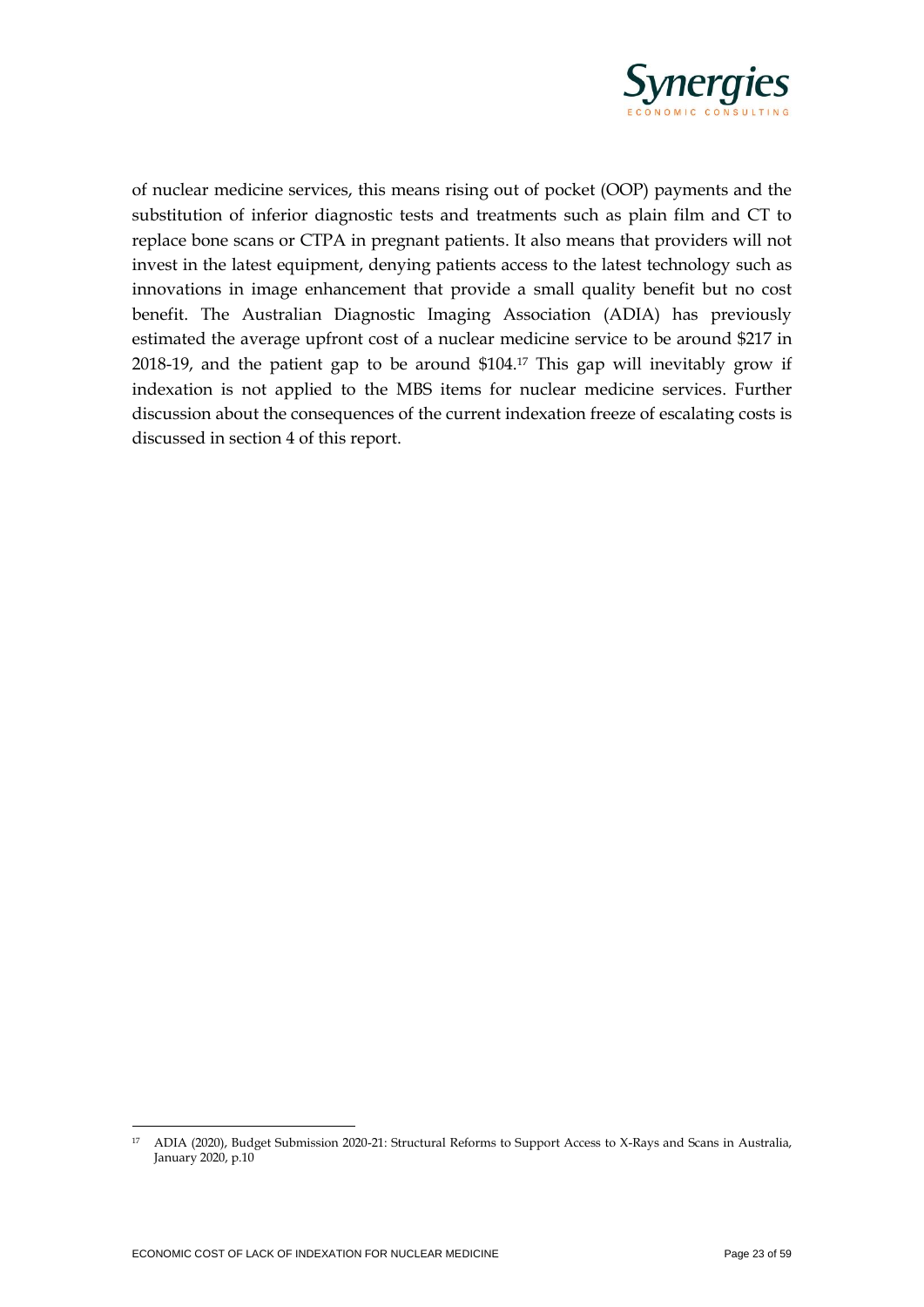of nuclear medicine services, this means rising out of pocket (OOP) payments and the substitution of inferior diagnostic tests and treatments such as plain film and CT to replace bone scans or CTPA in pregnant patients. It also means that providers will not invest in the latest equipment, denying patients access to the latest technology such as innovations in image enhancement that provide a small quality benefit but no cost benefit. The Australian Diagnostic Imaging Association (ADIA) has previously estimated the average upfront cost of a nuclear medicine service to be around $217 in 2018-19, and the patient gap to be around $104.[17] This gap will inevitably grow if indexation is not applied to the MBS items for nuclear medicine services. Further discussion about the consequences of the current indexation freeze of escalating costs is discussed in section 4 of this report.

[17] ADIA (2020), Budget Submission 2020-21: Structural Reforms to Support Access to X-Rays and Scans in Australia, January 2020, p.10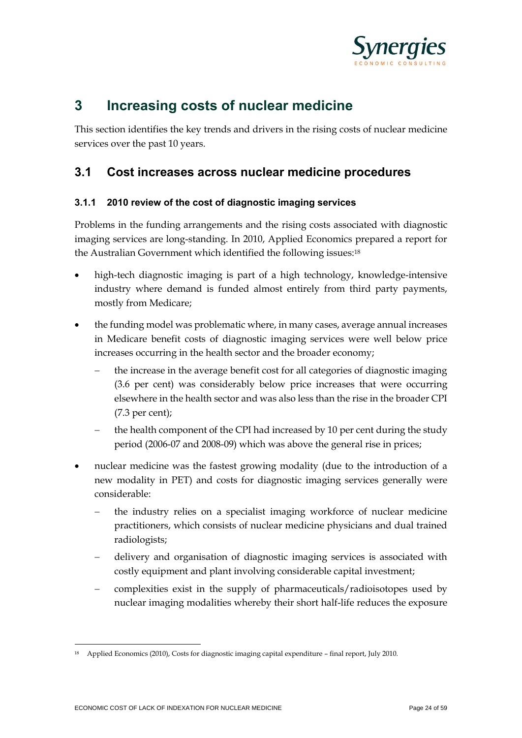# 3 Increasing costs of nuclear medicine

This section identifies the key trends and drivers in the rising costs of nuclear medicine services over the past 10 years.

## 3.1 Cost increases across nuclear medicine procedures

### 3.1.1 2010 review of the cost of diagnostic imaging services

Problems in the funding arrangements and the rising costs associated with diagnostic imaging services are long-standing. In 2010, Applied Economics prepared a report for the Australian Government which identified the following issues:[18]

- high-tech diagnostic imaging is part of a high technology, knowledge-intensive industry where demand is funded almost entirely from third party payments, mostly from Medicare;
- the funding model was problematic where, in many cases, average annual increases in Medicare benefit costs of diagnostic imaging services were well below price increases occurring in the health sector and the broader economy;
  - the increase in the average benefit cost for all categories of diagnostic imaging (3.6 per cent) was considerably below price increases that were occurring elsewhere in the health sector and was also less than the rise in the broader CPI (7.3 per cent);
  - the health component of the CPI had increased by 10 per cent during the study period (2006-07 and 2008-09) which was above the general rise in prices;
- nuclear medicine was the fastest growing modality (due to the introduction of a new modality in PET) and costs for diagnostic imaging services generally were considerable:
  - the industry relies on a specialist imaging workforce of nuclear medicine practitioners, which consists of nuclear medicine physicians and dual trained radiologists;
  - delivery and organisation of diagnostic imaging services is associated with costly equipment and plant involving considerable capital investment;
  - complexities exist in the supply of pharmaceuticals/radioisotopes used by nuclear imaging modalities whereby their short half-life reduces the exposure

[18] Applied Economics (2010), Costs for diagnostic imaging capital expenditure – final report, July 2010.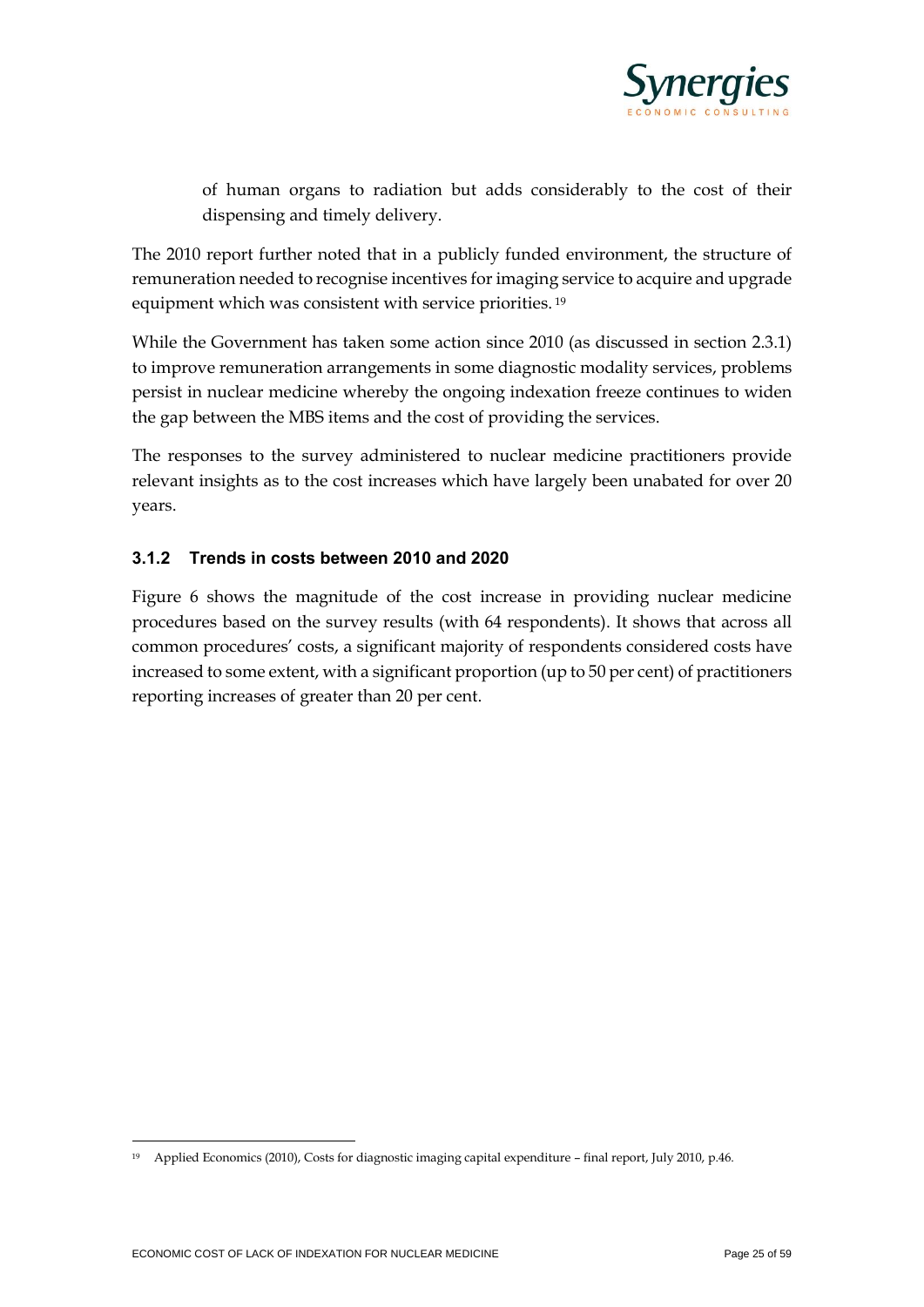of human organs to radiation but adds considerably to the cost of their dispensing and timely delivery.

The 2010 report further noted that in a publicly funded environment, the structure of remuneration needed to recognise incentives for imaging service to acquire and upgrade equipment which was consistent with service priorities. [19]

While the Government has taken some action since 2010 (as discussed in section 2.3.1) to improve remuneration arrangements in some diagnostic modality services, problems persist in nuclear medicine whereby the ongoing indexation freeze continues to widen the gap between the MBS items and the cost of providing the services.

The responses to the survey administered to nuclear medicine practitioners provide relevant insights as to the cost increases which have largely been unabated for over 20 years.

### 3.1.2 Trends in costs between 2010 and 2020

Figure 6 shows the magnitude of the cost increase in providing nuclear medicine procedures based on the survey results (with 64 respondents). It shows that across all common procedures' costs, a significant majority of respondents considered costs have increased to some extent, with a significant proportion (up to 50 per cent) of practitioners reporting increases of greater than 20 per cent.

[19] Applied Economics (2010), Costs for diagnostic imaging capital expenditure – final report, July 2010, p.46.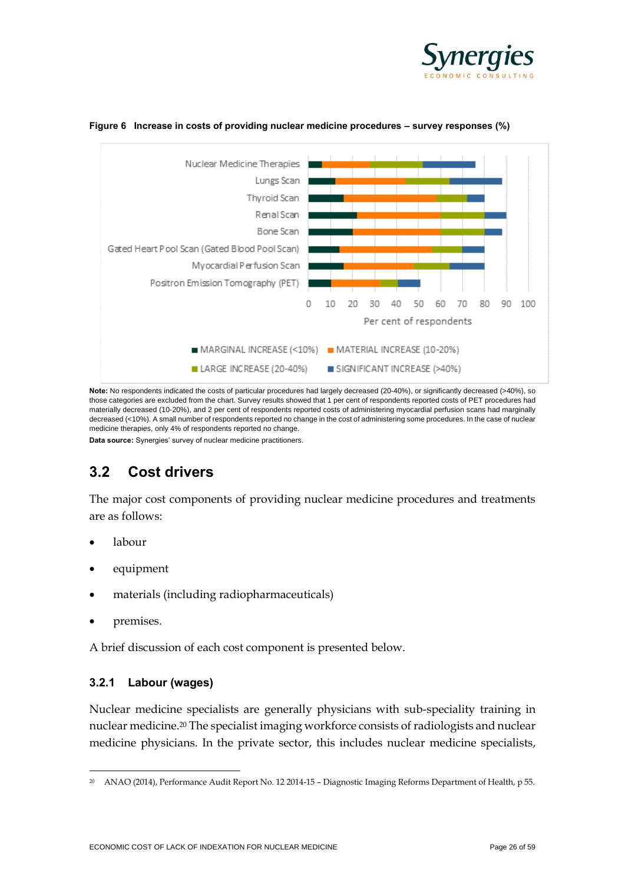**Figure 6 Increase in costs of providing nuclear medicine procedures – survey responses (%)**

**Note:** No respondents indicated the costs of particular procedures had largely decreased (20-40%), or significantly decreased (>40%), so those categories are excluded from the chart. Survey results showed that 1 per cent of respondents reported costs of PET procedures had materially decreased (10-20%), and 2 per cent of respondents reported costs of administering myocardial perfusion scans had marginally decreased (<10%). A small number of respondents reported no change in the cost of administering some procedures. In the case of nuclear medicine therapies, only 4% of respondents reported no change.

**Data source:** Synergies' survey of nuclear medicine practitioners.

## 3.2 Cost drivers

The major cost components of providing nuclear medicine procedures and treatments are as follows:

- labour
- equipment
- materials (including radiopharmaceuticals)
- premises.

A brief discussion of each cost component is presented below.

### 3.2.1 Labour (wages)

Nuclear medicine specialists are generally physicians with sub-speciality training in nuclear medicine.[20] The specialist imaging workforce consists of radiologists and nuclear medicine physicians. In the private sector, this includes nuclear medicine specialists,

[20] ANAO (2014), Performance Audit Report No. 12 2014-15 – Diagnostic Imaging Reforms Department of Health, p 55.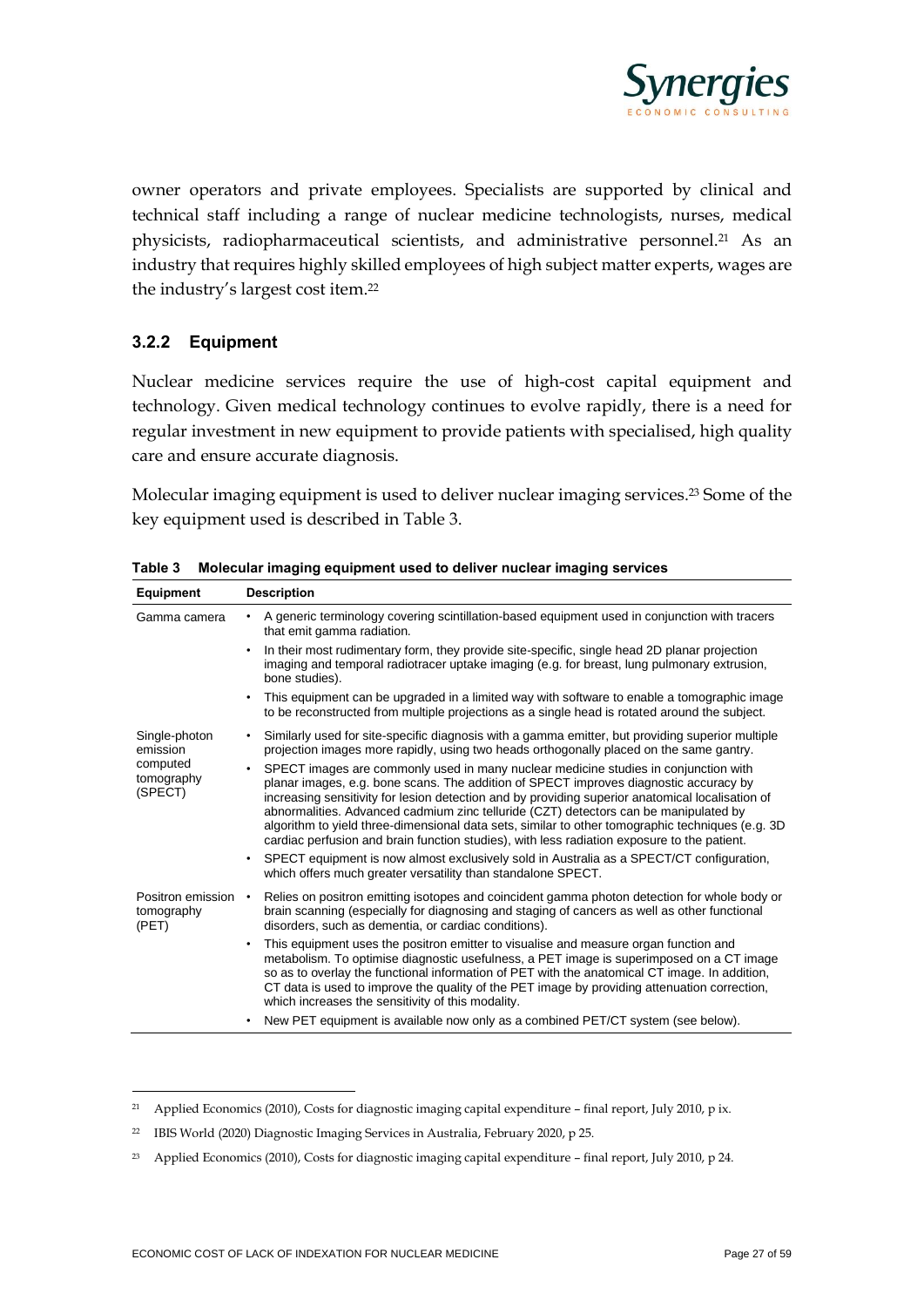owner operators and private employees. Specialists are supported by clinical and technical staff including a range of nuclear medicine technologists, nurses, medical physicists, radiopharmaceutical scientists, and administrative personnel.[21] As an industry that requires highly skilled employees of high subject matter experts, wages are the industry's largest cost item.[22]

### 3.2.2 Equipment

Nuclear medicine services require the use of high-cost capital equipment and technology. Given medical technology continues to evolve rapidly, there is a need for regular investment in new equipment to provide patients with specialised, high quality care and ensure accurate diagnosis.

Molecular imaging equipment is used to deliver nuclear imaging services.[23] Some of the key equipment used is described in Table 3.

**Table 3 Molecular imaging equipment used to deliver nuclear imaging services**

| Equipment | Description |
|---|---|
| Gamma camera | • A generic terminology covering scintillation-based equipment used in conjunction with tracers that emit gamma radiation.<br>• In their most rudimentary form, they provide site-specific, single head 2D planar projection imaging and temporal radiotracer uptake imaging (e.g. for breast, lung pulmonary extrusion, bone studies).<br>• This equipment can be upgraded in a limited way with software to enable a tomographic image to be reconstructed from multiple projections as a single head is rotated around the subject. |
| Single-photon emission computed tomography (SPECT) | • Similarly used for site-specific diagnosis with a gamma emitter, but providing superior multiple projection images more rapidly, using two heads orthogonally placed on the same gantry.<br>• SPECT images are commonly used in many nuclear medicine studies in conjunction with planar images, e.g. bone scans. The addition of SPECT improves diagnostic accuracy by increasing sensitivity for lesion detection and by providing superior anatomical localisation of abnormalities. Advanced cadmium zinc telluride (CZT) detectors can be manipulated by algorithm to yield three-dimensional data sets, similar to other tomographic techniques (e.g. 3D cardiac perfusion and brain function studies), with less radiation exposure to the patient.<br>• SPECT equipment is now almost exclusively sold in Australia as a SPECT/CT configuration, which offers much greater versatility than standalone SPECT. |
| Positron emission tomography (PET) | • Relies on positron emitting isotopes and coincident gamma photon detection for whole body or brain scanning (especially for diagnosing and staging of cancers as well as other functional disorders, such as dementia, or cardiac conditions).<br>• This equipment uses the positron emitter to visualise and measure organ function and metabolism. To optimise diagnostic usefulness, a PET image is superimposed on a CT image so as to overlay the functional information of PET with the anatomical CT image. In addition, CT data is used to improve the quality of the PET image by providing attenuation correction, which increases the sensitivity of this modality.<br>• New PET equipment is available now only as a combined PET/CT system (see below). |

[21] Applied Economics (2010), Costs for diagnostic imaging capital expenditure – final report, July 2010, p ix.

[22] IBIS World (2020) Diagnostic Imaging Services in Australia, February 2020, p 25.

[23] Applied Economics (2010), Costs for diagnostic imaging capital expenditure – final report, July 2010, p 24.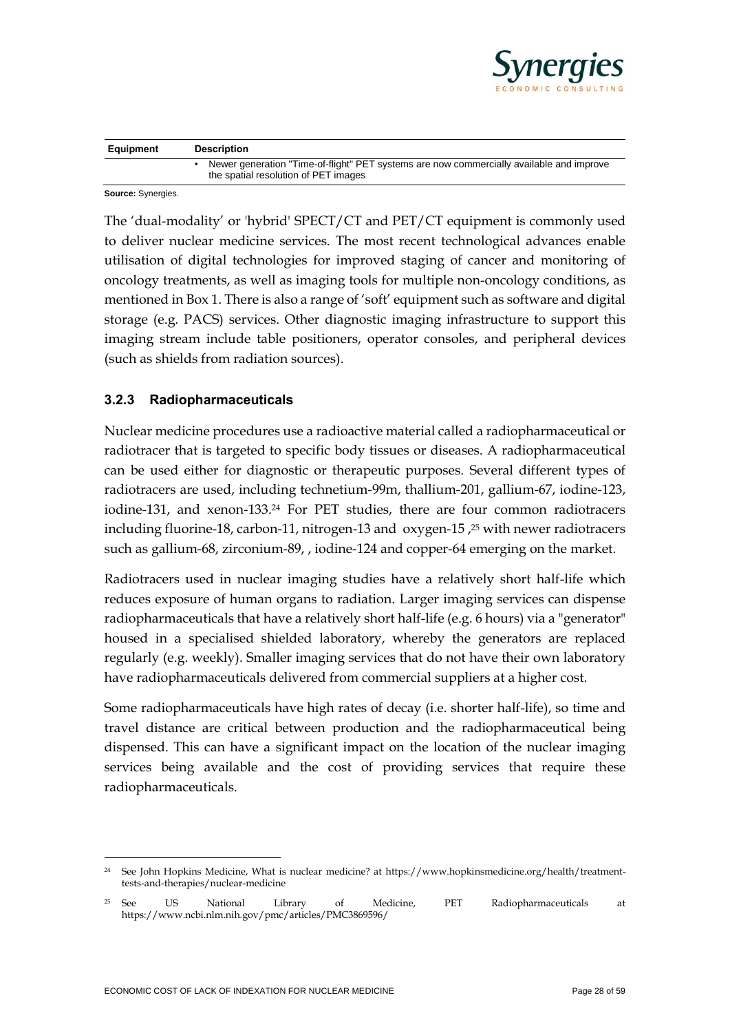| Equipment | Description |
| --- | --- |
| | • Newer generation "Time-of-flight" PET systems are now commercially available and improve the spatial resolution of PET images |

**Source:** Synergies.

The 'dual-modality' or 'hybrid' SPECT/CT and PET/CT equipment is commonly used to deliver nuclear medicine services. The most recent technological advances enable utilisation of digital technologies for improved staging of cancer and monitoring of oncology treatments, as well as imaging tools for multiple non-oncology conditions, as mentioned in Box 1. There is also a range of 'soft' equipment such as software and digital storage (e.g. PACS) services. Other diagnostic imaging infrastructure to support this imaging stream include table positioners, operator consoles, and peripheral devices (such as shields from radiation sources).

### 3.2.3 Radiopharmaceuticals

Nuclear medicine procedures use a radioactive material called a radiopharmaceutical or radiotracer that is targeted to specific body tissues or diseases. A radiopharmaceutical can be used either for diagnostic or therapeutic purposes. Several different types of radiotracers are used, including technetium-99m, thallium-201, gallium-67, iodine-123, iodine-131, and xenon-133.[24] For PET studies, there are four common radiotracers including fluorine-18, carbon-11, nitrogen-13 and oxygen-15 ,[25] with newer radiotracers such as gallium-68, zirconium-89, , iodine-124 and copper-64 emerging on the market.

Radiotracers used in nuclear imaging studies have a relatively short half-life which reduces exposure of human organs to radiation. Larger imaging services can dispense radiopharmaceuticals that have a relatively short half-life (e.g. 6 hours) via a "generator" housed in a specialised shielded laboratory, whereby the generators are replaced regularly (e.g. weekly). Smaller imaging services that do not have their own laboratory have radiopharmaceuticals delivered from commercial suppliers at a higher cost.

Some radiopharmaceuticals have high rates of decay (i.e. shorter half-life), so time and travel distance are critical between production and the radiopharmaceutical being dispensed. This can have a significant impact on the location of the nuclear imaging services being available and the cost of providing services that require these radiopharmaceuticals.

---

[24] See John Hopkins Medicine, What is nuclear medicine? at https://www.hopkinsmedicine.org/health/treatment-tests-and-therapies/nuclear-medicine

[25] See US National Library of Medicine, PET Radiopharmaceuticals at https://www.ncbi.nlm.nih.gov/pmc/articles/PMC3869596/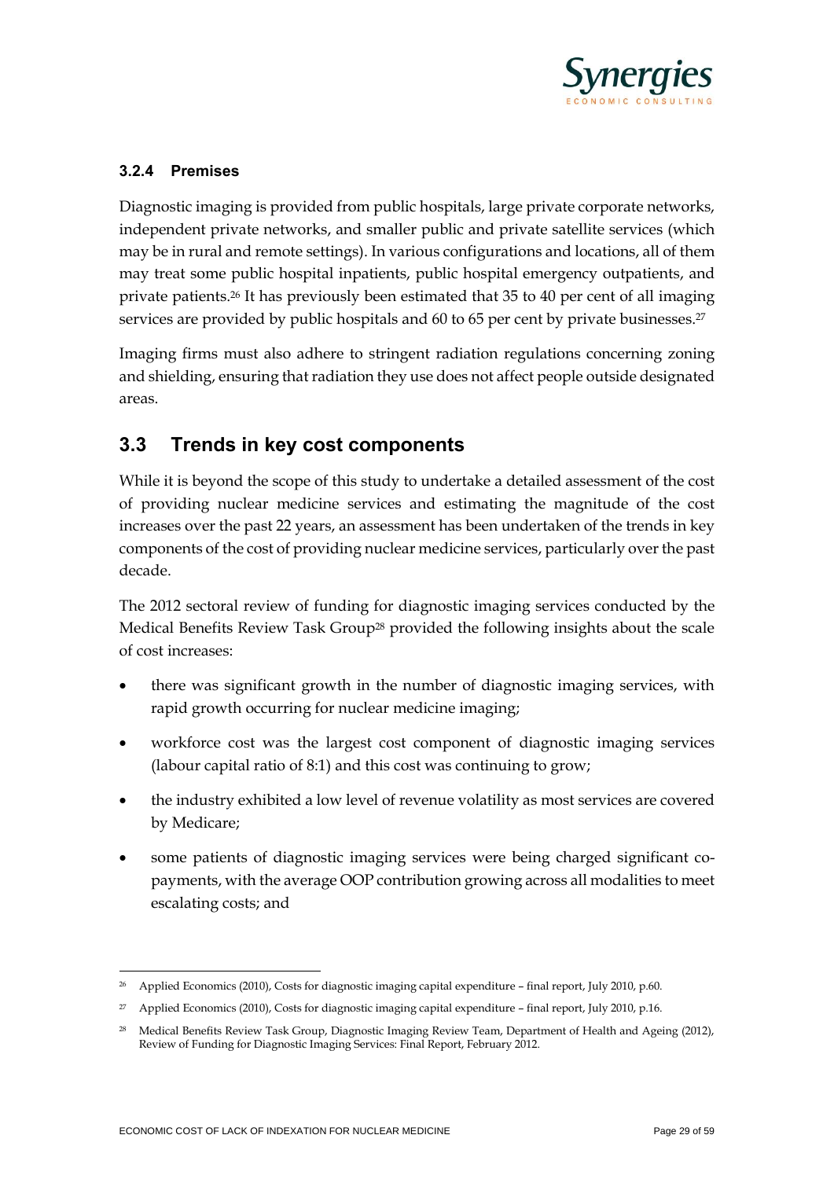### 3.2.4 Premises

Diagnostic imaging is provided from public hospitals, large private corporate networks, independent private networks, and smaller public and private satellite services (which may be in rural and remote settings). In various configurations and locations, all of them may treat some public hospital inpatients, public hospital emergency outpatients, and private patients.[26] It has previously been estimated that 35 to 40 per cent of all imaging services are provided by public hospitals and 60 to 65 per cent by private businesses.[27]

Imaging firms must also adhere to stringent radiation regulations concerning zoning and shielding, ensuring that radiation they use does not affect people outside designated areas.

## 3.3 Trends in key cost components

While it is beyond the scope of this study to undertake a detailed assessment of the cost of providing nuclear medicine services and estimating the magnitude of the cost increases over the past 22 years, an assessment has been undertaken of the trends in key components of the cost of providing nuclear medicine services, particularly over the past decade.

The 2012 sectoral review of funding for diagnostic imaging services conducted by the Medical Benefits Review Task Group[28] provided the following insights about the scale of cost increases:

- there was significant growth in the number of diagnostic imaging services, with rapid growth occurring for nuclear medicine imaging;
- workforce cost was the largest cost component of diagnostic imaging services (labour capital ratio of 8:1) and this cost was continuing to grow;
- the industry exhibited a low level of revenue volatility as most services are covered by Medicare;
- some patients of diagnostic imaging services were being charged significant co-payments, with the average OOP contribution growing across all modalities to meet escalating costs; and

---

[26] Applied Economics (2010), Costs for diagnostic imaging capital expenditure – final report, July 2010, p.60.

[27] Applied Economics (2010), Costs for diagnostic imaging capital expenditure – final report, July 2010, p.16.

[28] Medical Benefits Review Task Group, Diagnostic Imaging Review Team, Department of Health and Ageing (2012), Review of Funding for Diagnostic Imaging Services: Final Report, February 2012.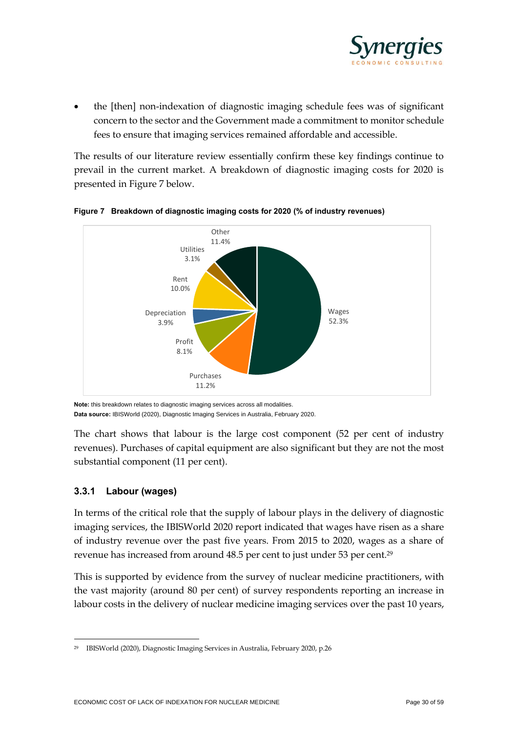- the [then] non-indexation of diagnostic imaging schedule fees was of significant concern to the sector and the Government made a commitment to monitor schedule fees to ensure that imaging services remained affordable and accessible.

The results of our literature review essentially confirm these key findings continue to prevail in the current market. A breakdown of diagnostic imaging costs for 2020 is presented in Figure 7 below.

**Figure 7 Breakdown of diagnostic imaging costs for 2020 (% of industry revenues)**

| Component | Share |
| --- | --- |
| Wages | 52.3% |
| Purchases | 11.2% |
| Profit | 8.1% |
| Depreciation | 3.9% |
| Rent | 10.0% |
| Utilities | 3.1% |
| Other | 11.4% |

**Note:** this breakdown relates to diagnostic imaging services across all modalities.
**Data source:** IBISWorld (2020), Diagnostic Imaging Services in Australia, February 2020.

The chart shows that labour is the large cost component (52 per cent of industry revenues). Purchases of capital equipment are also significant but they are not the most substantial component (11 per cent).

### 3.3.1 Labour (wages)

In terms of the critical role that the supply of labour plays in the delivery of diagnostic imaging services, the IBISWorld 2020 report indicated that wages have risen as a share of industry revenue over the past five years. From 2015 to 2020, wages as a share of revenue has increased from around 48.5 per cent to just under 53 per cent.[29]

This is supported by evidence from the survey of nuclear medicine practitioners, with the vast majority (around 80 per cent) of survey respondents reporting an increase in labour costs in the delivery of nuclear medicine imaging services over the past 10 years,

[29] IBISWorld (2020), Diagnostic Imaging Services in Australia, February 2020, p.26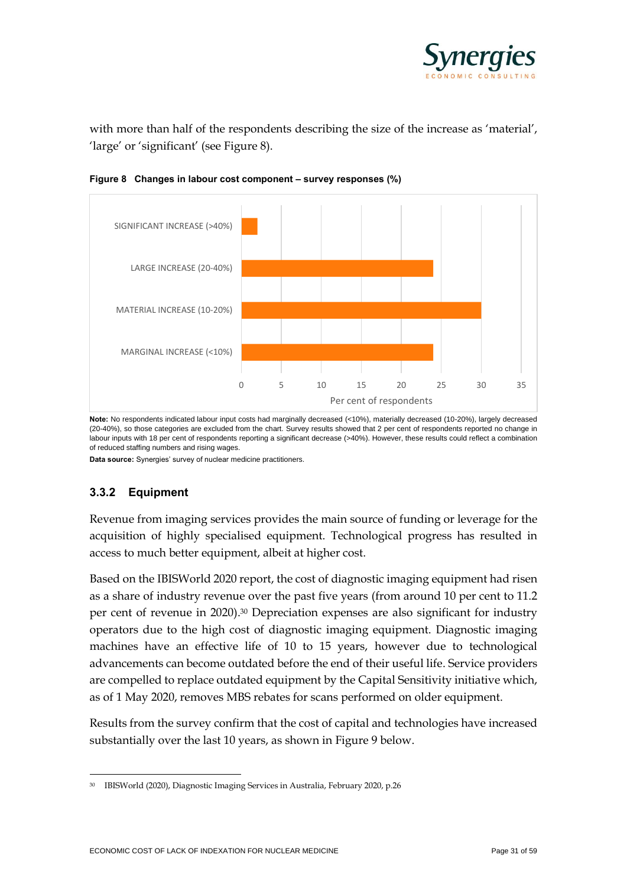with more than half of the respondents describing the size of the increase as 'material', 'large' or 'significant' (see Figure 8).

**Figure 8 Changes in labour cost component – survey responses (%)**

| Category | Per cent of respondents |
| --- | --- |
| SIGNIFICANT INCREASE (>40%) | 2 |
| LARGE INCREASE (20-40%) | 24 |
| MATERIAL INCREASE (10-20%) | 30 |
| MARGINAL INCREASE (<10%) | 24 |

**Note:** No respondents indicated labour input costs had marginally decreased (<10%), materially decreased (10-20%), largely decreased (20-40%), so those categories are excluded from the chart. Survey results showed that 2 per cent of respondents reported no change in labour inputs with 18 per cent of respondents reporting a significant decrease (>40%). However, these results could reflect a combination of reduced staffing numbers and rising wages.

**Data source:** Synergies' survey of nuclear medicine practitioners.

### 3.3.2 Equipment

Revenue from imaging services provides the main source of funding or leverage for the acquisition of highly specialised equipment. Technological progress has resulted in access to much better equipment, albeit at higher cost.

Based on the IBISWorld 2020 report, the cost of diagnostic imaging equipment had risen as a share of industry revenue over the past five years (from around 10 per cent to 11.2 per cent of revenue in 2020).[30] Depreciation expenses are also significant for industry operators due to the high cost of diagnostic imaging equipment. Diagnostic imaging machines have an effective life of 10 to 15 years, however due to technological advancements can become outdated before the end of their useful life. Service providers are compelled to replace outdated equipment by the Capital Sensitivity initiative which, as of 1 May 2020, removes MBS rebates for scans performed on older equipment.

Results from the survey confirm that the cost of capital and technologies have increased substantially over the last 10 years, as shown in Figure 9 below.

[30] IBISWorld (2020), Diagnostic Imaging Services in Australia, February 2020, p.26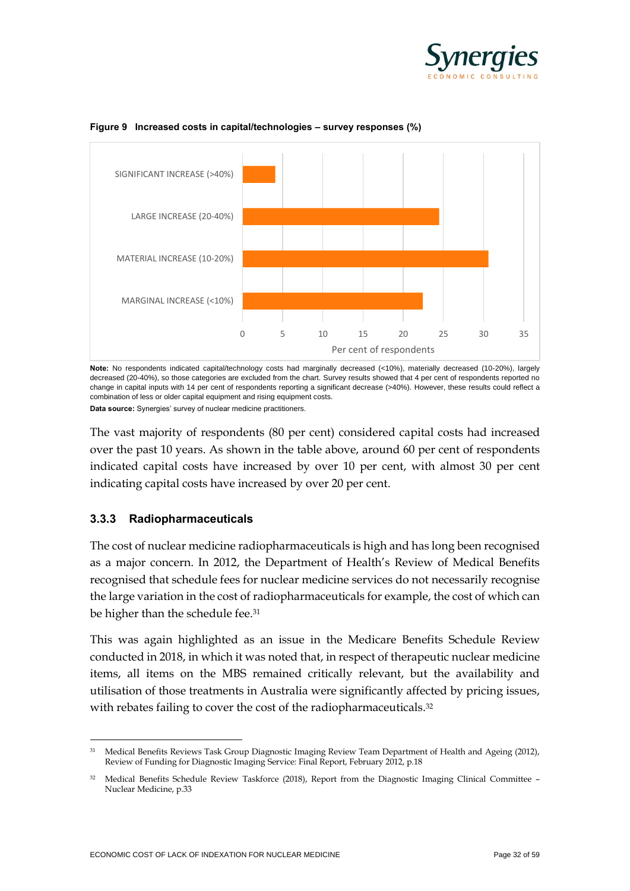**Figure 9 Increased costs in capital/technologies – survey responses (%)**

**Note:** No respondents indicated capital/technology costs had marginally decreased (<10%), materially decreased (10-20%), largely decreased (20-40%), so those categories are excluded from the chart. Survey results showed that 4 per cent of respondents reported no change in capital inputs with 14 per cent of respondents reporting a significant decrease (>40%). However, these results could reflect a combination of less or older capital equipment and rising equipment costs.

**Data source:** Synergies' survey of nuclear medicine practitioners.

The vast majority of respondents (80 per cent) considered capital costs had increased over the past 10 years. As shown in the table above, around 60 per cent of respondents indicated capital costs have increased by over 10 per cent, with almost 30 per cent indicating capital costs have increased by over 20 per cent.

### 3.3.3 Radiopharmaceuticals

The cost of nuclear medicine radiopharmaceuticals is high and has long been recognised as a major concern. In 2012, the Department of Health's Review of Medical Benefits recognised that schedule fees for nuclear medicine services do not necessarily recognise the large variation in the cost of radiopharmaceuticals for example, the cost of which can be higher than the schedule fee.[31]

This was again highlighted as an issue in the Medicare Benefits Schedule Review conducted in 2018, in which it was noted that, in respect of therapeutic nuclear medicine items, all items on the MBS remained critically relevant, but the availability and utilisation of those treatments in Australia were significantly affected by pricing issues, with rebates failing to cover the cost of the radiopharmaceuticals.[32]

---

[31] Medical Benefits Reviews Task Group Diagnostic Imaging Review Team Department of Health and Ageing (2012), Review of Funding for Diagnostic Imaging Service: Final Report, February 2012, p.18

[32] Medical Benefits Schedule Review Taskforce (2018), Report from the Diagnostic Imaging Clinical Committee – Nuclear Medicine, p.33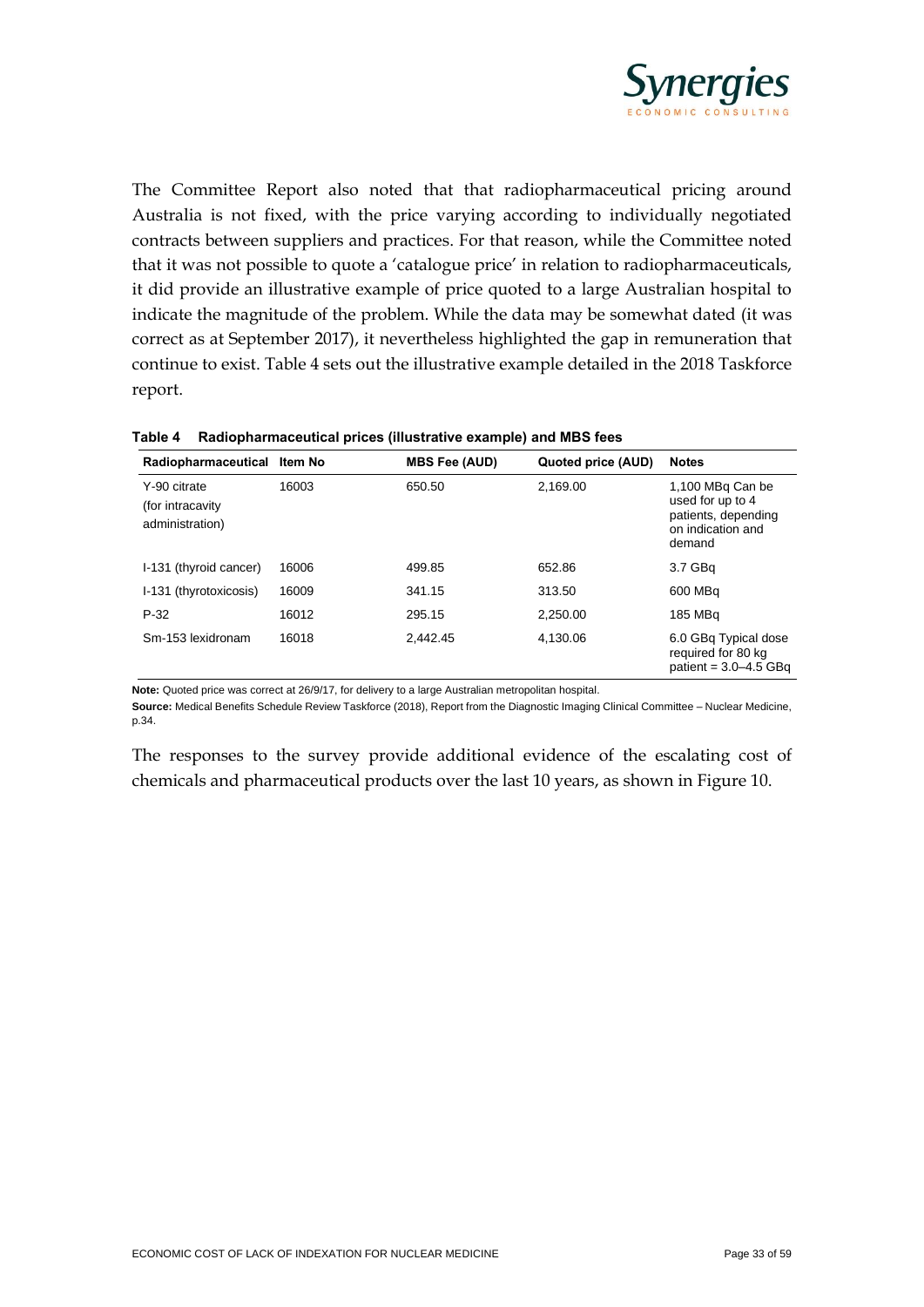The Committee Report also noted that that radiopharmaceutical pricing around Australia is not fixed, with the price varying according to individually negotiated contracts between suppliers and practices. For that reason, while the Committee noted that it was not possible to quote a 'catalogue price' in relation to radiopharmaceuticals, it did provide an illustrative example of price quoted to a large Australian hospital to indicate the magnitude of the problem. While the data may be somewhat dated (it was correct as at September 2017), it nevertheless highlighted the gap in remuneration that continue to exist. Table 4 sets out the illustrative example detailed in the 2018 Taskforce report.

**Table 4 Radiopharmaceutical prices (illustrative example) and MBS fees**

| Radiopharmaceutical | Item No | MBS Fee (AUD) | Quoted price (AUD) | Notes |
|---|---|---|---|---|
| Y-90 citrate (for intracavity administration) | 16003 | 650.50 | 2,169.00 | 1,100 MBq Can be used for up to 4 patients, depending on indication and demand |
| I-131 (thyroid cancer) | 16006 | 499.85 | 652.86 | 3.7 GBq |
| I-131 (thyrotoxicosis) | 16009 | 341.15 | 313.50 | 600 MBq |
| P-32 | 16012 | 295.15 | 2,250.00 | 185 MBq |
| Sm-153 lexidronam | 16018 | 2,442.45 | 4,130.06 | 6.0 GBq Typical dose required for 80 kg patient = 3.0–4.5 GBq |

**Note:** Quoted price was correct at 26/9/17, for delivery to a large Australian metropolitan hospital.

**Source:** Medical Benefits Schedule Review Taskforce (2018), Report from the Diagnostic Imaging Clinical Committee – Nuclear Medicine, p.34.

The responses to the survey provide additional evidence of the escalating cost of chemicals and pharmaceutical products over the last 10 years, as shown in Figure 10.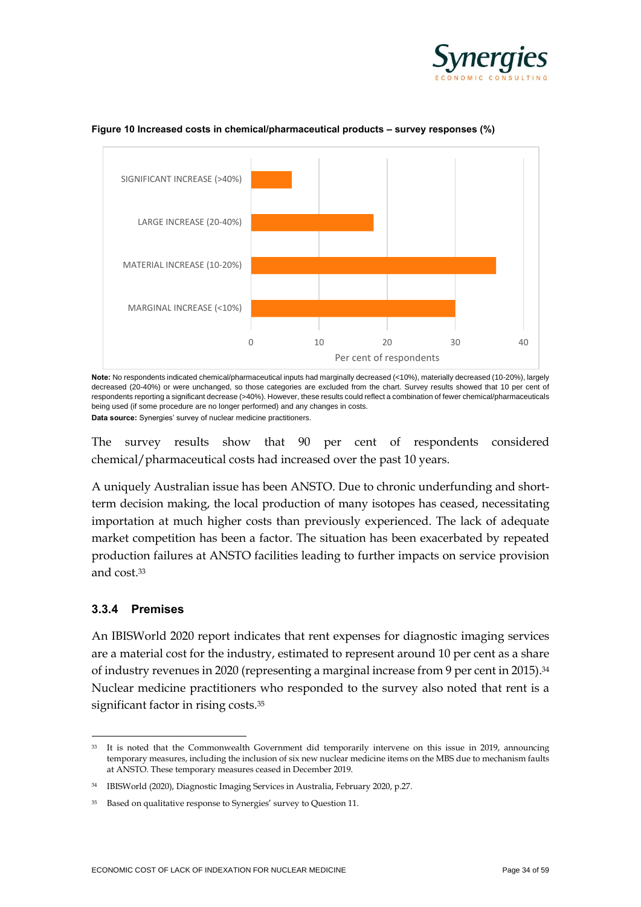**Figure 10 Increased costs in chemical/pharmaceutical products – survey responses (%)**

**Note:** No respondents indicated chemical/pharmaceutical inputs had marginally decreased (<10%), materially decreased (10-20%), largely decreased (20-40%) or were unchanged, so those categories are excluded from the chart. Survey results showed that 10 per cent of respondents reporting a significant decrease (>40%). However, these results could reflect a combination of fewer chemical/pharmaceuticals being used (if some procedure are no longer performed) and any changes in costs.

**Data source:** Synergies' survey of nuclear medicine practitioners.

The survey results show that 90 per cent of respondents considered chemical/pharmaceutical costs had increased over the past 10 years.

A uniquely Australian issue has been ANSTO. Due to chronic underfunding and short-term decision making, the local production of many isotopes has ceased, necessitating importation at much higher costs than previously experienced. The lack of adequate market competition has been a factor. The situation has been exacerbated by repeated production failures at ANSTO facilities leading to further impacts on service provision and cost.[33]

### 3.3.4 Premises

An IBISWorld 2020 report indicates that rent expenses for diagnostic imaging services are a material cost for the industry, estimated to represent around 10 per cent as a share of industry revenues in 2020 (representing a marginal increase from 9 per cent in 2015).[34] Nuclear medicine practitioners who responded to the survey also noted that rent is a significant factor in rising costs.[35]

---

[33] It is noted that the Commonwealth Government did temporarily intervene on this issue in 2019, announcing temporary measures, including the inclusion of six new nuclear medicine items on the MBS due to mechanism faults at ANSTO. These temporary measures ceased in December 2019.

[34] IBISWorld (2020), Diagnostic Imaging Services in Australia, February 2020, p.27.

[35] Based on qualitative response to Synergies' survey to Question 11.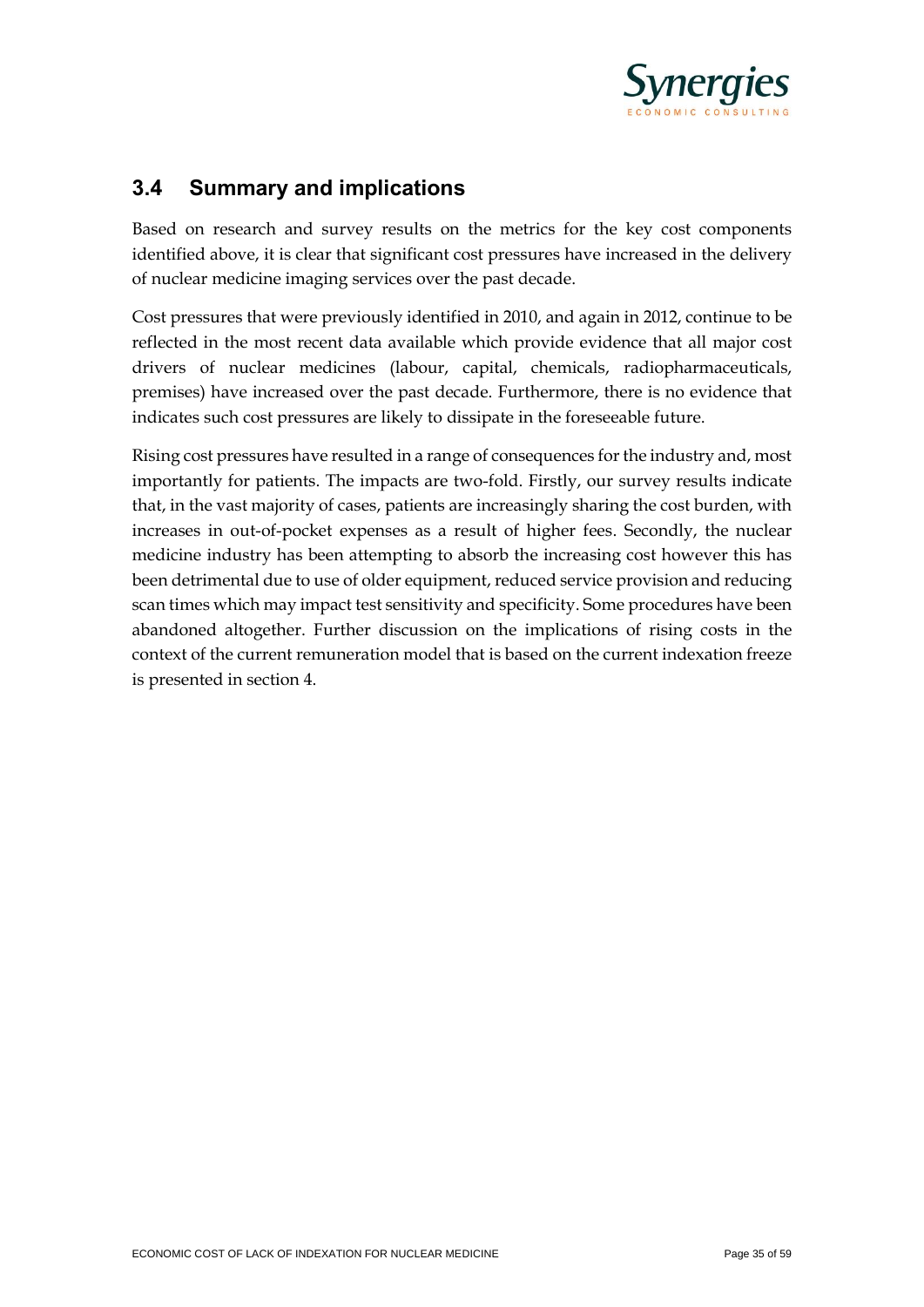## 3.4 Summary and implications

Based on research and survey results on the metrics for the key cost components identified above, it is clear that significant cost pressures have increased in the delivery of nuclear medicine imaging services over the past decade.

Cost pressures that were previously identified in 2010, and again in 2012, continue to be reflected in the most recent data available which provide evidence that all major cost drivers of nuclear medicines (labour, capital, chemicals, radiopharmaceuticals, premises) have increased over the past decade. Furthermore, there is no evidence that indicates such cost pressures are likely to dissipate in the foreseeable future.

Rising cost pressures have resulted in a range of consequences for the industry and, most importantly for patients. The impacts are two-fold. Firstly, our survey results indicate that, in the vast majority of cases, patients are increasingly sharing the cost burden, with increases in out-of-pocket expenses as a result of higher fees. Secondly, the nuclear medicine industry has been attempting to absorb the increasing cost however this has been detrimental due to use of older equipment, reduced service provision and reducing scan times which may impact test sensitivity and specificity. Some procedures have been abandoned altogether. Further discussion on the implications of rising costs in the context of the current remuneration model that is based on the current indexation freeze is presented in section 4.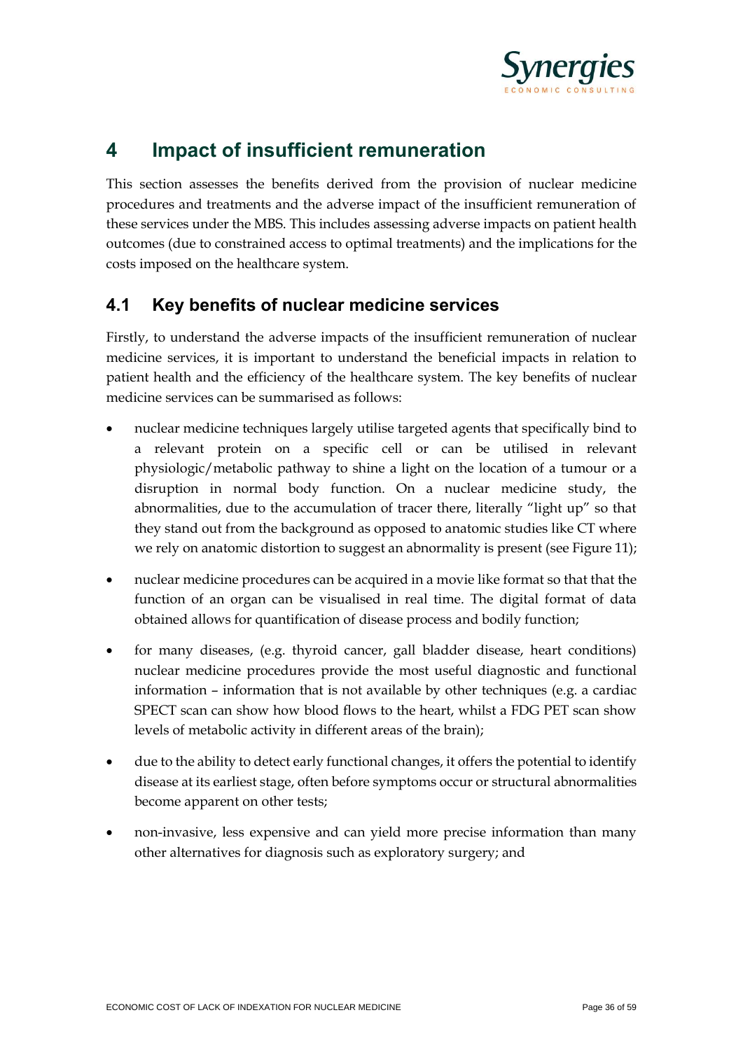# 4 Impact of insufficient remuneration

This section assesses the benefits derived from the provision of nuclear medicine procedures and treatments and the adverse impact of the insufficient remuneration of these services under the MBS. This includes assessing adverse impacts on patient health outcomes (due to constrained access to optimal treatments) and the implications for the costs imposed on the healthcare system.

## 4.1 Key benefits of nuclear medicine services

Firstly, to understand the adverse impacts of the insufficient remuneration of nuclear medicine services, it is important to understand the beneficial impacts in relation to patient health and the efficiency of the healthcare system. The key benefits of nuclear medicine services can be summarised as follows:

- nuclear medicine techniques largely utilise targeted agents that specifically bind to a relevant protein on a specific cell or can be utilised in relevant physiologic/metabolic pathway to shine a light on the location of a tumour or a disruption in normal body function. On a nuclear medicine study, the abnormalities, due to the accumulation of tracer there, literally "light up" so that they stand out from the background as opposed to anatomic studies like CT where we rely on anatomic distortion to suggest an abnormality is present (see Figure 11);
- nuclear medicine procedures can be acquired in a movie like format so that that the function of an organ can be visualised in real time. The digital format of data obtained allows for quantification of disease process and bodily function;
- for many diseases, (e.g. thyroid cancer, gall bladder disease, heart conditions) nuclear medicine procedures provide the most useful diagnostic and functional information – information that is not available by other techniques (e.g. a cardiac SPECT scan can show how blood flows to the heart, whilst a FDG PET scan show levels of metabolic activity in different areas of the brain);
- due to the ability to detect early functional changes, it offers the potential to identify disease at its earliest stage, often before symptoms occur or structural abnormalities become apparent on other tests;
- non-invasive, less expensive and can yield more precise information than many other alternatives for diagnosis such as exploratory surgery; and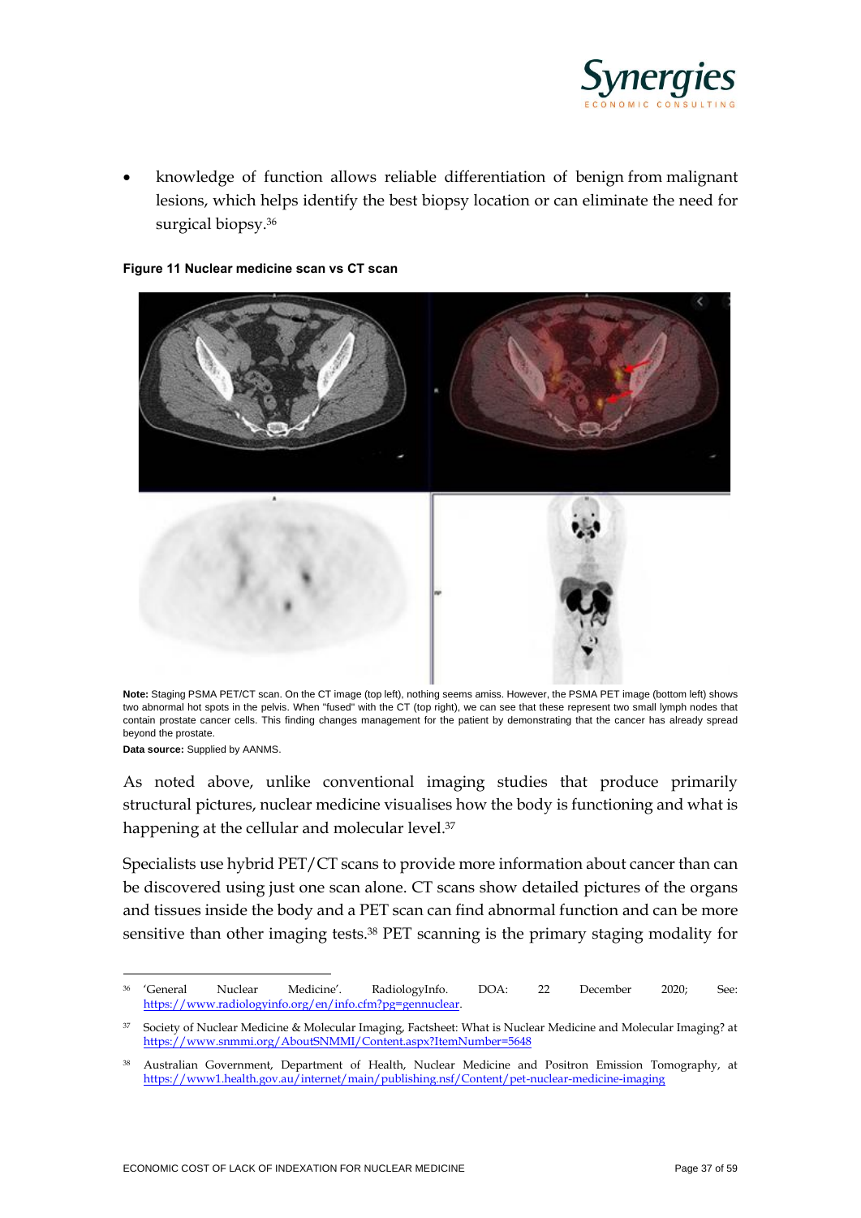- knowledge of function allows reliable differentiation of benign from malignant lesions, which helps identify the best biopsy location or can eliminate the need for surgical biopsy.[36]

**Figure 11 Nuclear medicine scan vs CT scan**

**Note:** Staging PSMA PET/CT scan. On the CT image (top left), nothing seems amiss. However, the PSMA PET image (bottom left) shows two abnormal hot spots in the pelvis. When "fused" with the CT (top right), we can see that these represent two small lymph nodes that contain prostate cancer cells. This finding changes management for the patient by demonstrating that the cancer has already spread beyond the prostate.

**Data source:** Supplied by AANMS.

As noted above, unlike conventional imaging studies that produce primarily structural pictures, nuclear medicine visualises how the body is functioning and what is happening at the cellular and molecular level.[37]

Specialists use hybrid PET/CT scans to provide more information about cancer than can be discovered using just one scan alone. CT scans show detailed pictures of the organs and tissues inside the body and a PET scan can find abnormal function and can be more sensitive than other imaging tests.[38] PET scanning is the primary staging modality for

---

[36] 'General Nuclear Medicine'. RadiologyInfo. DOA: 22 December 2020; See: https://www.radiologyinfo.org/en/info.cfm?pg=gennuclear.

[37] Society of Nuclear Medicine & Molecular Imaging, Factsheet: What is Nuclear Medicine and Molecular Imaging? at https://www.snmmi.org/AboutSNMMI/Content.aspx?ItemNumber=5648

[38] Australian Government, Department of Health, Nuclear Medicine and Positron Emission Tomography, at https://www1.health.gov.au/internet/main/publishing.nsf/Content/pet-nuclear-medicine-imaging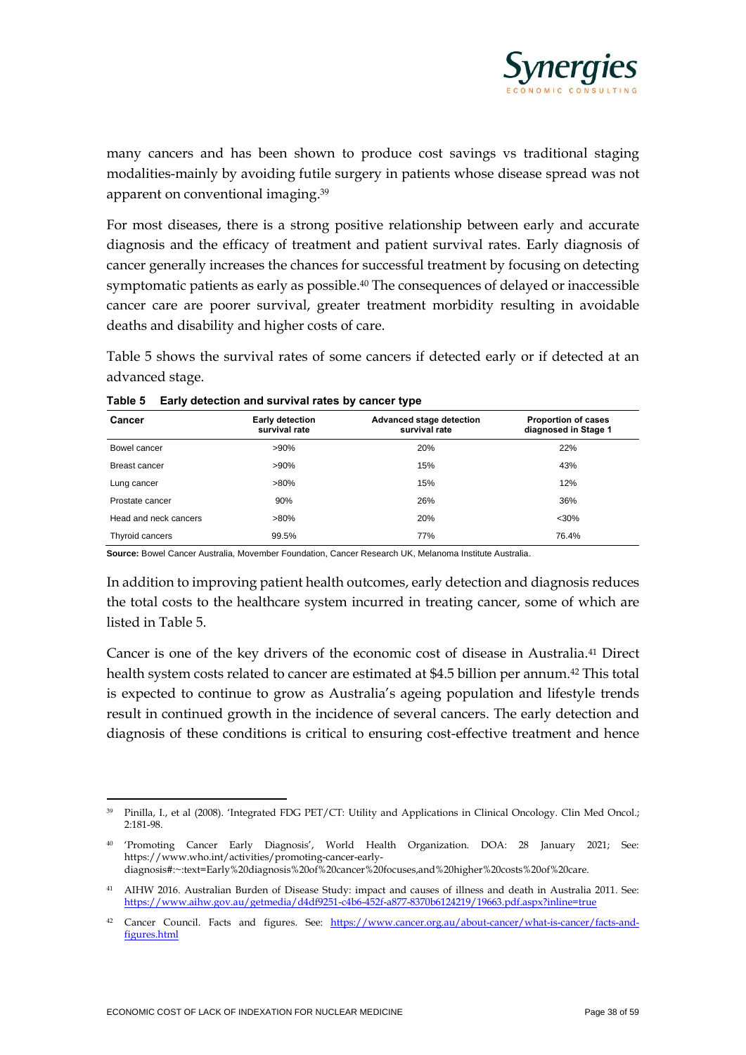many cancers and has been shown to produce cost savings vs traditional staging modalities-mainly by avoiding futile surgery in patients whose disease spread was not apparent on conventional imaging.[39]

For most diseases, there is a strong positive relationship between early and accurate diagnosis and the efficacy of treatment and patient survival rates. Early diagnosis of cancer generally increases the chances for successful treatment by focusing on detecting symptomatic patients as early as possible.[40] The consequences of delayed or inaccessible cancer care are poorer survival, greater treatment morbidity resulting in avoidable deaths and disability and higher costs of care.

Table 5 shows the survival rates of some cancers if detected early or if detected at an advanced stage.

**Table 5 Early detection and survival rates by cancer type**

| Cancer | Early detection survival rate | Advanced stage detection survival rate | Proportion of cases diagnosed in Stage 1 |
|---|---|---|---|
| Bowel cancer | >90% | 20% | 22% |
| Breast cancer | >90% | 15% | 43% |
| Lung cancer | >80% | 15% | 12% |
| Prostate cancer | 90% | 26% | 36% |
| Head and neck cancers | >80% | 20% | <30% |
| Thyroid cancers | 99.5% | 77% | 76.4% |

**Source:** Bowel Cancer Australia, Movember Foundation, Cancer Research UK, Melanoma Institute Australia.

In addition to improving patient health outcomes, early detection and diagnosis reduces the total costs to the healthcare system incurred in treating cancer, some of which are listed in Table 5.

Cancer is one of the key drivers of the economic cost of disease in Australia.[41] Direct health system costs related to cancer are estimated at $4.5 billion per annum.[42] This total is expected to continue to grow as Australia's ageing population and lifestyle trends result in continued growth in the incidence of several cancers. The early detection and diagnosis of these conditions is critical to ensuring cost-effective treatment and hence

---

[39] Pinilla, I., et al (2008). 'Integrated FDG PET/CT: Utility and Applications in Clinical Oncology. Clin Med Oncol.; 2:181-98.

[40] 'Promoting Cancer Early Diagnosis', World Health Organization. DOA: 28 January 2021; See: https://www.who.int/activities/promoting-cancer-early-diagnosis#:~:text=Early%20diagnosis%20of%20cancer%20focuses,and%20higher%20costs%20of%20care.

[41] AIHW 2016. Australian Burden of Disease Study: impact and causes of illness and death in Australia 2011. See: https://www.aihw.gov.au/getmedia/d4df9251-c4b6-452f-a877-8370b6124219/19663.pdf.aspx?inline=true

[42] Cancer Council. Facts and figures. See: https://www.cancer.org.au/about-cancer/what-is-cancer/facts-and-figures.html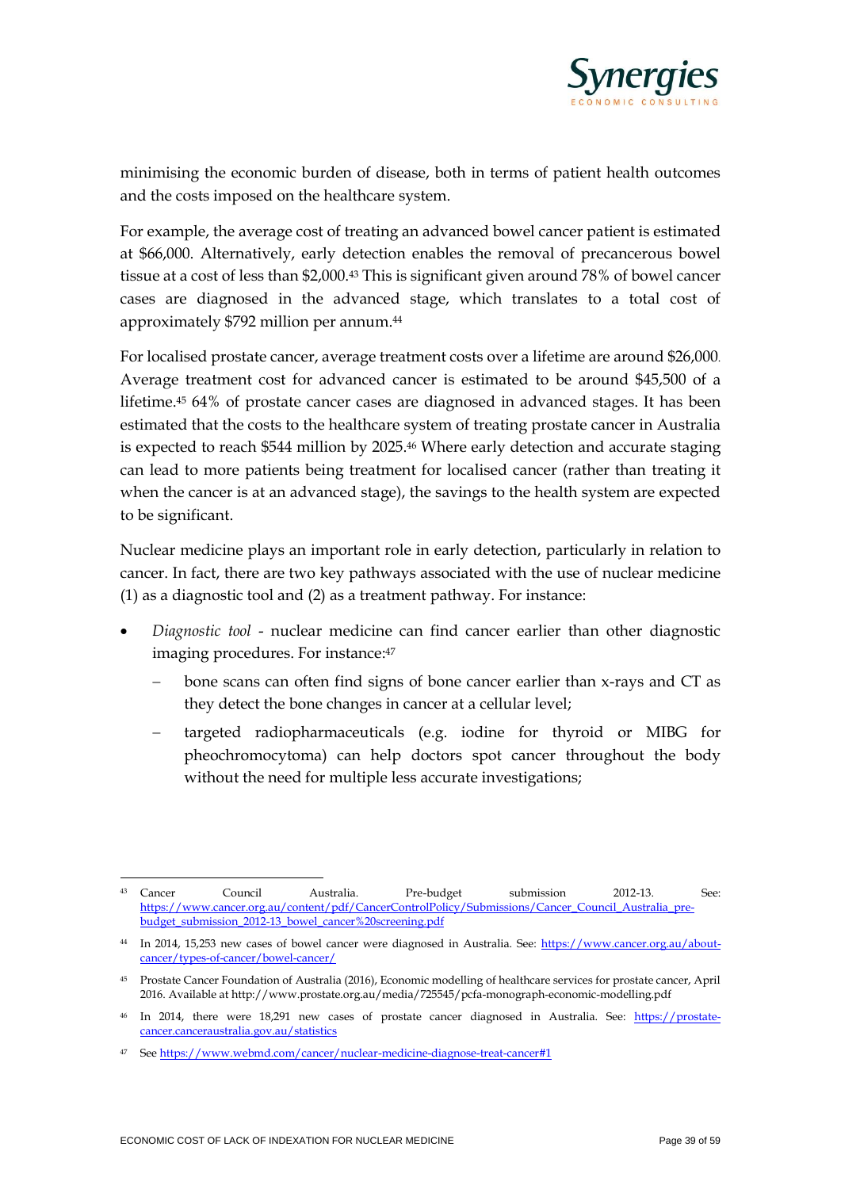minimising the economic burden of disease, both in terms of patient health outcomes and the costs imposed on the healthcare system.

For example, the average cost of treating an advanced bowel cancer patient is estimated at $66,000. Alternatively, early detection enables the removal of precancerous bowel tissue at a cost of less than $2,000.[43] This is significant given around 78% of bowel cancer cases are diagnosed in the advanced stage, which translates to a total cost of approximately $792 million per annum.[44]

For localised prostate cancer, average treatment costs over a lifetime are around $26,000. Average treatment cost for advanced cancer is estimated to be around $45,500 of a lifetime.[45] 64% of prostate cancer cases are diagnosed in advanced stages. It has been estimated that the costs to the healthcare system of treating prostate cancer in Australia is expected to reach $544 million by 2025.[46] Where early detection and accurate staging can lead to more patients being treatment for localised cancer (rather than treating it when the cancer is at an advanced stage), the savings to the health system are expected to be significant.

Nuclear medicine plays an important role in early detection, particularly in relation to cancer. In fact, there are two key pathways associated with the use of nuclear medicine (1) as a diagnostic tool and (2) as a treatment pathway. For instance:

- *Diagnostic tool* - nuclear medicine can find cancer earlier than other diagnostic imaging procedures. For instance:[47]
  - bone scans can often find signs of bone cancer earlier than x-rays and CT as they detect the bone changes in cancer at a cellular level;
  - targeted radiopharmaceuticals (e.g. iodine for thyroid or MIBG for pheochromocytoma) can help doctors spot cancer throughout the body without the need for multiple less accurate investigations;

---

[43] Cancer Council Australia. Pre-budget submission 2012-13. See: https://www.cancer.org.au/content/pdf/CancerControlPolicy/Submissions/Cancer_Council_Australia_pre-budget_submission_2012-13_bowel_cancer%20screening.pdf

[44] In 2014, 15,253 new cases of bowel cancer were diagnosed in Australia. See: https://www.cancer.org.au/about-cancer/types-of-cancer/bowel-cancer/

[45] Prostate Cancer Foundation of Australia (2016), Economic modelling of healthcare services for prostate cancer, April 2016. Available at http://www.prostate.org.au/media/725545/pcfa-monograph-economic-modelling.pdf

[46] In 2014, there were 18,291 new cases of prostate cancer diagnosed in Australia. See: https://prostate-cancer.canceraustralia.gov.au/statistics

[47] See https://www.webmd.com/cancer/nuclear-medicine-diagnose-treat-cancer#1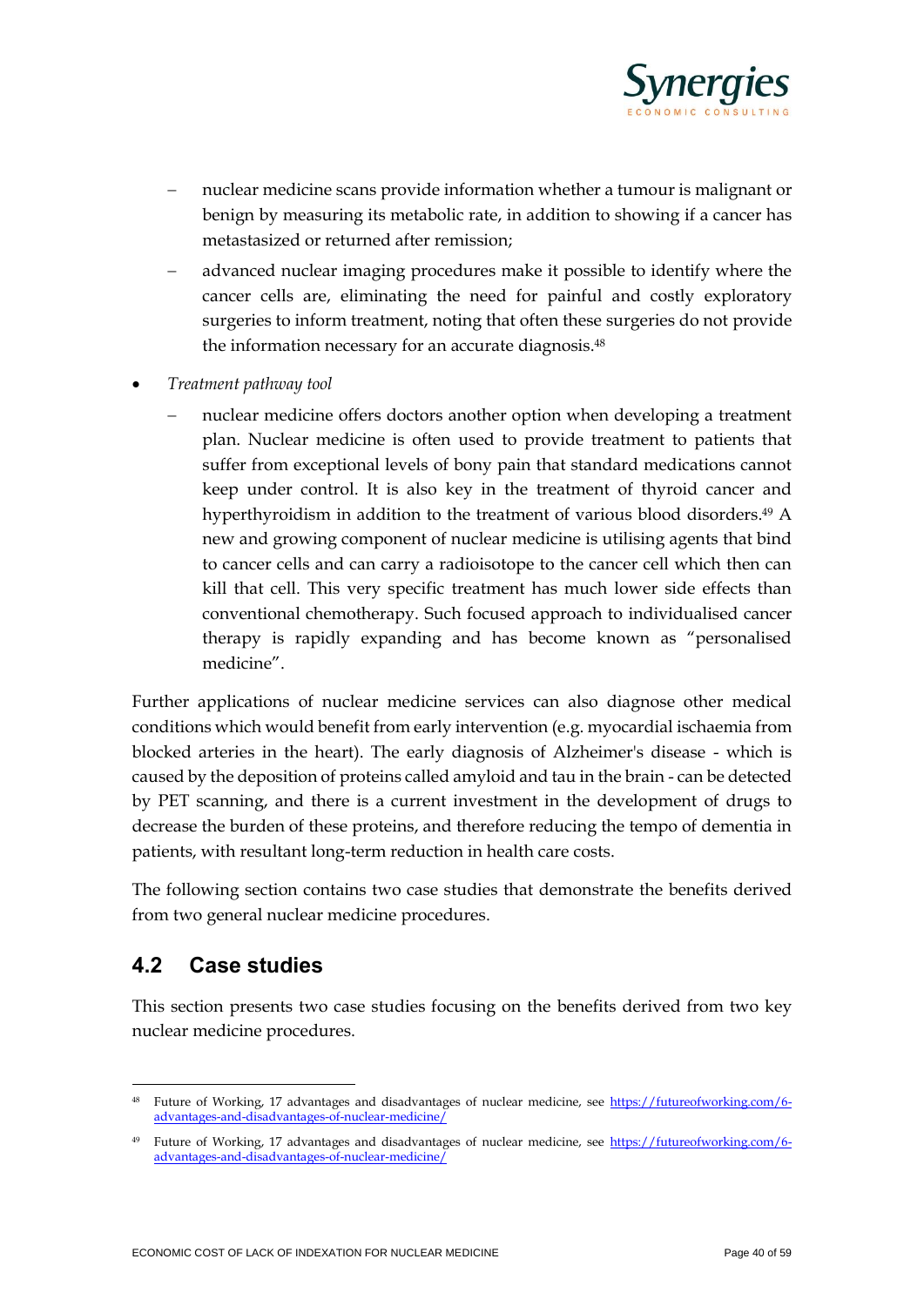- nuclear medicine scans provide information whether a tumour is malignant or benign by measuring its metabolic rate, in addition to showing if a cancer has metastasized or returned after remission;
  - advanced nuclear imaging procedures make it possible to identify where the cancer cells are, eliminating the need for painful and costly exploratory surgeries to inform treatment, noting that often these surgeries do not provide the information necessary for an accurate diagnosis.[48]
- *Treatment pathway tool*
  - nuclear medicine offers doctors another option when developing a treatment plan. Nuclear medicine is often used to provide treatment to patients that suffer from exceptional levels of bony pain that standard medications cannot keep under control. It is also key in the treatment of thyroid cancer and hyperthyroidism in addition to the treatment of various blood disorders.[49] A new and growing component of nuclear medicine is utilising agents that bind to cancer cells and can carry a radioisotope to the cancer cell which then can kill that cell. This very specific treatment has much lower side effects than conventional chemotherapy. Such focused approach to individualised cancer therapy is rapidly expanding and has become known as "personalised medicine".

Further applications of nuclear medicine services can also diagnose other medical conditions which would benefit from early intervention (e.g. myocardial ischaemia from blocked arteries in the heart). The early diagnosis of Alzheimer's disease - which is caused by the deposition of proteins called amyloid and tau in the brain - can be detected by PET scanning, and there is a current investment in the development of drugs to decrease the burden of these proteins, and therefore reducing the tempo of dementia in patients, with resultant long-term reduction in health care costs.

The following section contains two case studies that demonstrate the benefits derived from two general nuclear medicine procedures.

## 4.2 Case studies

This section presents two case studies focusing on the benefits derived from two key nuclear medicine procedures.

---

[48] Future of Working, 17 advantages and disadvantages of nuclear medicine, see https://futureofworking.com/6-advantages-and-disadvantages-of-nuclear-medicine/

[49] Future of Working, 17 advantages and disadvantages of nuclear medicine, see https://futureofworking.com/6-advantages-and-disadvantages-of-nuclear-medicine/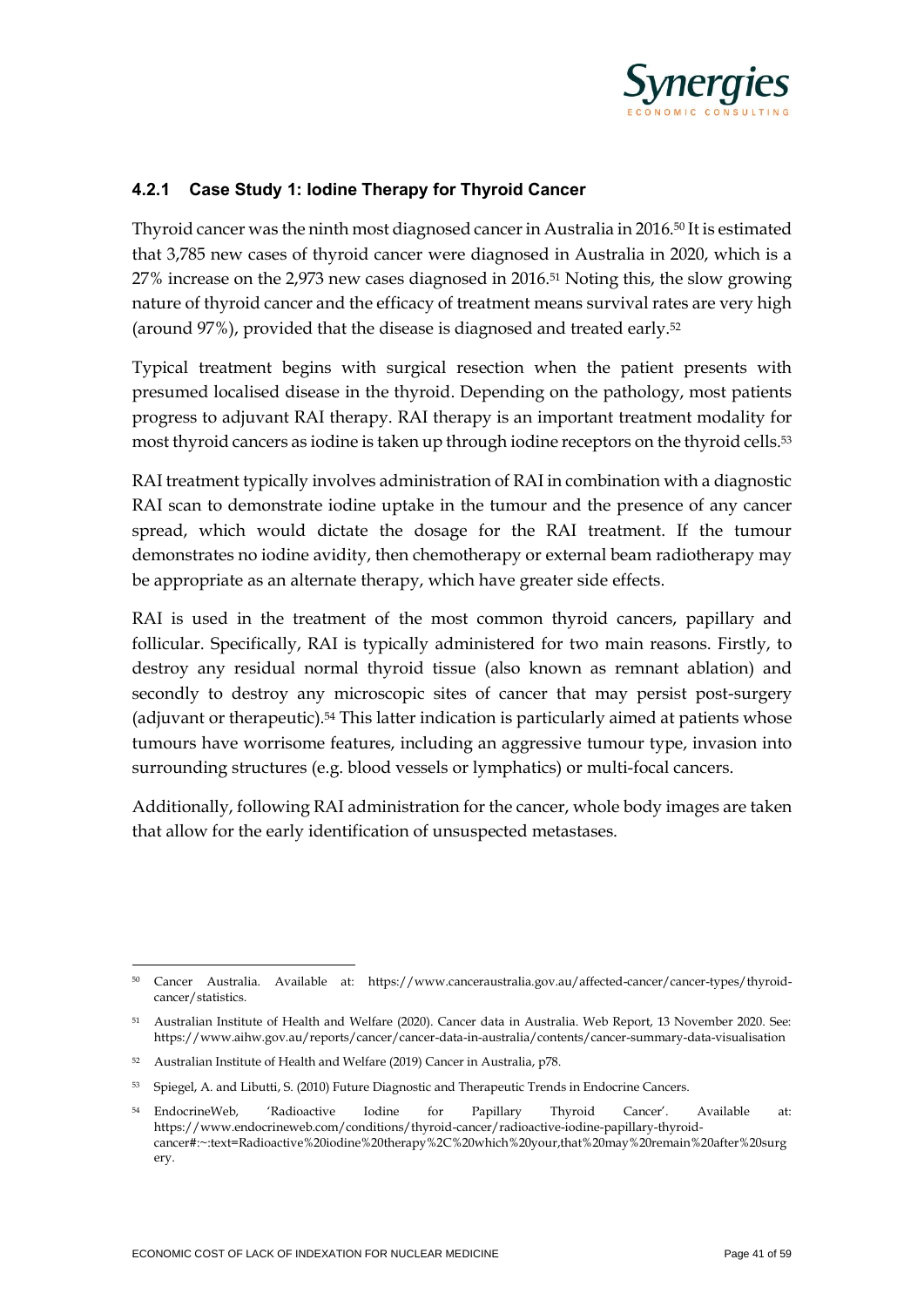### 4.2.1 Case Study 1: Iodine Therapy for Thyroid Cancer

Thyroid cancer was the ninth most diagnosed cancer in Australia in 2016.[50] It is estimated that 3,785 new cases of thyroid cancer were diagnosed in Australia in 2020, which is a 27% increase on the 2,973 new cases diagnosed in 2016.[51] Noting this, the slow growing nature of thyroid cancer and the efficacy of treatment means survival rates are very high (around 97%), provided that the disease is diagnosed and treated early.[52]

Typical treatment begins with surgical resection when the patient presents with presumed localised disease in the thyroid. Depending on the pathology, most patients progress to adjuvant RAI therapy. RAI therapy is an important treatment modality for most thyroid cancers as iodine is taken up through iodine receptors on the thyroid cells.[53]

RAI treatment typically involves administration of RAI in combination with a diagnostic RAI scan to demonstrate iodine uptake in the tumour and the presence of any cancer spread, which would dictate the dosage for the RAI treatment. If the tumour demonstrates no iodine avidity, then chemotherapy or external beam radiotherapy may be appropriate as an alternate therapy, which have greater side effects.

RAI is used in the treatment of the most common thyroid cancers, papillary and follicular. Specifically, RAI is typically administered for two main reasons. Firstly, to destroy any residual normal thyroid tissue (also known as remnant ablation) and secondly to destroy any microscopic sites of cancer that may persist post-surgery (adjuvant or therapeutic).[54] This latter indication is particularly aimed at patients whose tumours have worrisome features, including an aggressive tumour type, invasion into surrounding structures (e.g. blood vessels or lymphatics) or multi-focal cancers.

Additionally, following RAI administration for the cancer, whole body images are taken that allow for the early identification of unsuspected metastases.

---

[50] Cancer Australia. Available at: https://www.canceraustralia.gov.au/affected-cancer/cancer-types/thyroid-cancer/statistics.

[51] Australian Institute of Health and Welfare (2020). Cancer data in Australia. Web Report, 13 November 2020. See: https://www.aihw.gov.au/reports/cancer/cancer-data-in-australia/contents/cancer-summary-data-visualisation

[52] Australian Institute of Health and Welfare (2019) Cancer in Australia, p78.

[53] Spiegel, A. and Libutti, S. (2010) Future Diagnostic and Therapeutic Trends in Endocrine Cancers.

[54] EndocrineWeb, 'Radioactive Iodine for Papillary Thyroid Cancer'. Available at: https://www.endocrineweb.com/conditions/thyroid-cancer/radioactive-iodine-papillary-thyroid-cancer#:~:text=Radioactive%20iodine%20therapy%2C%20which%20your,that%20may%20remain%20after%20surgery.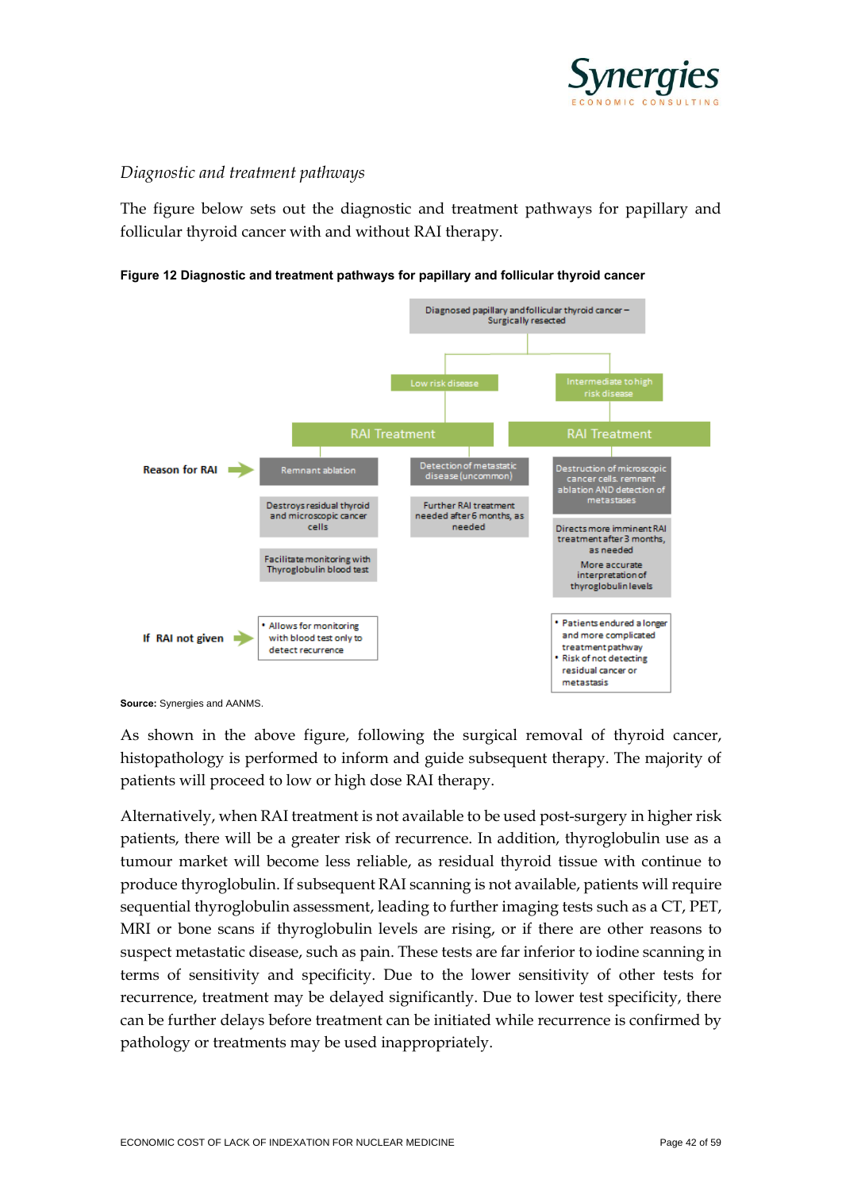*Diagnostic and treatment pathways*

The figure below sets out the diagnostic and treatment pathways for papillary and follicular thyroid cancer with and without RAI therapy.

**Figure 12 Diagnostic and treatment pathways for papillary and follicular thyroid cancer**

Diagnosed papillary and follicular thyroid cancer – Surgically resected

Low risk disease

Intermediate to high risk disease

RAI Treatment

RAI Treatment

**Reason for RAI**

Remnant ablation

Destroys residual thyroid and microscopic cancer cells

Facilitate monitoring with Thyroglobulin blood test

Detection of metastatic disease (uncommon)

Further RAI treatment needed after 6 months, as needed

Destruction of microscopic cancer cells. remnant ablation AND detection of metastases

Directs more imminent RAI treatment after 3 months, as needed

More accurate interpretation of thyroglobulin levels

**If RAI not given**

- Allows for monitoring with blood test only to detect recurrence

- Patients endured a longer and more complicated treatment pathway
- Risk of not detecting residual cancer or metastasis

**Source:** Synergies and AANMS.

As shown in the above figure, following the surgical removal of thyroid cancer, histopathology is performed to inform and guide subsequent therapy. The majority of patients will proceed to low or high dose RAI therapy.

Alternatively, when RAI treatment is not available to be used post-surgery in higher risk patients, there will be a greater risk of recurrence. In addition, thyroglobulin use as a tumour market will become less reliable, as residual thyroid tissue with continue to produce thyroglobulin. If subsequent RAI scanning is not available, patients will require sequential thyroglobulin assessment, leading to further imaging tests such as a CT, PET, MRI or bone scans if thyroglobulin levels are rising, or if there are other reasons to suspect metastatic disease, such as pain. These tests are far inferior to iodine scanning in terms of sensitivity and specificity. Due to the lower sensitivity of other tests for recurrence, treatment may be delayed significantly. Due to lower test specificity, there can be further delays before treatment can be initiated while recurrence is confirmed by pathology or treatments may be used inappropriately.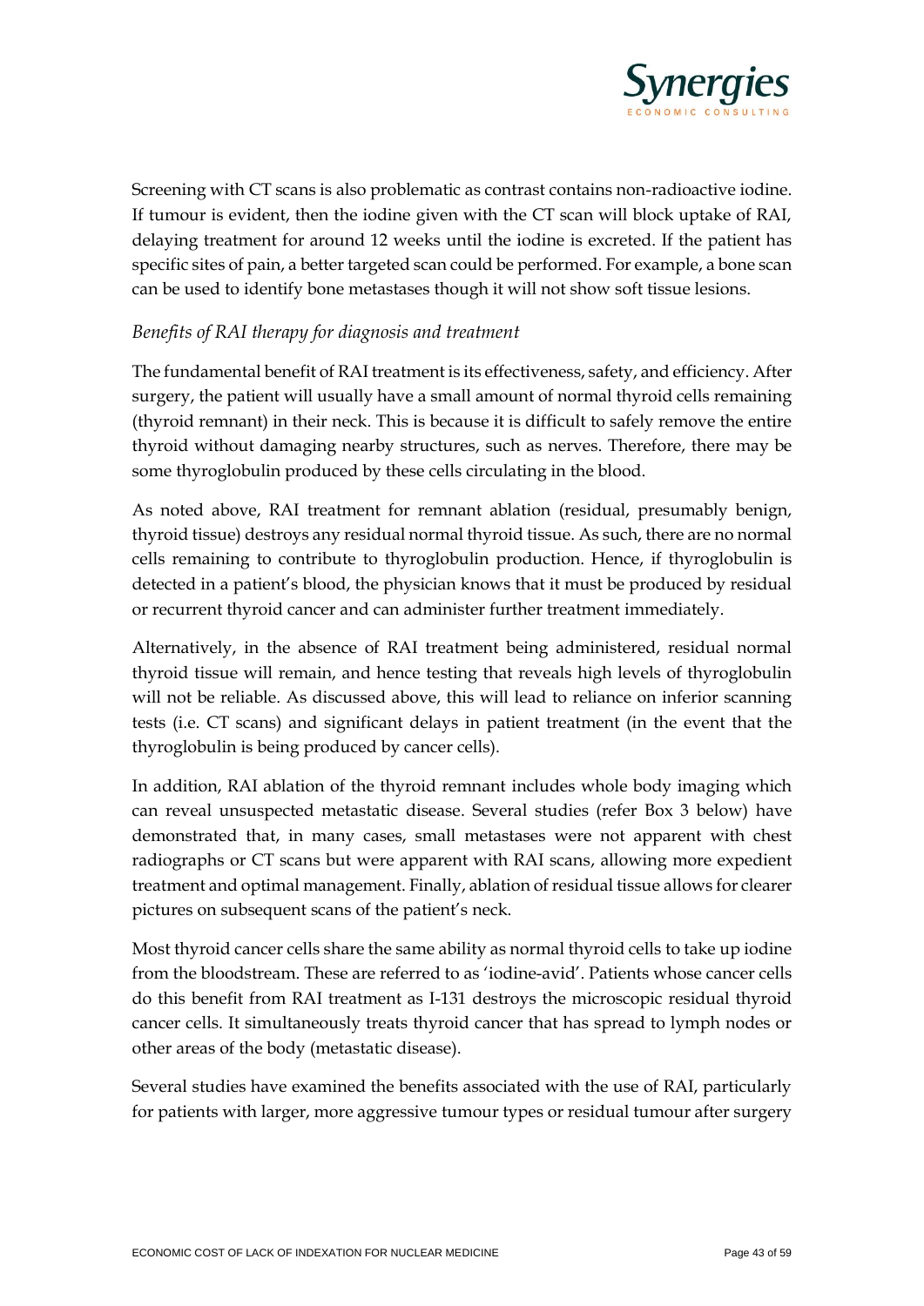Screening with CT scans is also problematic as contrast contains non-radioactive iodine. If tumour is evident, then the iodine given with the CT scan will block uptake of RAI, delaying treatment for around 12 weeks until the iodine is excreted. If the patient has specific sites of pain, a better targeted scan could be performed. For example, a bone scan can be used to identify bone metastases though it will not show soft tissue lesions.

*Benefits of RAI therapy for diagnosis and treatment*

The fundamental benefit of RAI treatment is its effectiveness, safety, and efficiency. After surgery, the patient will usually have a small amount of normal thyroid cells remaining (thyroid remnant) in their neck. This is because it is difficult to safely remove the entire thyroid without damaging nearby structures, such as nerves. Therefore, there may be some thyroglobulin produced by these cells circulating in the blood.

As noted above, RAI treatment for remnant ablation (residual, presumably benign, thyroid tissue) destroys any residual normal thyroid tissue. As such, there are no normal cells remaining to contribute to thyroglobulin production. Hence, if thyroglobulin is detected in a patient's blood, the physician knows that it must be produced by residual or recurrent thyroid cancer and can administer further treatment immediately.

Alternatively, in the absence of RAI treatment being administered, residual normal thyroid tissue will remain, and hence testing that reveals high levels of thyroglobulin will not be reliable. As discussed above, this will lead to reliance on inferior scanning tests (i.e. CT scans) and significant delays in patient treatment (in the event that the thyroglobulin is being produced by cancer cells).

In addition, RAI ablation of the thyroid remnant includes whole body imaging which can reveal unsuspected metastatic disease. Several studies (refer Box 3 below) have demonstrated that, in many cases, small metastases were not apparent with chest radiographs or CT scans but were apparent with RAI scans, allowing more expedient treatment and optimal management. Finally, ablation of residual tissue allows for clearer pictures on subsequent scans of the patient's neck.

Most thyroid cancer cells share the same ability as normal thyroid cells to take up iodine from the bloodstream. These are referred to as 'iodine-avid'. Patients whose cancer cells do this benefit from RAI treatment as I-131 destroys the microscopic residual thyroid cancer cells. It simultaneously treats thyroid cancer that has spread to lymph nodes or other areas of the body (metastatic disease).

Several studies have examined the benefits associated with the use of RAI, particularly for patients with larger, more aggressive tumour types or residual tumour after surgery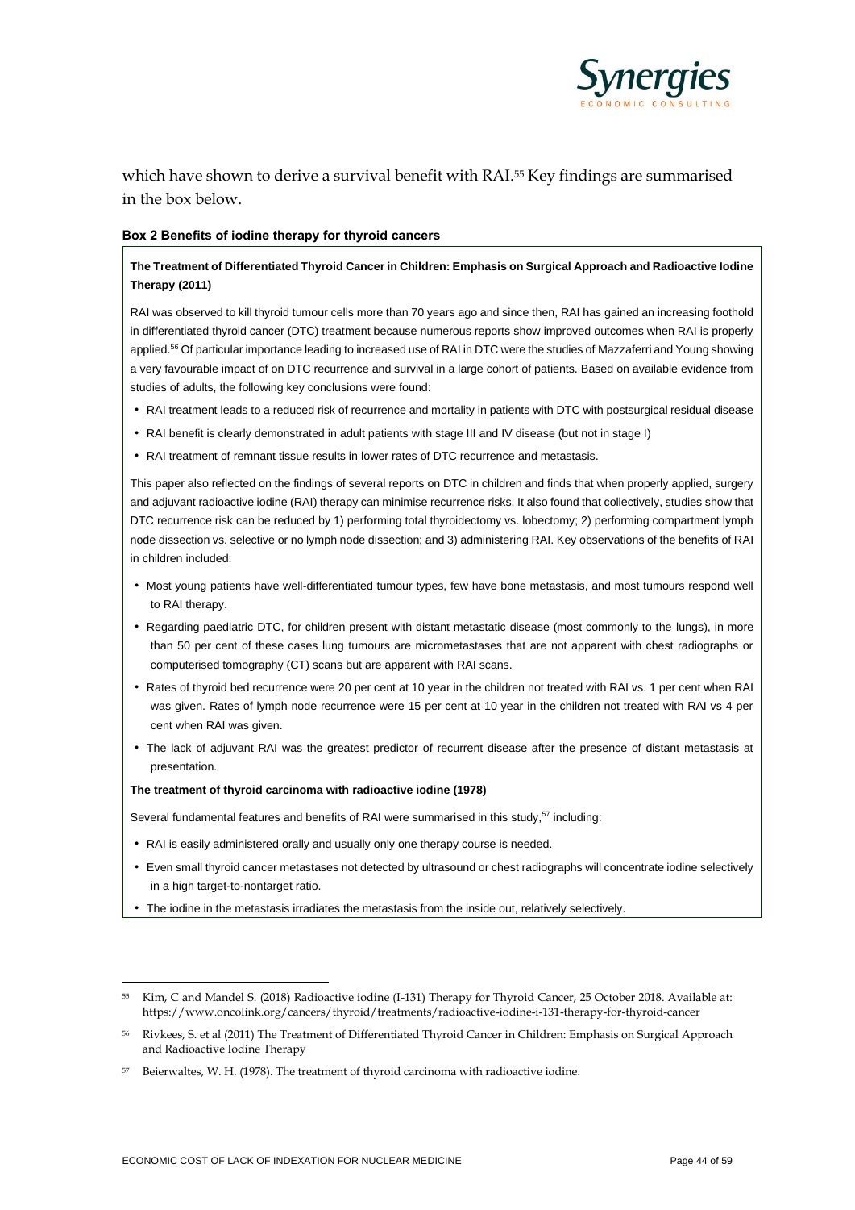which have shown to derive a survival benefit with RAI.[55] Key findings are summarised in the box below.

**Box 2 Benefits of iodine therapy for thyroid cancers**

**The Treatment of Differentiated Thyroid Cancer in Children: Emphasis on Surgical Approach and Radioactive Iodine Therapy (2011)**

RAI was observed to kill thyroid tumour cells more than 70 years ago and since then, RAI has gained an increasing foothold in differentiated thyroid cancer (DTC) treatment because numerous reports show improved outcomes when RAI is properly applied.[56] Of particular importance leading to increased use of RAI in DTC were the studies of Mazzaferri and Young showing a very favourable impact of on DTC recurrence and survival in a large cohort of patients. Based on available evidence from studies of adults, the following key conclusions were found:

- RAI treatment leads to a reduced risk of recurrence and mortality in patients with DTC with postsurgical residual disease
- RAI benefit is clearly demonstrated in adult patients with stage III and IV disease (but not in stage I)
- RAI treatment of remnant tissue results in lower rates of DTC recurrence and metastasis.

This paper also reflected on the findings of several reports on DTC in children and finds that when properly applied, surgery and adjuvant radioactive iodine (RAI) therapy can minimise recurrence risks. It also found that collectively, studies show that DTC recurrence risk can be reduced by 1) performing total thyroidectomy vs. lobectomy; 2) performing compartment lymph node dissection vs. selective or no lymph node dissection; and 3) administering RAI. Key observations of the benefits of RAI in children included:

- Most young patients have well-differentiated tumour types, few have bone metastasis, and most tumours respond well to RAI therapy.
- Regarding paediatric DTC, for children present with distant metastatic disease (most commonly to the lungs), in more than 50 per cent of these cases lung tumours are micrometastases that are not apparent with chest radiographs or computerised tomography (CT) scans but are apparent with RAI scans.
- Rates of thyroid bed recurrence were 20 per cent at 10 year in the children not treated with RAI vs. 1 per cent when RAI was given. Rates of lymph node recurrence were 15 per cent at 10 year in the children not treated with RAI vs 4 per cent when RAI was given.
- The lack of adjuvant RAI was the greatest predictor of recurrent disease after the presence of distant metastasis at presentation.

**The treatment of thyroid carcinoma with radioactive iodine (1978)**

Several fundamental features and benefits of RAI were summarised in this study,[57] including:

- RAI is easily administered orally and usually only one therapy course is needed.
- Even small thyroid cancer metastases not detected by ultrasound or chest radiographs will concentrate iodine selectively in a high target-to-nontarget ratio.
- The iodine in the metastasis irradiates the metastasis from the inside out, relatively selectively.

---

[55] Kim, C and Mandel S. (2018) Radioactive iodine (I-131) Therapy for Thyroid Cancer, 25 October 2018. Available at: https://www.oncolink.org/cancers/thyroid/treatments/radioactive-iodine-i-131-therapy-for-thyroid-cancer

[56] Rivkees, S. et al (2011) The Treatment of Differentiated Thyroid Cancer in Children: Emphasis on Surgical Approach and Radioactive Iodine Therapy

[57] Beierwaltes, W. H. (1978). The treatment of thyroid carcinoma with radioactive iodine.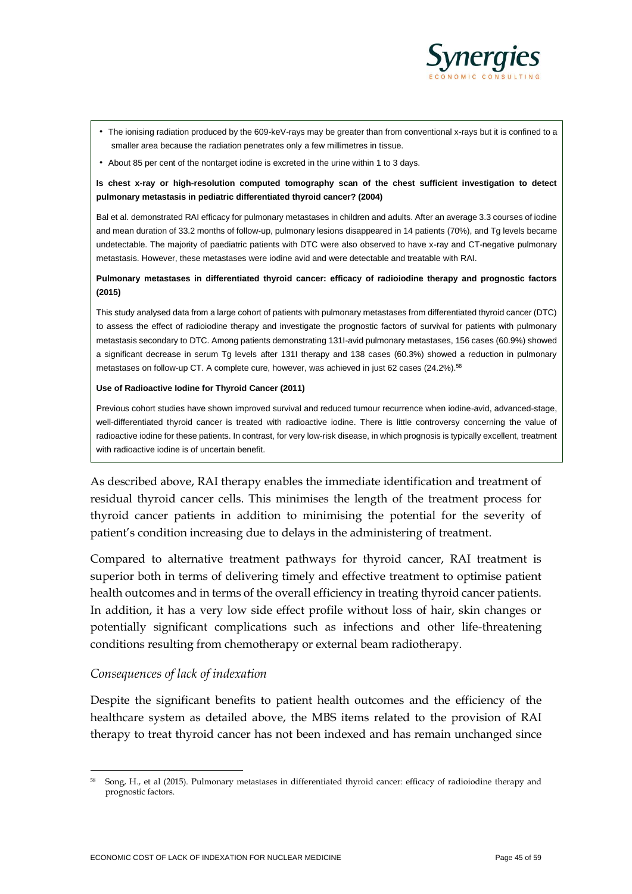- The ionising radiation produced by the 609-keV-rays may be greater than from conventional x-rays but it is confined to a smaller area because the radiation penetrates only a few millimetres in tissue.
- About 85 per cent of the nontarget iodine is excreted in the urine within 1 to 3 days.

**Is chest x-ray or high-resolution computed tomography scan of the chest sufficient investigation to detect pulmonary metastasis in pediatric differentiated thyroid cancer? (2004)**

Bal et al. demonstrated RAI efficacy for pulmonary metastases in children and adults. After an average 3.3 courses of iodine and mean duration of 33.2 months of follow-up, pulmonary lesions disappeared in 14 patients (70%), and Tg levels became undetectable. The majority of paediatric patients with DTC were also observed to have x-ray and CT-negative pulmonary metastasis. However, these metastases were iodine avid and were detectable and treatable with RAI.

**Pulmonary metastases in differentiated thyroid cancer: efficacy of radioiodine therapy and prognostic factors (2015)**

This study analysed data from a large cohort of patients with pulmonary metastases from differentiated thyroid cancer (DTC) to assess the effect of radioiodine therapy and investigate the prognostic factors of survival for patients with pulmonary metastasis secondary to DTC. Among patients demonstrating 131I-avid pulmonary metastases, 156 cases (60.9%) showed a significant decrease in serum Tg levels after 131I therapy and 138 cases (60.3%) showed a reduction in pulmonary metastases on follow-up CT. A complete cure, however, was achieved in just 62 cases (24.2%).[58]

**Use of Radioactive Iodine for Thyroid Cancer (2011)**

Previous cohort studies have shown improved survival and reduced tumour recurrence when iodine-avid, advanced-stage, well-differentiated thyroid cancer is treated with radioactive iodine. There is little controversy concerning the value of radioactive iodine for these patients. In contrast, for very low-risk disease, in which prognosis is typically excellent, treatment with radioactive iodine is of uncertain benefit.

As described above, RAI therapy enables the immediate identification and treatment of residual thyroid cancer cells. This minimises the length of the treatment process for thyroid cancer patients in addition to minimising the potential for the severity of patient's condition increasing due to delays in the administering of treatment.

Compared to alternative treatment pathways for thyroid cancer, RAI treatment is superior both in terms of delivering timely and effective treatment to optimise patient health outcomes and in terms of the overall efficiency in treating thyroid cancer patients. In addition, it has a very low side effect profile without loss of hair, skin changes or potentially significant complications such as infections and other life-threatening conditions resulting from chemotherapy or external beam radiotherapy.

### *Consequences of lack of indexation*

Despite the significant benefits to patient health outcomes and the efficiency of the healthcare system as detailed above, the MBS items related to the provision of RAI therapy to treat thyroid cancer has not been indexed and has remain unchanged since

[58] Song, H., et al (2015). Pulmonary metastases in differentiated thyroid cancer: efficacy of radioiodine therapy and prognostic factors.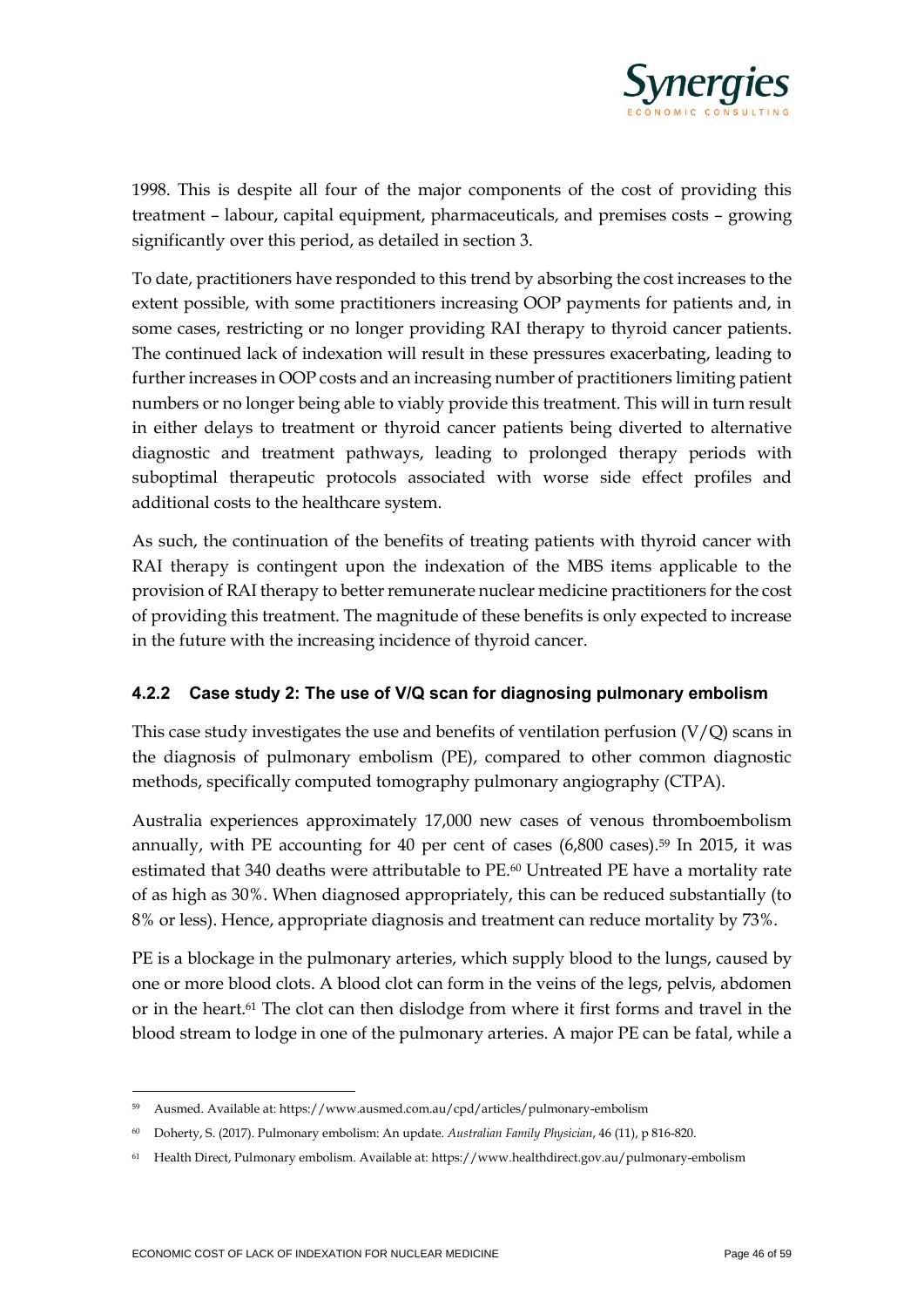1998. This is despite all four of the major components of the cost of providing this treatment – labour, capital equipment, pharmaceuticals, and premises costs – growing significantly over this period, as detailed in section 3.

To date, practitioners have responded to this trend by absorbing the cost increases to the extent possible, with some practitioners increasing OOP payments for patients and, in some cases, restricting or no longer providing RAI therapy to thyroid cancer patients. The continued lack of indexation will result in these pressures exacerbating, leading to further increases in OOP costs and an increasing number of practitioners limiting patient numbers or no longer being able to viably provide this treatment. This will in turn result in either delays to treatment or thyroid cancer patients being diverted to alternative diagnostic and treatment pathways, leading to prolonged therapy periods with suboptimal therapeutic protocols associated with worse side effect profiles and additional costs to the healthcare system.

As such, the continuation of the benefits of treating patients with thyroid cancer with RAI therapy is contingent upon the indexation of the MBS items applicable to the provision of RAI therapy to better remunerate nuclear medicine practitioners for the cost of providing this treatment. The magnitude of these benefits is only expected to increase in the future with the increasing incidence of thyroid cancer.

### 4.2.2 Case study 2: The use of V/Q scan for diagnosing pulmonary embolism

This case study investigates the use and benefits of ventilation perfusion (V/Q) scans in the diagnosis of pulmonary embolism (PE), compared to other common diagnostic methods, specifically computed tomography pulmonary angiography (CTPA).

Australia experiences approximately 17,000 new cases of venous thromboembolism annually, with PE accounting for 40 per cent of cases (6,800 cases).[59] In 2015, it was estimated that 340 deaths were attributable to PE.[60] Untreated PE have a mortality rate of as high as 30%. When diagnosed appropriately, this can be reduced substantially (to 8% or less). Hence, appropriate diagnosis and treatment can reduce mortality by 73%.

PE is a blockage in the pulmonary arteries, which supply blood to the lungs, caused by one or more blood clots. A blood clot can form in the veins of the legs, pelvis, abdomen or in the heart.[61] The clot can then dislodge from where it first forms and travel in the blood stream to lodge in one of the pulmonary arteries. A major PE can be fatal, while a

---

[59] Ausmed. Available at: https://www.ausmed.com.au/cpd/articles/pulmonary-embolism

[60] Doherty, S. (2017). Pulmonary embolism: An update. *Australian Family Physician*, 46 (11), p 816-820.

[61] Health Direct, Pulmonary embolism. Available at: https://www.healthdirect.gov.au/pulmonary-embolism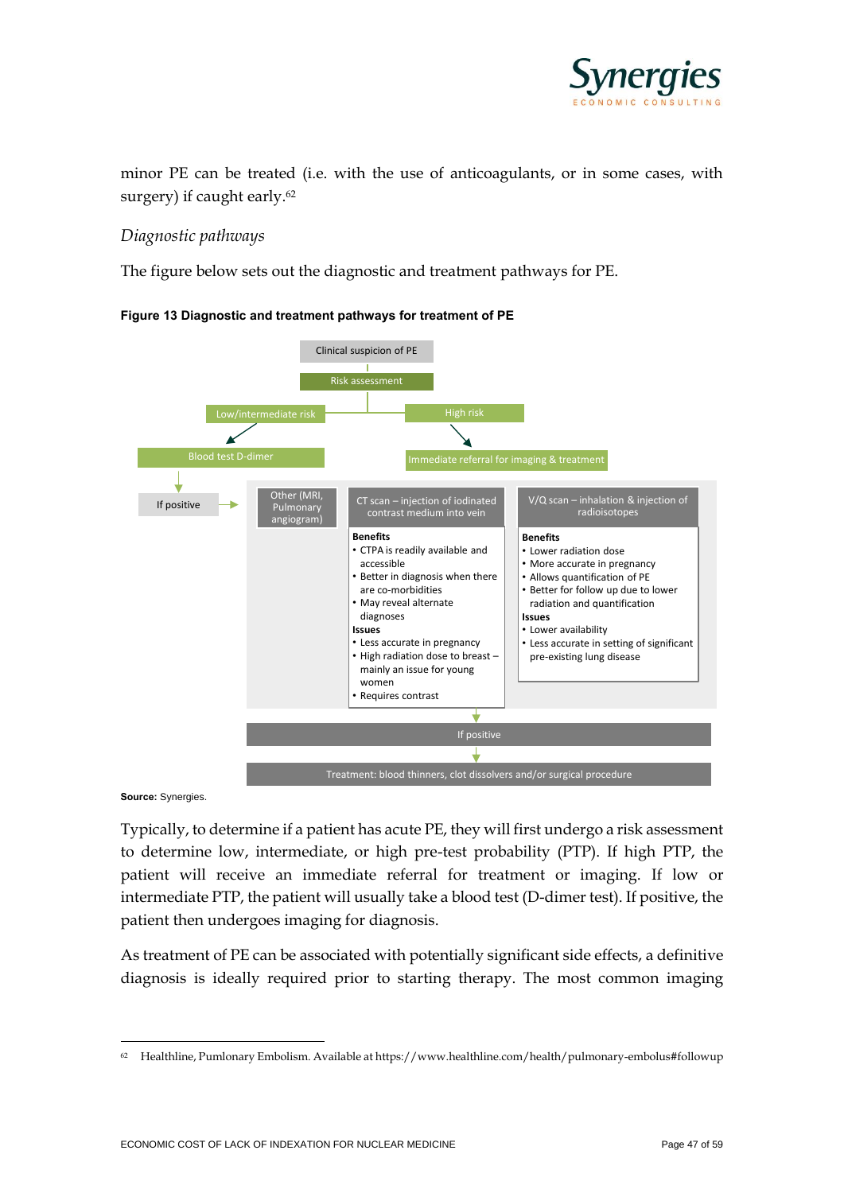minor PE can be treated (i.e. with the use of anticoagulants, or in some cases, with surgery) if caught early.[62]

### *Diagnostic pathways*

The figure below sets out the diagnostic and treatment pathways for PE.

**Figure 13 Diagnostic and treatment pathways for treatment of PE**

Clinical suspicion of PE

Risk assessment

Low/intermediate risk

High risk

Blood test D-dimer

Immediate referral for imaging & treatment

If positive

Other (MRI, Pulmonary angiogram)

CT scan – injection of iodinated contrast medium into vein

**Benefits**

- CTPA is readily available and accessible
- Better in diagnosis when there are co-morbidities
- May reveal alternate diagnoses

**Issues**

- Less accurate in pregnancy
- High radiation dose to breast – mainly an issue for young women
- Requires contrast

V/Q scan – inhalation & injection of radioisotopes

**Benefits**

- Lower radiation dose
- More accurate in pregnancy
- Allows quantification of PE
- Better for follow up due to lower radiation and quantification

**Issues**

- Lower availability
- Less accurate in setting of significant pre-existing lung disease

If positive

Treatment: blood thinners, clot dissolvers and/or surgical procedure

**Source:** Synergies.

Typically, to determine if a patient has acute PE, they will first undergo a risk assessment to determine low, intermediate, or high pre-test probability (PTP). If high PTP, the patient will receive an immediate referral for treatment or imaging. If low or intermediate PTP, the patient will usually take a blood test (D-dimer test). If positive, the patient then undergoes imaging for diagnosis.

As treatment of PE can be associated with potentially significant side effects, a definitive diagnosis is ideally required prior to starting therapy. The most common imaging

---

[62] Healthline, Pumlonary Embolism. Available at https://www.healthline.com/health/pulmonary-embolus#followup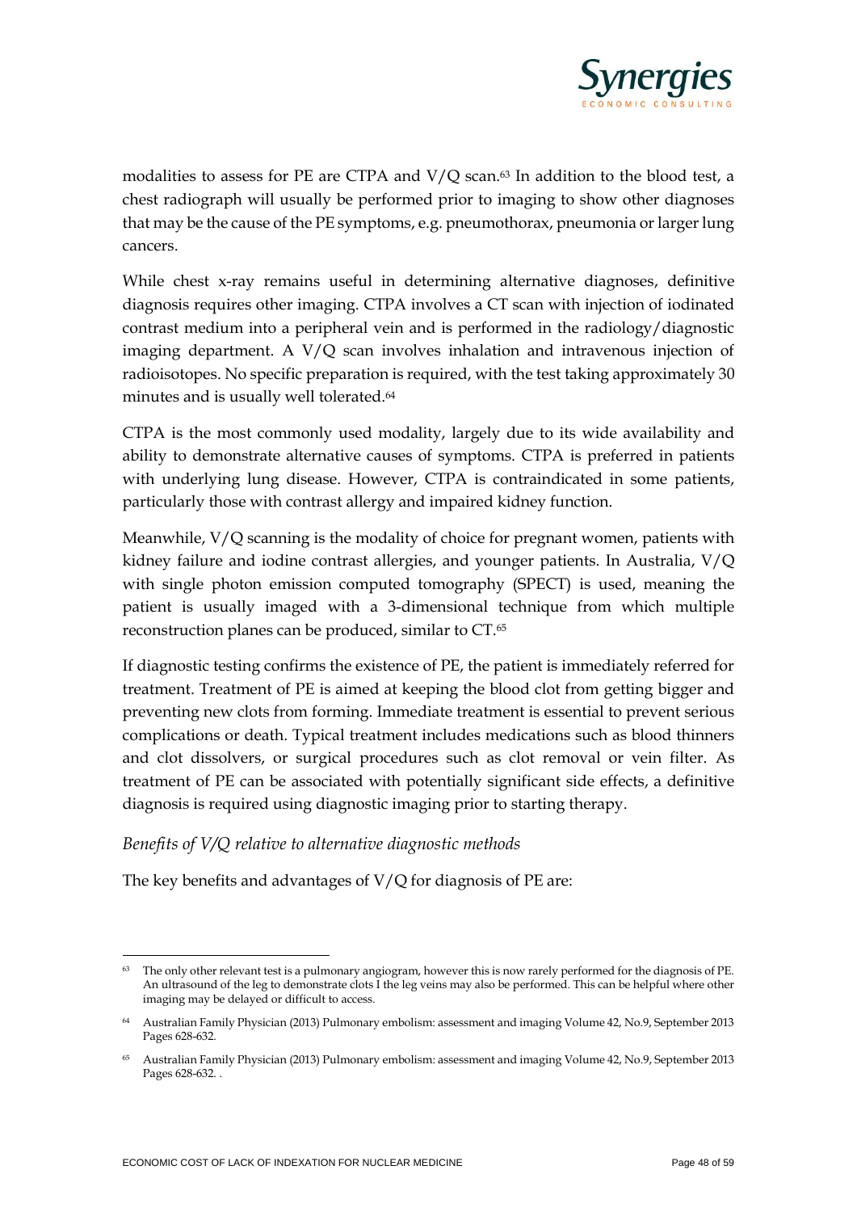modalities to assess for PE are CTPA and V/Q scan.[63] In addition to the blood test, a chest radiograph will usually be performed prior to imaging to show other diagnoses that may be the cause of the PE symptoms, e.g. pneumothorax, pneumonia or larger lung cancers.

While chest x-ray remains useful in determining alternative diagnoses, definitive diagnosis requires other imaging. CTPA involves a CT scan with injection of iodinated contrast medium into a peripheral vein and is performed in the radiology/diagnostic imaging department. A V/Q scan involves inhalation and intravenous injection of radioisotopes. No specific preparation is required, with the test taking approximately 30 minutes and is usually well tolerated.[64]

CTPA is the most commonly used modality, largely due to its wide availability and ability to demonstrate alternative causes of symptoms. CTPA is preferred in patients with underlying lung disease. However, CTPA is contraindicated in some patients, particularly those with contrast allergy and impaired kidney function.

Meanwhile, V/Q scanning is the modality of choice for pregnant women, patients with kidney failure and iodine contrast allergies, and younger patients. In Australia, V/Q with single photon emission computed tomography (SPECT) is used, meaning the patient is usually imaged with a 3-dimensional technique from which multiple reconstruction planes can be produced, similar to CT.[65]

If diagnostic testing confirms the existence of PE, the patient is immediately referred for treatment. Treatment of PE is aimed at keeping the blood clot from getting bigger and preventing new clots from forming. Immediate treatment is essential to prevent serious complications or death. Typical treatment includes medications such as blood thinners and clot dissolvers, or surgical procedures such as clot removal or vein filter. As treatment of PE can be associated with potentially significant side effects, a definitive diagnosis is required using diagnostic imaging prior to starting therapy.

*Benefits of V/Q relative to alternative diagnostic methods*

The key benefits and advantages of V/Q for diagnosis of PE are:

---

[63] The only other relevant test is a pulmonary angiogram, however this is now rarely performed for the diagnosis of PE. An ultrasound of the leg to demonstrate clots I the leg veins may also be performed. This can be helpful where other imaging may be delayed or difficult to access.

[64] Australian Family Physician (2013) Pulmonary embolism: assessment and imaging Volume 42, No.9, September 2013 Pages 628-632.

[65] Australian Family Physician (2013) Pulmonary embolism: assessment and imaging Volume 42, No.9, September 2013 Pages 628-632. .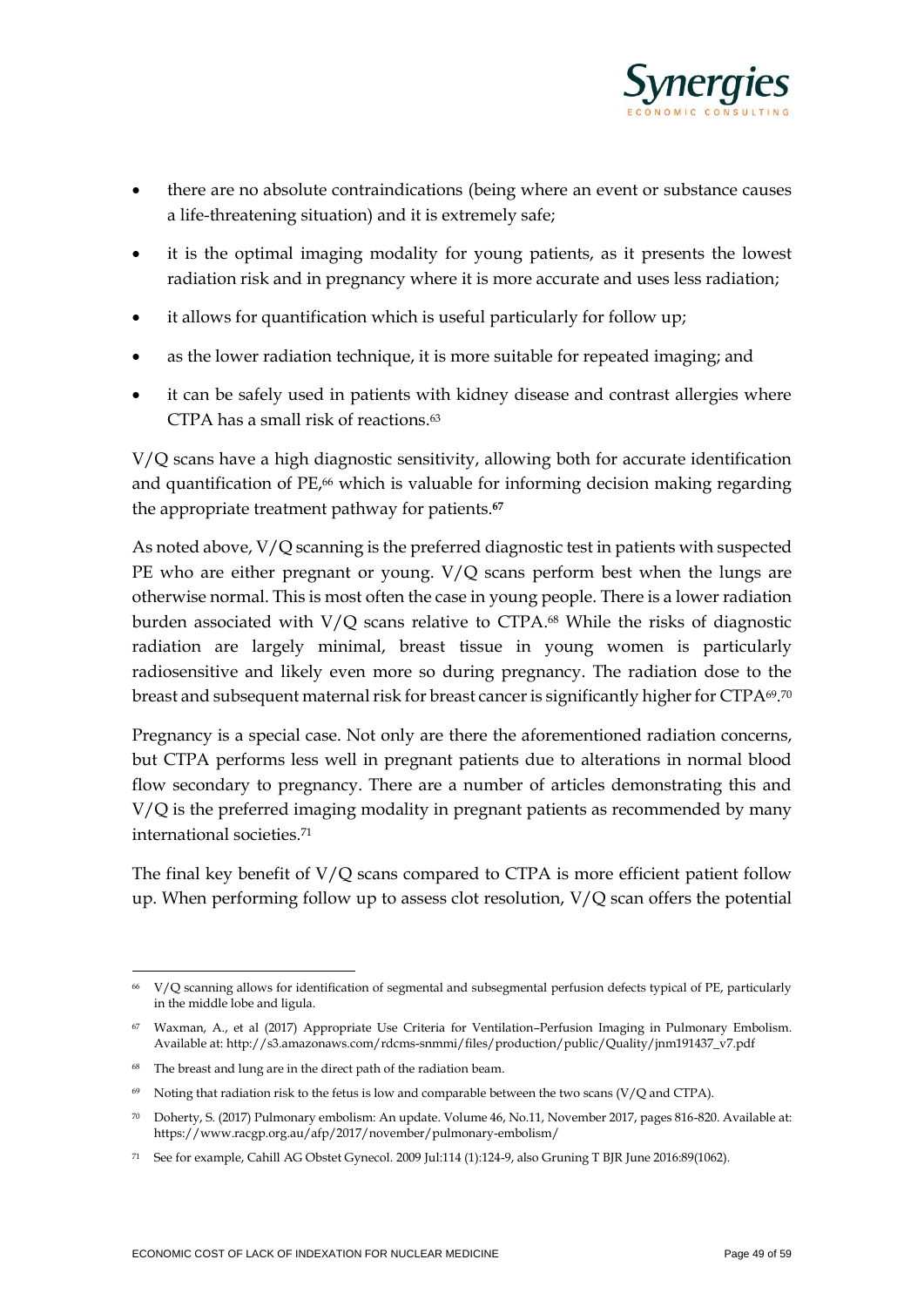- there are no absolute contraindications (being where an event or substance causes a life-threatening situation) and it is extremely safe;
- it is the optimal imaging modality for young patients, as it presents the lowest radiation risk and in pregnancy where it is more accurate and uses less radiation;
- it allows for quantification which is useful particularly for follow up;
- as the lower radiation technique, it is more suitable for repeated imaging; and
- it can be safely used in patients with kidney disease and contrast allergies where CTPA has a small risk of reactions.[63]

V/Q scans have a high diagnostic sensitivity, allowing both for accurate identification and quantification of PE,[66] which is valuable for informing decision making regarding the appropriate treatment pathway for patients.**[67]**

As noted above, V/Q scanning is the preferred diagnostic test in patients with suspected PE who are either pregnant or young. V/Q scans perform best when the lungs are otherwise normal. This is most often the case in young people. There is a lower radiation burden associated with V/Q scans relative to CTPA.[68] While the risks of diagnostic radiation are largely minimal, breast tissue in young women is particularly radiosensitive and likely even more so during pregnancy. The radiation dose to the breast and subsequent maternal risk for breast cancer is significantly higher for CTPA[69].[70]

Pregnancy is a special case. Not only are there the aforementioned radiation concerns, but CTPA performs less well in pregnant patients due to alterations in normal blood flow secondary to pregnancy. There are a number of articles demonstrating this and V/Q is the preferred imaging modality in pregnant patients as recommended by many international societies.[71]

The final key benefit of V/Q scans compared to CTPA is more efficient patient follow up. When performing follow up to assess clot resolution, V/Q scan offers the potential

---

[66] V/Q scanning allows for identification of segmental and subsegmental perfusion defects typical of PE, particularly in the middle lobe and ligula.

[67] Waxman, A., et al (2017) Appropriate Use Criteria for Ventilation–Perfusion Imaging in Pulmonary Embolism. Available at: http://s3.amazonaws.com/rdcms-snmmi/files/production/public/Quality/jnm191437_v7.pdf

[68] The breast and lung are in the direct path of the radiation beam.

[69] Noting that radiation risk to the fetus is low and comparable between the two scans (V/Q and CTPA).

[70] Doherty, S. (2017) Pulmonary embolism: An update. Volume 46, No.11, November 2017, pages 816-820. Available at: https://www.racgp.org.au/afp/2017/november/pulmonary-embolism/

[71] See for example, Cahill AG Obstet Gynecol. 2009 Jul:114 (1):124-9, also Gruning T BJR June 2016:89(1062).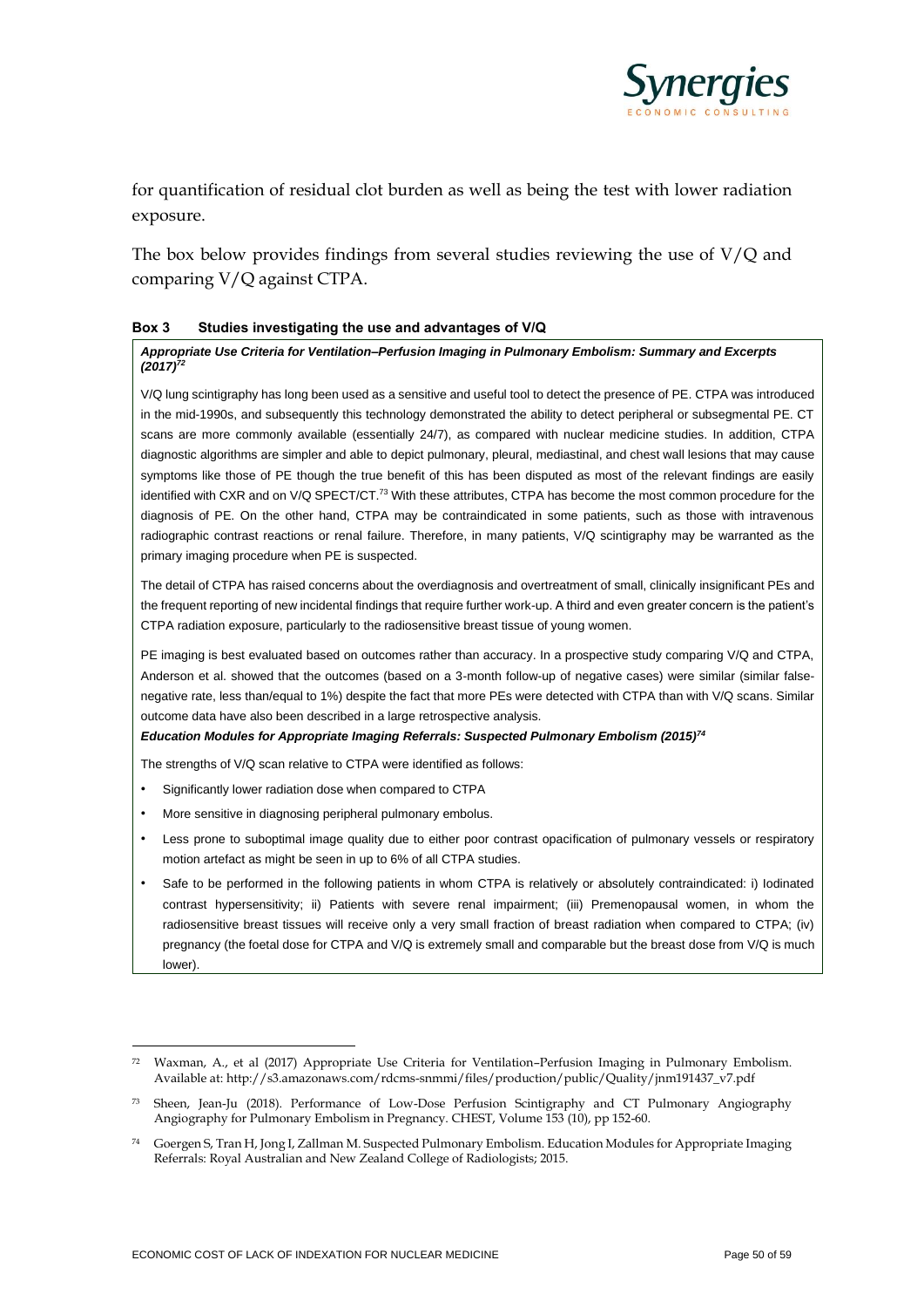for quantification of residual clot burden as well as being the test with lower radiation exposure.

The box below provides findings from several studies reviewing the use of V/Q and comparing V/Q against CTPA.

**Box 3 Studies investigating the use and advantages of V/Q**

***Appropriate Use Criteria for Ventilation–Perfusion Imaging in Pulmonary Embolism: Summary and Excerpts (2017)[72]***

V/Q lung scintigraphy has long been used as a sensitive and useful tool to detect the presence of PE. CTPA was introduced in the mid-1990s, and subsequently this technology demonstrated the ability to detect peripheral or subsegmental PE. CT scans are more commonly available (essentially 24/7), as compared with nuclear medicine studies. In addition, CTPA diagnostic algorithms are simpler and able to depict pulmonary, pleural, mediastinal, and chest wall lesions that may cause symptoms like those of PE though the true benefit of this has been disputed as most of the relevant findings are easily identified with CXR and on V/Q SPECT/CT.[73] With these attributes, CTPA has become the most common procedure for the diagnosis of PE. On the other hand, CTPA may be contraindicated in some patients, such as those with intravenous radiographic contrast reactions or renal failure. Therefore, in many patients, V/Q scintigraphy may be warranted as the primary imaging procedure when PE is suspected.

The detail of CTPA has raised concerns about the overdiagnosis and overtreatment of small, clinically insignificant PEs and the frequent reporting of new incidental findings that require further work-up. A third and even greater concern is the patient's CTPA radiation exposure, particularly to the radiosensitive breast tissue of young women.

PE imaging is best evaluated based on outcomes rather than accuracy. In a prospective study comparing V/Q and CTPA, Anderson et al. showed that the outcomes (based on a 3-month follow-up of negative cases) were similar (similar false-negative rate, less than/equal to 1%) despite the fact that more PEs were detected with CTPA than with V/Q scans. Similar outcome data have also been described in a large retrospective analysis.

***Education Modules for Appropriate Imaging Referrals: Suspected Pulmonary Embolism (2015)[74]***

The strengths of V/Q scan relative to CTPA were identified as follows:

- Significantly lower radiation dose when compared to CTPA
- More sensitive in diagnosing peripheral pulmonary embolus.
- Less prone to suboptimal image quality due to either poor contrast opacification of pulmonary vessels or respiratory motion artefact as might be seen in up to 6% of all CTPA studies.
- Safe to be performed in the following patients in whom CTPA is relatively or absolutely contraindicated: i) Iodinated contrast hypersensitivity; ii) Patients with severe renal impairment; (iii) Premenopausal women, in whom the radiosensitive breast tissues will receive only a very small fraction of breast radiation when compared to CTPA; (iv) pregnancy (the foetal dose for CTPA and V/Q is extremely small and comparable but the breast dose from V/Q is much lower).

---

[72] Waxman, A., et al (2017) Appropriate Use Criteria for Ventilation–Perfusion Imaging in Pulmonary Embolism. Available at: http://s3.amazonaws.com/rdcms-snmmi/files/production/public/Quality/jnm191437_v7.pdf

[73] Sheen, Jean-Ju (2018). Performance of Low-Dose Perfusion Scintigraphy and CT Pulmonary Angiography Angiography for Pulmonary Embolism in Pregnancy. CHEST, Volume 153 (10), pp 152-60.

[74] Goergen S, Tran H, Jong I, Zallman M. Suspected Pulmonary Embolism. Education Modules for Appropriate Imaging Referrals: Royal Australian and New Zealand College of Radiologists; 2015.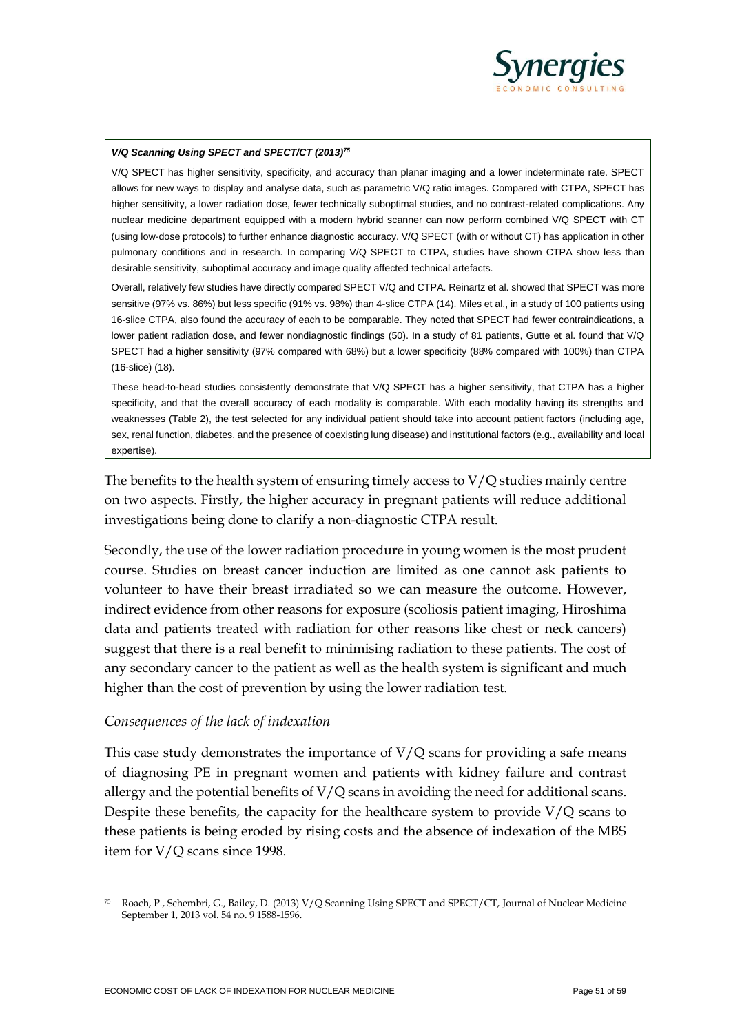> ***V/Q Scanning Using SPECT and SPECT/CT (2013)[75]***
>
> V/Q SPECT has higher sensitivity, specificity, and accuracy than planar imaging and a lower indeterminate rate. SPECT allows for new ways to display and analyse data, such as parametric V/Q ratio images. Compared with CTPA, SPECT has higher sensitivity, a lower radiation dose, fewer technically suboptimal studies, and no contrast-related complications. Any nuclear medicine department equipped with a modern hybrid scanner can now perform combined V/Q SPECT with CT (using low-dose protocols) to further enhance diagnostic accuracy. V/Q SPECT (with or without CT) has application in other pulmonary conditions and in research. In comparing V/Q SPECT to CTPA, studies have shown CTPA show less than desirable sensitivity, suboptimal accuracy and image quality affected technical artefacts.
>
> Overall, relatively few studies have directly compared SPECT V/Q and CTPA. Reinartz et al. showed that SPECT was more sensitive (97% vs. 86%) but less specific (91% vs. 98%) than 4-slice CTPA (14). Miles et al., in a study of 100 patients using 16-slice CTPA, also found the accuracy of each to be comparable. They noted that SPECT had fewer contraindications, a lower patient radiation dose, and fewer nondiagnostic findings (50). In a study of 81 patients, Gutte et al. found that V/Q SPECT had a higher sensitivity (97% compared with 68%) but a lower specificity (88% compared with 100%) than CTPA (16-slice) (18).
>
> These head-to-head studies consistently demonstrate that V/Q SPECT has a higher sensitivity, that CTPA has a higher specificity, and that the overall accuracy of each modality is comparable. With each modality having its strengths and weaknesses (Table 2), the test selected for any individual patient should take into account patient factors (including age, sex, renal function, diabetes, and the presence of coexisting lung disease) and institutional factors (e.g., availability and local expertise).

The benefits to the health system of ensuring timely access to V/Q studies mainly centre on two aspects. Firstly, the higher accuracy in pregnant patients will reduce additional investigations being done to clarify a non-diagnostic CTPA result.

Secondly, the use of the lower radiation procedure in young women is the most prudent course. Studies on breast cancer induction are limited as one cannot ask patients to volunteer to have their breast irradiated so we can measure the outcome. However, indirect evidence from other reasons for exposure (scoliosis patient imaging, Hiroshima data and patients treated with radiation for other reasons like chest or neck cancers) suggest that there is a real benefit to minimising radiation to these patients. The cost of any secondary cancer to the patient as well as the health system is significant and much higher than the cost of prevention by using the lower radiation test.

### *Consequences of the lack of indexation*

This case study demonstrates the importance of V/Q scans for providing a safe means of diagnosing PE in pregnant women and patients with kidney failure and contrast allergy and the potential benefits of V/Q scans in avoiding the need for additional scans. Despite these benefits, the capacity for the healthcare system to provide V/Q scans to these patients is being eroded by rising costs and the absence of indexation of the MBS item for V/Q scans since 1998.

---

[75] Roach, P., Schembri, G., Bailey, D. (2013) V/Q Scanning Using SPECT and SPECT/CT, Journal of Nuclear Medicine September 1, 2013 vol. 54 no. 9 1588-1596.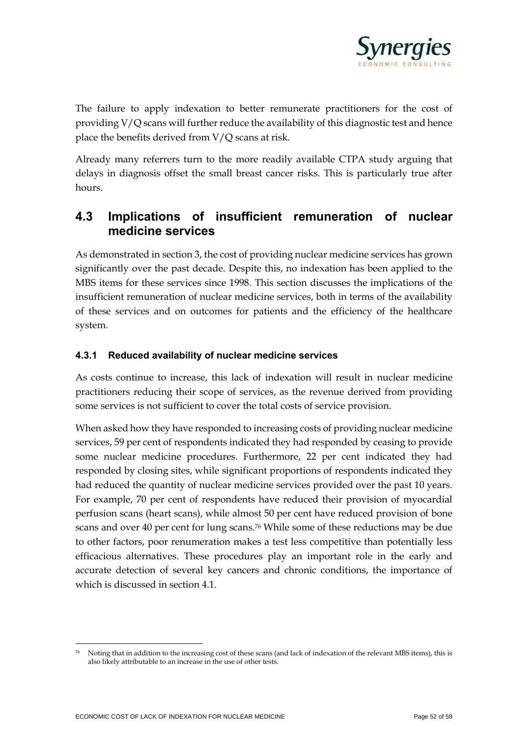The failure to apply indexation to better remunerate practitioners for the cost of providing V/Q scans will further reduce the availability of this diagnostic test and hence place the benefits derived from V/Q scans at risk.

Already many referrers turn to the more readily available CTPA study arguing that delays in diagnosis offset the small breast cancer risks. This is particularly true after hours.

## 4.3 Implications of insufficient remuneration of nuclear medicine services

As demonstrated in section 3, the cost of providing nuclear medicine services has grown significantly over the past decade. Despite this, no indexation has been applied to the MBS items for these services since 1998. This section discusses the implications of the insufficient remuneration of nuclear medicine services, both in terms of the availability of these services and on outcomes for patients and the efficiency of the healthcare system.

### 4.3.1 Reduced availability of nuclear medicine services

As costs continue to increase, this lack of indexation will result in nuclear medicine practitioners reducing their scope of services, as the revenue derived from providing some services is not sufficient to cover the total costs of service provision.

When asked how they have responded to increasing costs of providing nuclear medicine services, 59 per cent of respondents indicated they had responded by ceasing to provide some nuclear medicine procedures. Furthermore, 22 per cent indicated they had responded by closing sites, while significant proportions of respondents indicated they had reduced the quantity of nuclear medicine services provided over the past 10 years. For example, 70 per cent of respondents have reduced their provision of myocardial perfusion scans (heart scans), while almost 50 per cent have reduced provision of bone scans and over 40 per cent for lung scans.[76] While some of these reductions may be due to other factors, poor renumeration makes a test less competitive than potentially less efficacious alternatives. These procedures play an important role in the early and accurate detection of several key cancers and chronic conditions, the importance of which is discussed in section 4.1.

[76] Noting that in addition to the increasing cost of these scans (and lack of indexation of the relevant MBS items), this is also likely attributable to an increase in the use of other tests.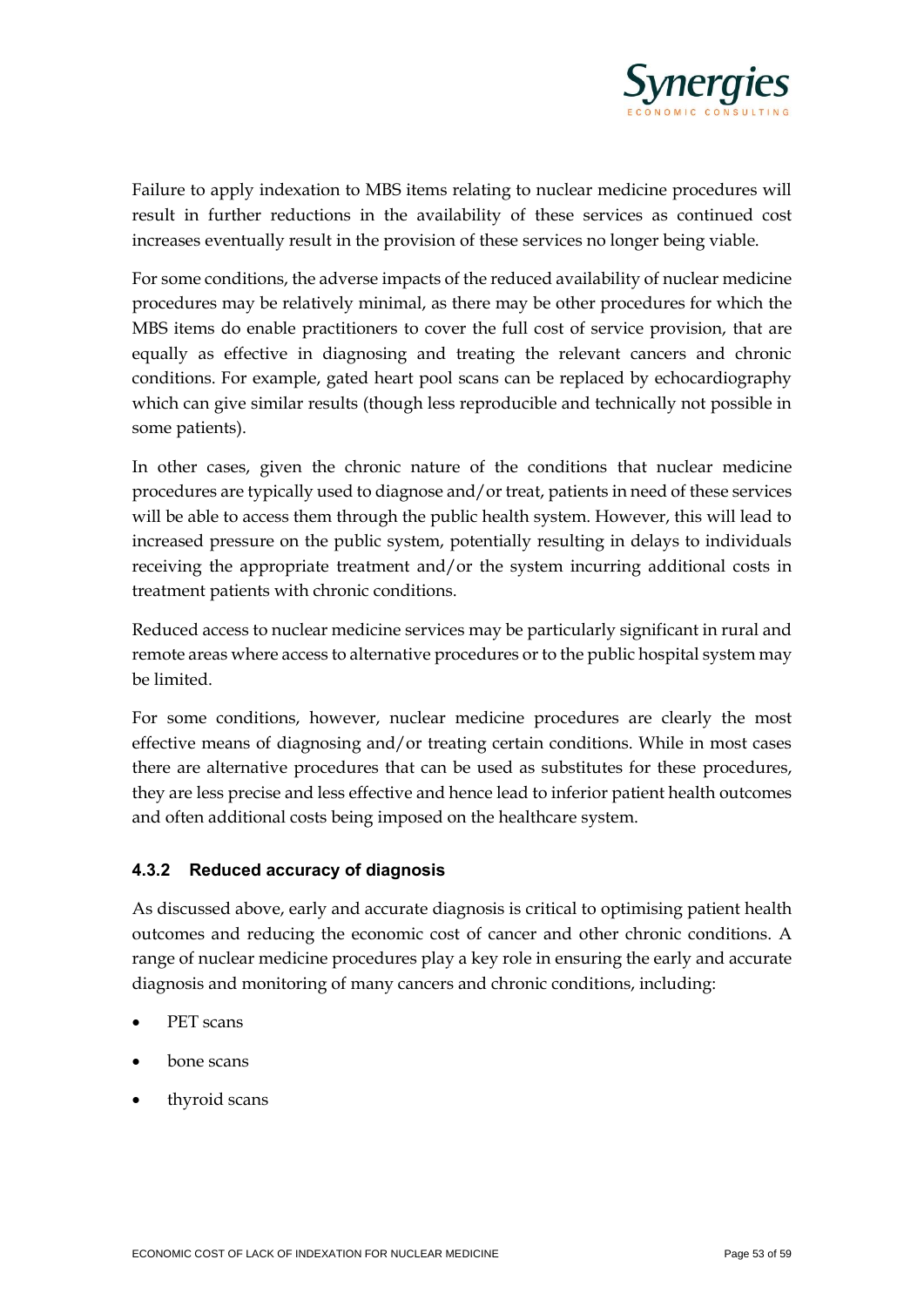Failure to apply indexation to MBS items relating to nuclear medicine procedures will result in further reductions in the availability of these services as continued cost increases eventually result in the provision of these services no longer being viable.

For some conditions, the adverse impacts of the reduced availability of nuclear medicine procedures may be relatively minimal, as there may be other procedures for which the MBS items do enable practitioners to cover the full cost of service provision, that are equally as effective in diagnosing and treating the relevant cancers and chronic conditions. For example, gated heart pool scans can be replaced by echocardiography which can give similar results (though less reproducible and technically not possible in some patients).

In other cases, given the chronic nature of the conditions that nuclear medicine procedures are typically used to diagnose and/or treat, patients in need of these services will be able to access them through the public health system. However, this will lead to increased pressure on the public system, potentially resulting in delays to individuals receiving the appropriate treatment and/or the system incurring additional costs in treatment patients with chronic conditions.

Reduced access to nuclear medicine services may be particularly significant in rural and remote areas where access to alternative procedures or to the public hospital system may be limited.

For some conditions, however, nuclear medicine procedures are clearly the most effective means of diagnosing and/or treating certain conditions. While in most cases there are alternative procedures that can be used as substitutes for these procedures, they are less precise and less effective and hence lead to inferior patient health outcomes and often additional costs being imposed on the healthcare system.

### 4.3.2 Reduced accuracy of diagnosis

As discussed above, early and accurate diagnosis is critical to optimising patient health outcomes and reducing the economic cost of cancer and other chronic conditions. A range of nuclear medicine procedures play a key role in ensuring the early and accurate diagnosis and monitoring of many cancers and chronic conditions, including:

- PET scans
- bone scans
- thyroid scans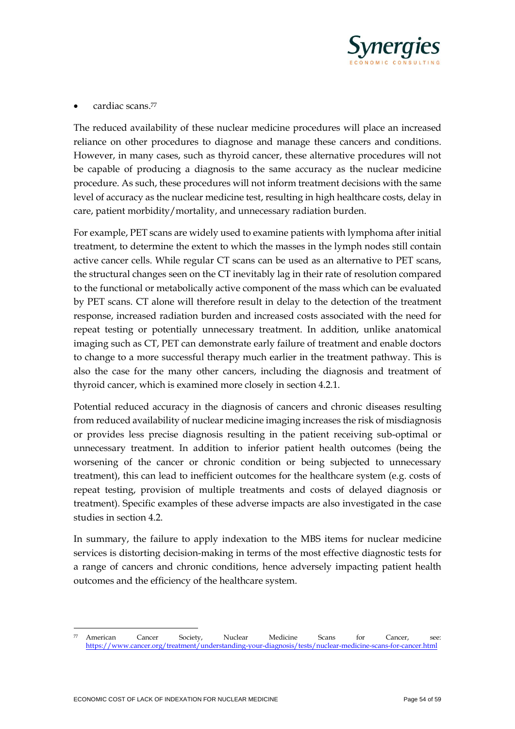- cardiac scans.[77]

The reduced availability of these nuclear medicine procedures will place an increased reliance on other procedures to diagnose and manage these cancers and conditions. However, in many cases, such as thyroid cancer, these alternative procedures will not be capable of producing a diagnosis to the same accuracy as the nuclear medicine procedure. As such, these procedures will not inform treatment decisions with the same level of accuracy as the nuclear medicine test, resulting in high healthcare costs, delay in care, patient morbidity/mortality, and unnecessary radiation burden.

For example, PET scans are widely used to examine patients with lymphoma after initial treatment, to determine the extent to which the masses in the lymph nodes still contain active cancer cells. While regular CT scans can be used as an alternative to PET scans, the structural changes seen on the CT inevitably lag in their rate of resolution compared to the functional or metabolically active component of the mass which can be evaluated by PET scans. CT alone will therefore result in delay to the detection of the treatment response, increased radiation burden and increased costs associated with the need for repeat testing or potentially unnecessary treatment. In addition, unlike anatomical imaging such as CT, PET can demonstrate early failure of treatment and enable doctors to change to a more successful therapy much earlier in the treatment pathway. This is also the case for the many other cancers, including the diagnosis and treatment of thyroid cancer, which is examined more closely in section 4.2.1.

Potential reduced accuracy in the diagnosis of cancers and chronic diseases resulting from reduced availability of nuclear medicine imaging increases the risk of misdiagnosis or provides less precise diagnosis resulting in the patient receiving sub-optimal or unnecessary treatment. In addition to inferior patient health outcomes (being the worsening of the cancer or chronic condition or being subjected to unnecessary treatment), this can lead to inefficient outcomes for the healthcare system (e.g. costs of repeat testing, provision of multiple treatments and costs of delayed diagnosis or treatment). Specific examples of these adverse impacts are also investigated in the case studies in section 4.2.

In summary, the failure to apply indexation to the MBS items for nuclear medicine services is distorting decision-making in terms of the most effective diagnostic tests for a range of cancers and chronic conditions, hence adversely impacting patient health outcomes and the efficiency of the healthcare system.

---

[77] American Cancer Society, Nuclear Medicine Scans for Cancer, see: https://www.cancer.org/treatment/understanding-your-diagnosis/tests/nuclear-medicine-scans-for-cancer.html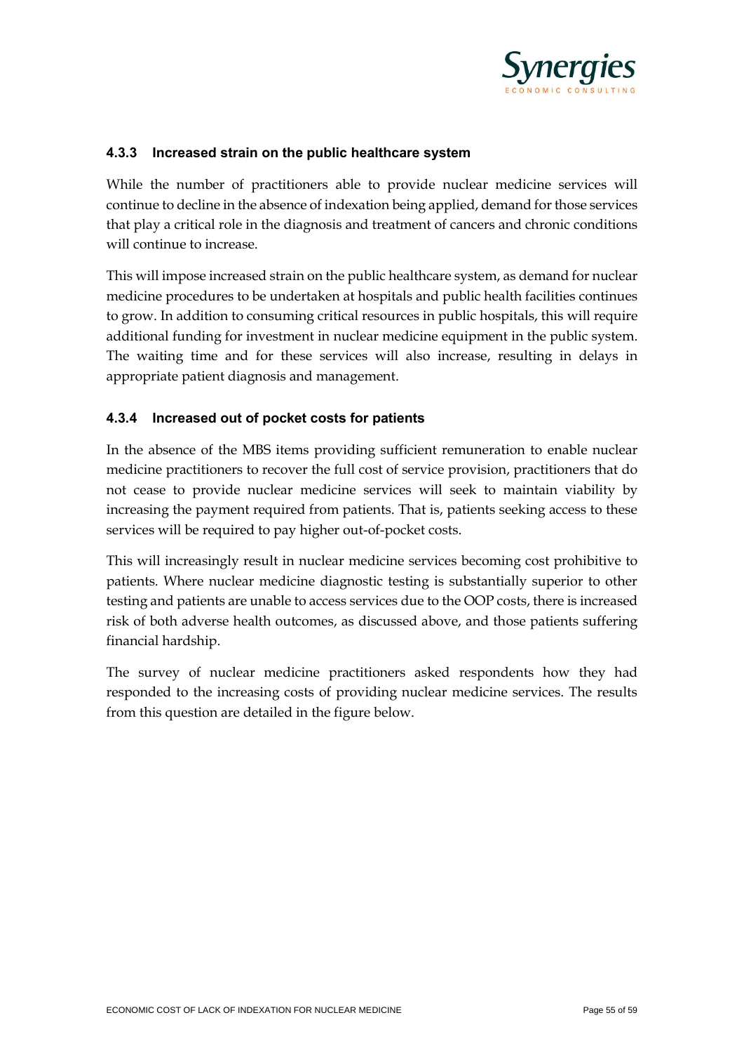### 4.3.3 Increased strain on the public healthcare system

While the number of practitioners able to provide nuclear medicine services will continue to decline in the absence of indexation being applied, demand for those services that play a critical role in the diagnosis and treatment of cancers and chronic conditions will continue to increase.

This will impose increased strain on the public healthcare system, as demand for nuclear medicine procedures to be undertaken at hospitals and public health facilities continues to grow. In addition to consuming critical resources in public hospitals, this will require additional funding for investment in nuclear medicine equipment in the public system. The waiting time and for these services will also increase, resulting in delays in appropriate patient diagnosis and management.

### 4.3.4 Increased out of pocket costs for patients

In the absence of the MBS items providing sufficient remuneration to enable nuclear medicine practitioners to recover the full cost of service provision, practitioners that do not cease to provide nuclear medicine services will seek to maintain viability by increasing the payment required from patients. That is, patients seeking access to these services will be required to pay higher out-of-pocket costs.

This will increasingly result in nuclear medicine services becoming cost prohibitive to patients. Where nuclear medicine diagnostic testing is substantially superior to other testing and patients are unable to access services due to the OOP costs, there is increased risk of both adverse health outcomes, as discussed above, and those patients suffering financial hardship.

The survey of nuclear medicine practitioners asked respondents how they had responded to the increasing costs of providing nuclear medicine services. The results from this question are detailed in the figure below.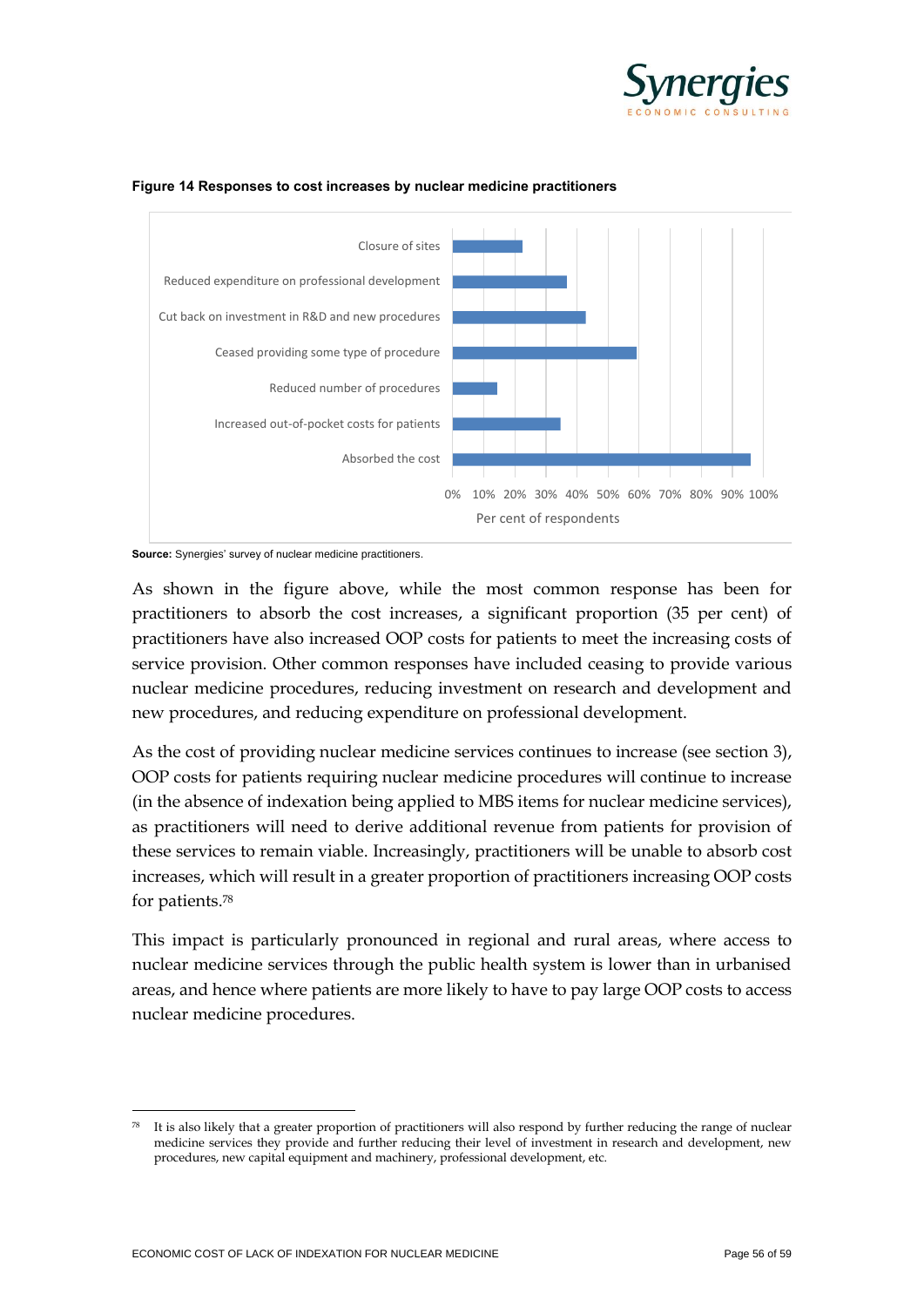**Figure 14 Responses to cost increases by nuclear medicine practitioners**

**Source:** Synergies' survey of nuclear medicine practitioners.

As shown in the figure above, while the most common response has been for practitioners to absorb the cost increases, a significant proportion (35 per cent) of practitioners have also increased OOP costs for patients to meet the increasing costs of service provision. Other common responses have included ceasing to provide various nuclear medicine procedures, reducing investment on research and development and new procedures, and reducing expenditure on professional development.

As the cost of providing nuclear medicine services continues to increase (see section 3), OOP costs for patients requiring nuclear medicine procedures will continue to increase (in the absence of indexation being applied to MBS items for nuclear medicine services), as practitioners will need to derive additional revenue from patients for provision of these services to remain viable. Increasingly, practitioners will be unable to absorb cost increases, which will result in a greater proportion of practitioners increasing OOP costs for patients.[78]

This impact is particularly pronounced in regional and rural areas, where access to nuclear medicine services through the public health system is lower than in urbanised areas, and hence where patients are more likely to have to pay large OOP costs to access nuclear medicine procedures.

---

[78] It is also likely that a greater proportion of practitioners will also respond by further reducing the range of nuclear medicine services they provide and further reducing their level of investment in research and development, new procedures, new capital equipment and machinery, professional development, etc.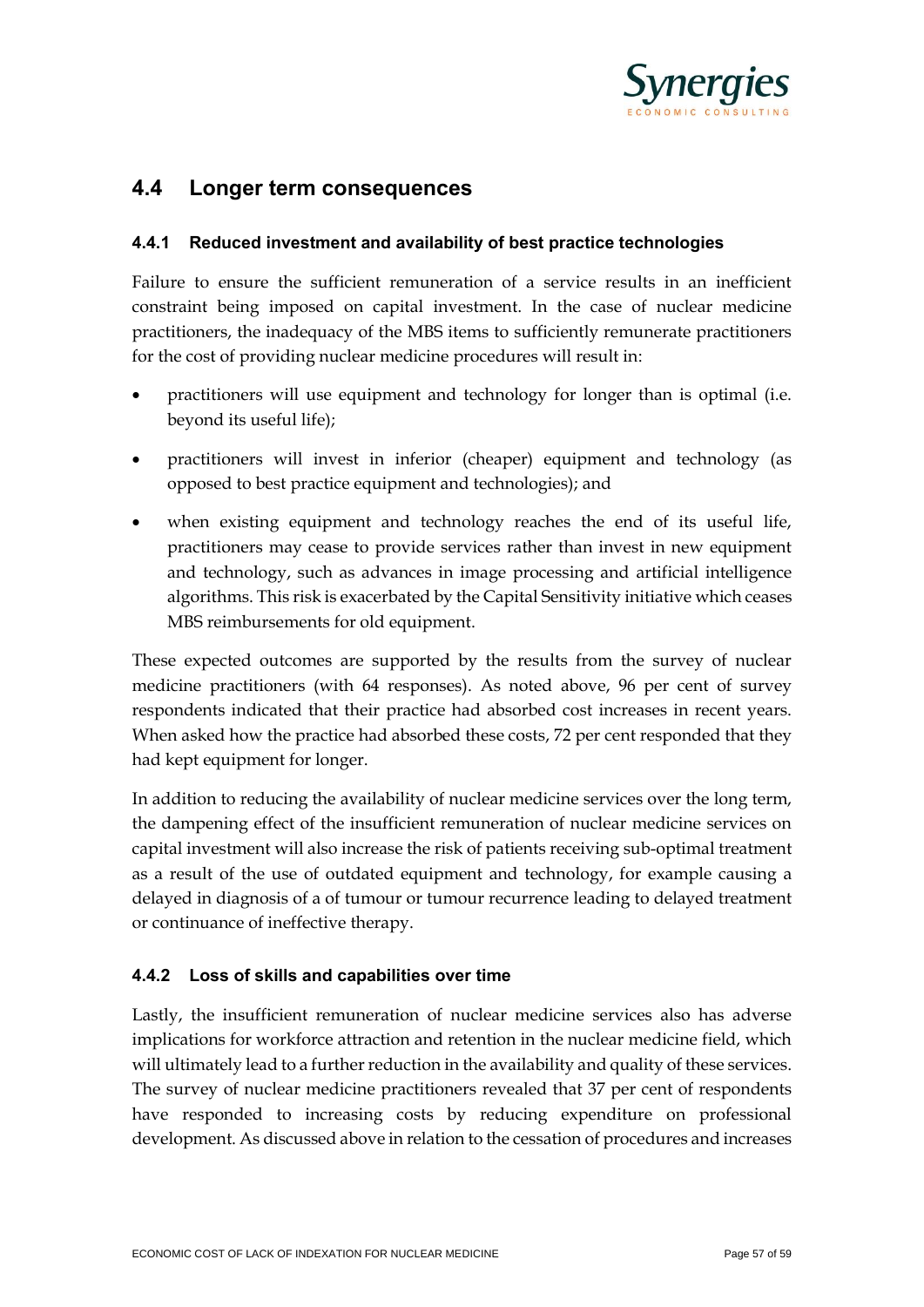## 4.4 Longer term consequences

### 4.4.1 Reduced investment and availability of best practice technologies

Failure to ensure the sufficient remuneration of a service results in an inefficient constraint being imposed on capital investment. In the case of nuclear medicine practitioners, the inadequacy of the MBS items to sufficiently remunerate practitioners for the cost of providing nuclear medicine procedures will result in:

- practitioners will use equipment and technology for longer than is optimal (i.e. beyond its useful life);
- practitioners will invest in inferior (cheaper) equipment and technology (as opposed to best practice equipment and technologies); and
- when existing equipment and technology reaches the end of its useful life, practitioners may cease to provide services rather than invest in new equipment and technology, such as advances in image processing and artificial intelligence algorithms. This risk is exacerbated by the Capital Sensitivity initiative which ceases MBS reimbursements for old equipment.

These expected outcomes are supported by the results from the survey of nuclear medicine practitioners (with 64 responses). As noted above, 96 per cent of survey respondents indicated that their practice had absorbed cost increases in recent years. When asked how the practice had absorbed these costs, 72 per cent responded that they had kept equipment for longer.

In addition to reducing the availability of nuclear medicine services over the long term, the dampening effect of the insufficient remuneration of nuclear medicine services on capital investment will also increase the risk of patients receiving sub-optimal treatment as a result of the use of outdated equipment and technology, for example causing a delayed in diagnosis of a of tumour or tumour recurrence leading to delayed treatment or continuance of ineffective therapy.

### 4.4.2 Loss of skills and capabilities over time

Lastly, the insufficient remuneration of nuclear medicine services also has adverse implications for workforce attraction and retention in the nuclear medicine field, which will ultimately lead to a further reduction in the availability and quality of these services. The survey of nuclear medicine practitioners revealed that 37 per cent of respondents have responded to increasing costs by reducing expenditure on professional development. As discussed above in relation to the cessation of procedures and increases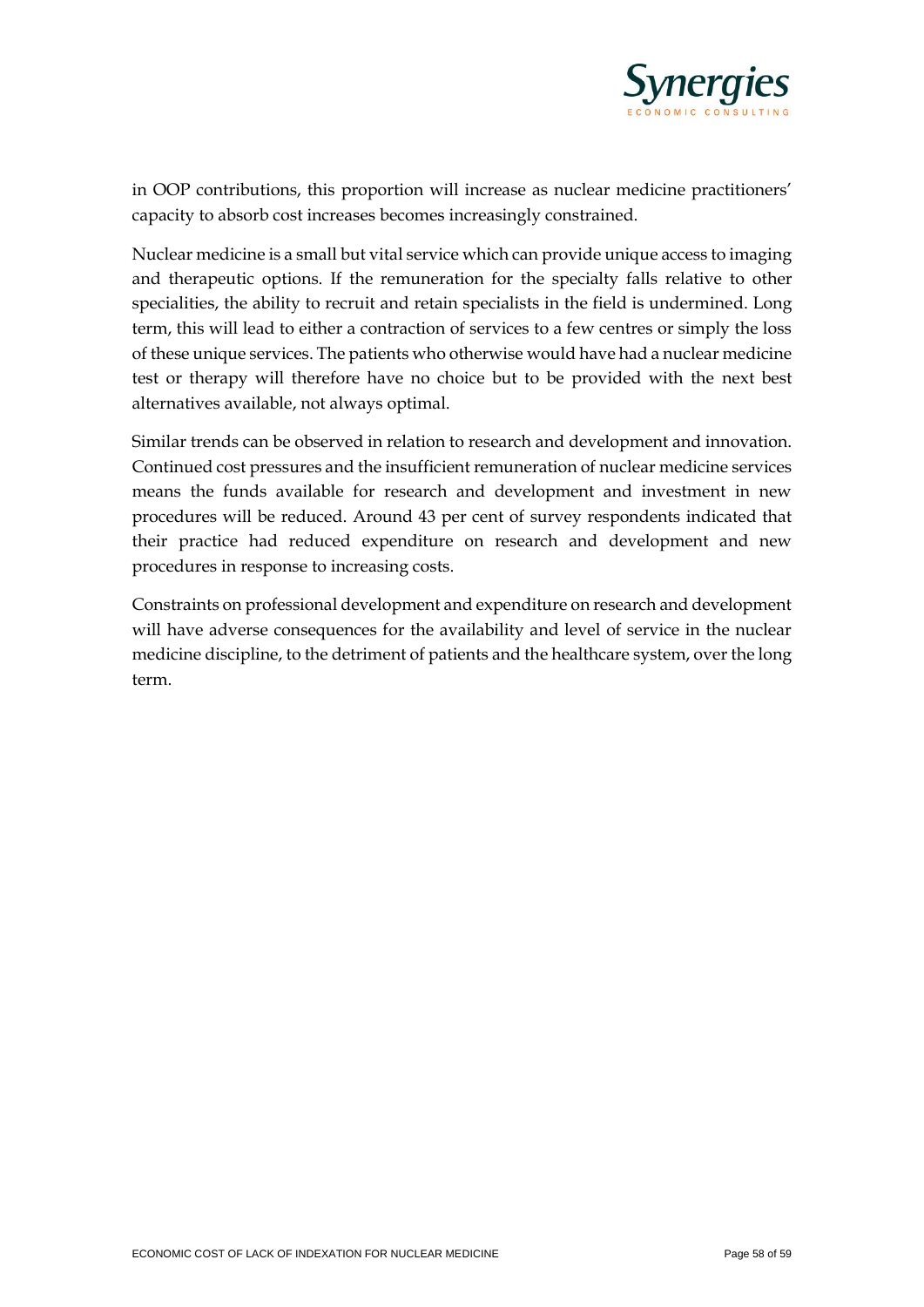in OOP contributions, this proportion will increase as nuclear medicine practitioners' capacity to absorb cost increases becomes increasingly constrained.

Nuclear medicine is a small but vital service which can provide unique access to imaging and therapeutic options. If the remuneration for the specialty falls relative to other specialities, the ability to recruit and retain specialists in the field is undermined. Long term, this will lead to either a contraction of services to a few centres or simply the loss of these unique services. The patients who otherwise would have had a nuclear medicine test or therapy will therefore have no choice but to be provided with the next best alternatives available, not always optimal.

Similar trends can be observed in relation to research and development and innovation. Continued cost pressures and the insufficient remuneration of nuclear medicine services means the funds available for research and development and investment in new procedures will be reduced. Around 43 per cent of survey respondents indicated that their practice had reduced expenditure on research and development and new procedures in response to increasing costs.

Constraints on professional development and expenditure on research and development will have adverse consequences for the availability and level of service in the nuclear medicine discipline, to the detriment of patients and the healthcare system, over the long term.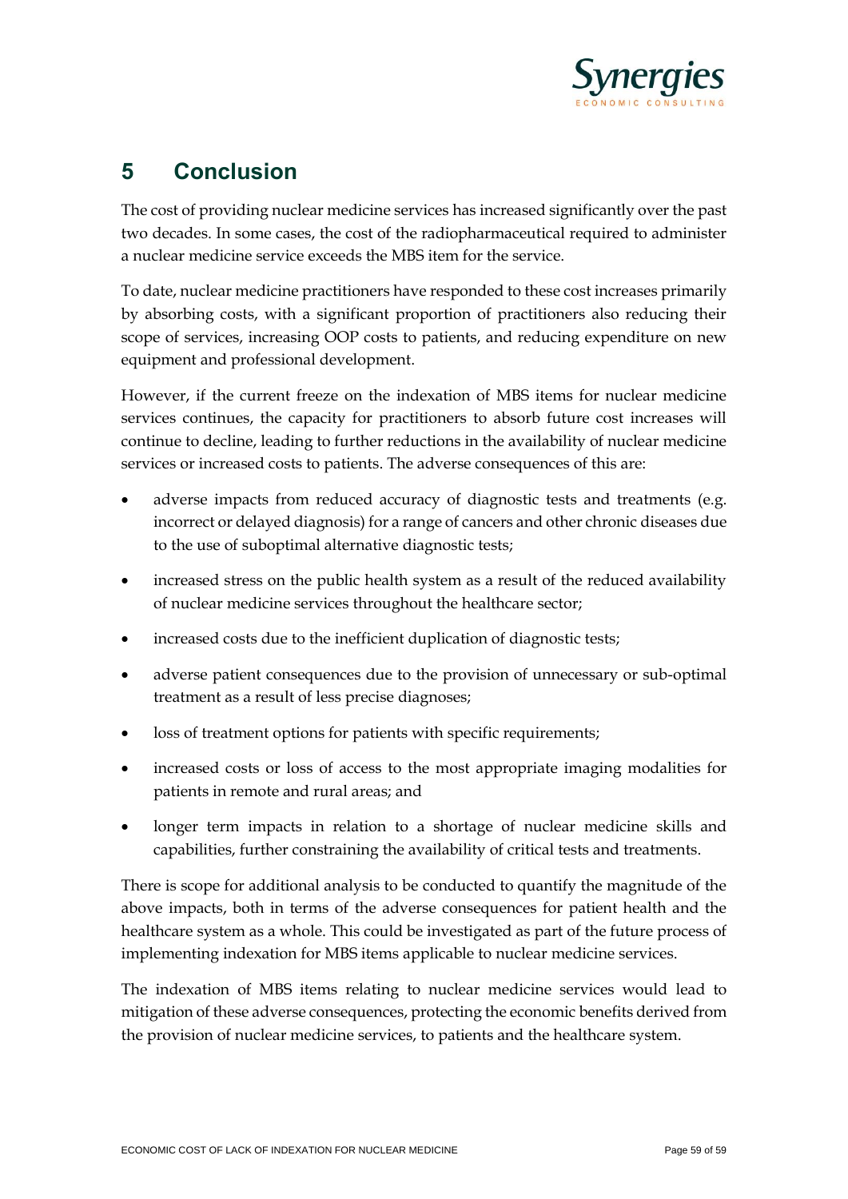# 5 Conclusion

The cost of providing nuclear medicine services has increased significantly over the past two decades. In some cases, the cost of the radiopharmaceutical required to administer a nuclear medicine service exceeds the MBS item for the service.

To date, nuclear medicine practitioners have responded to these cost increases primarily by absorbing costs, with a significant proportion of practitioners also reducing their scope of services, increasing OOP costs to patients, and reducing expenditure on new equipment and professional development.

However, if the current freeze on the indexation of MBS items for nuclear medicine services continues, the capacity for practitioners to absorb future cost increases will continue to decline, leading to further reductions in the availability of nuclear medicine services or increased costs to patients. The adverse consequences of this are:

- adverse impacts from reduced accuracy of diagnostic tests and treatments (e.g. incorrect or delayed diagnosis) for a range of cancers and other chronic diseases due to the use of suboptimal alternative diagnostic tests;
- increased stress on the public health system as a result of the reduced availability of nuclear medicine services throughout the healthcare sector;
- increased costs due to the inefficient duplication of diagnostic tests;
- adverse patient consequences due to the provision of unnecessary or sub-optimal treatment as a result of less precise diagnoses;
- loss of treatment options for patients with specific requirements;
- increased costs or loss of access to the most appropriate imaging modalities for patients in remote and rural areas; and
- longer term impacts in relation to a shortage of nuclear medicine skills and capabilities, further constraining the availability of critical tests and treatments.

There is scope for additional analysis to be conducted to quantify the magnitude of the above impacts, both in terms of the adverse consequences for patient health and the healthcare system as a whole. This could be investigated as part of the future process of implementing indexation for MBS items applicable to nuclear medicine services.

The indexation of MBS items relating to nuclear medicine services would lead to mitigation of these adverse consequences, protecting the economic benefits derived from the provision of nuclear medicine services, to patients and the healthcare system.